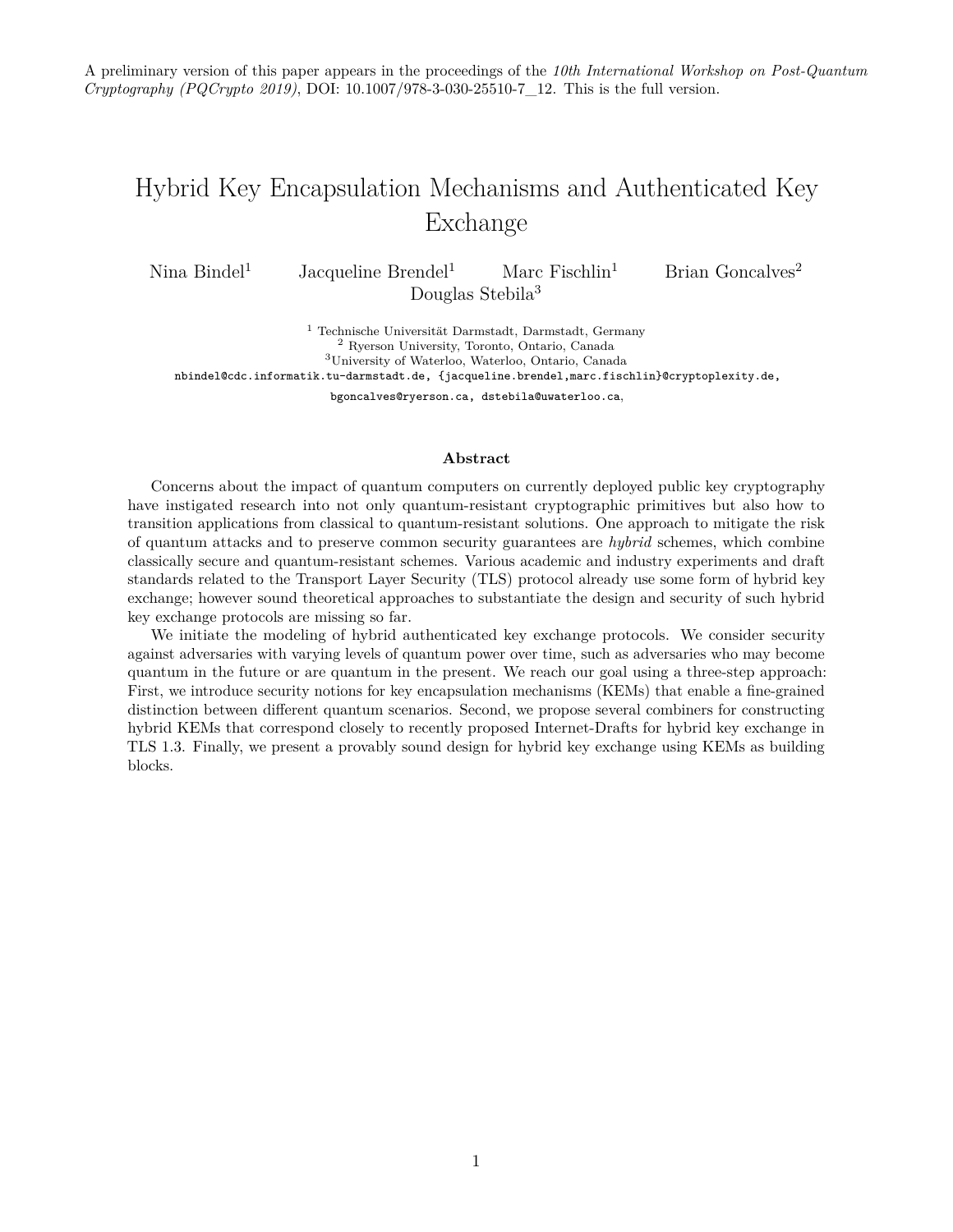A preliminary version of this paper appears in the proceedings of the *10th International Workshop on Post-Quantum Cryptography (PQCrypto 2019)*, DOI: 10.1007/978-3-030-25510-7_12. This is the full version.

# Hybrid Key Encapsulation Mechanisms and Authenticated Key Exchange

Nina Bindel[1] Jacqueline Brendel[1] Marc Fischlin[1] Brian Goncalves[2] Douglas Stebila[3]

[1] Technische Universität Darmstadt, Darmstadt, Germany
[2] Ryerson University, Toronto, Ontario, Canada
[3] University of Waterloo, Waterloo, Ontario, Canada

nbindel@cdc.informatik.tu-darmstadt.de, {jacqueline.brendel,marc.fischlin}@cryptoplexity.de, bgoncalves@ryerson.ca, dstebila@uwaterloo.ca,

## Abstract

Concerns about the impact of quantum computers on currently deployed public key cryptography have instigated research into not only quantum-resistant cryptographic primitives but also how to transition applications from classical to quantum-resistant solutions. One approach to mitigate the risk of quantum attacks and to preserve common security guarantees are *hybrid* schemes, which combine classically secure and quantum-resistant schemes. Various academic and industry experiments and draft standards related to the Transport Layer Security (TLS) protocol already use some form of hybrid key exchange; however sound theoretical approaches to substantiate the design and security of such hybrid key exchange protocols are missing so far.

We initiate the modeling of hybrid authenticated key exchange protocols. We consider security against adversaries with varying levels of quantum power over time, such as adversaries who may become quantum in the future or are quantum in the present. We reach our goal using a three-step approach: First, we introduce security notions for key encapsulation mechanisms (KEMs) that enable a fine-grained distinction between different quantum scenarios. Second, we propose several combiners for constructing hybrid KEMs that correspond closely to recently proposed Internet-Drafts for hybrid key exchange in TLS 1.3. Finally, we present a provably sound design for hybrid key exchange using KEMs as building blocks.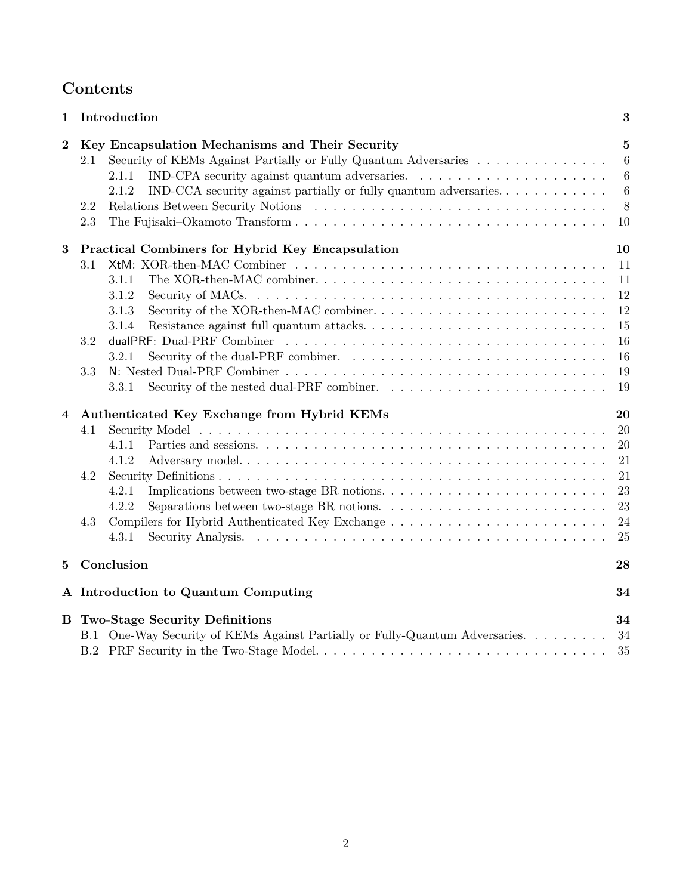# Contents

| | | |
|---|---|---|
| **1** | **Introduction** | **3** |
| **2** | **Key Encapsulation Mechanisms and Their Security** | **5** |
| 2.1 | Security of KEMs Against Partially or Fully Quantum Adversaries | 6 |
| 2.1.1 | IND-CPA security against quantum adversaries. | 6 |
| 2.1.2 | IND-CCA security against partially or fully quantum adversaries. | 6 |
| 2.2 | Relations Between Security Notions | 8 |
| 2.3 | The Fujisaki–Okamoto Transform | 10 |
| **3** | **Practical Combiners for Hybrid Key Encapsulation** | **10** |
| 3.1 | XtM: XOR-then-MAC Combiner | 11 |
| 3.1.1 | The XOR-then-MAC combiner. | 11 |
| 3.1.2 | Security of MACs. | 12 |
| 3.1.3 | Security of the XOR-then-MAC combiner. | 12 |
| 3.1.4 | Resistance against full quantum attacks. | 15 |
| 3.2 | dualPRF: Dual-PRF Combiner | 16 |
| 3.2.1 | Security of the dual-PRF combiner. | 16 |
| 3.3 | N: Nested Dual-PRF Combiner | 19 |
| 3.3.1 | Security of the nested dual-PRF combiner. | 19 |
| **4** | **Authenticated Key Exchange from Hybrid KEMs** | **20** |
| 4.1 | Security Model | 20 |
| 4.1.1 | Parties and sessions. | 20 |
| 4.1.2 | Adversary model. | 21 |
| 4.2 | Security Definitions | 21 |
| 4.2.1 | Implications between two-stage BR notions. | 23 |
| 4.2.2 | Separations between two-stage BR notions. | 23 |
| 4.3 | Compilers for Hybrid Authenticated Key Exchange | 24 |
| 4.3.1 | Security Analysis. | 25 |
| **5** | **Conclusion** | **28** |
| **A** | **Introduction to Quantum Computing** | **34** |
| **B** | **Two-Stage Security Definitions** | **34** |
| B.1 | One-Way Security of KEMs Against Partially or Fully-Quantum Adversaries. | 34 |
| B.2 | PRF Security in the Two-Stage Model. | 35 |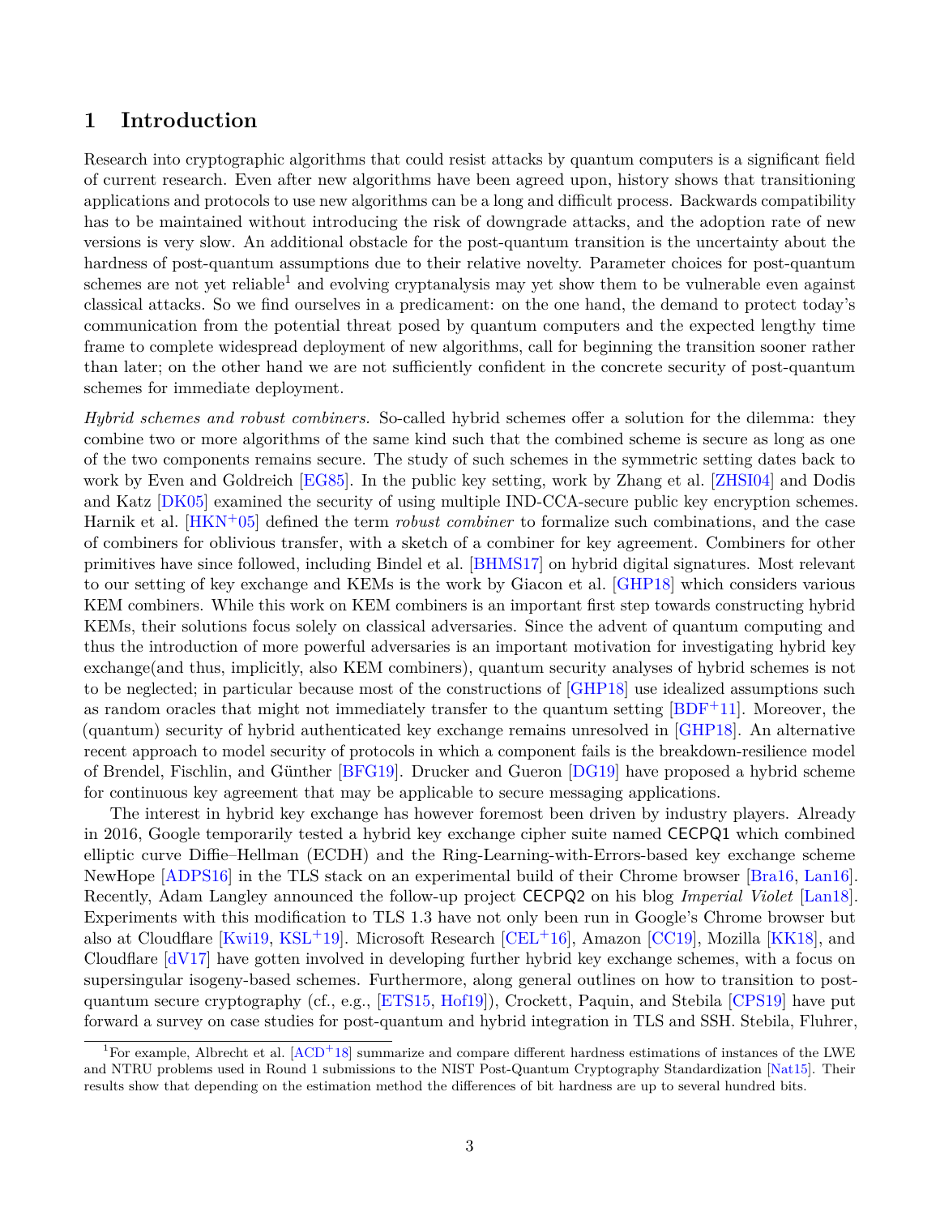## 1 Introduction

Research into cryptographic algorithms that could resist attacks by quantum computers is a significant field of current research. Even after new algorithms have been agreed upon, history shows that transitioning applications and protocols to use new algorithms can be a long and difficult process. Backwards compatibility has to be maintained without introducing the risk of downgrade attacks, and the adoption rate of new versions is very slow. An additional obstacle for the post-quantum transition is the uncertainty about the hardness of post-quantum assumptions due to their relative novelty. Parameter choices for post-quantum schemes are not yet reliable[1] and evolving cryptanalysis may yet show them to be vulnerable even against classical attacks. So we find ourselves in a predicament: on the one hand, the demand to protect today's communication from the potential threat posed by quantum computers and the expected lengthy time frame to complete widespread deployment of new algorithms, call for beginning the transition sooner rather than later; on the other hand we are not sufficiently confident in the concrete security of post-quantum schemes for immediate deployment.

*Hybrid schemes and robust combiners.* So-called hybrid schemes offer a solution for the dilemma: they combine two or more algorithms of the same kind such that the combined scheme is secure as long as one of the two components remains secure. The study of such schemes in the symmetric setting dates back to work by Even and Goldreich [EG85]. In the public key setting, work by Zhang et al. [ZHSI04] and Dodis and Katz [DK05] examined the security of using multiple IND-CCA-secure public key encryption schemes. Harnik et al. [HKN+05] defined the term *robust combiner* to formalize such combinations, and the case of combiners for oblivious transfer, with a sketch of a combiner for key agreement. Combiners for other primitives have since followed, including Bindel et al. [BHMS17] on hybrid digital signatures. Most relevant to our setting of key exchange and KEMs is the work by Giacon et al. [GHP18] which considers various KEM combiners. While this work on KEM combiners is an important first step towards constructing hybrid KEMs, their solutions focus solely on classical adversaries. Since the advent of quantum computing and thus the introduction of more powerful adversaries is an important motivation for investigating hybrid key exchange(and thus, implicitly, also KEM combiners), quantum security analyses of hybrid schemes is not to be neglected; in particular because most of the constructions of [GHP18] use idealized assumptions such as random oracles that might not immediately transfer to the quantum setting [BDF+11]. Moreover, the (quantum) security of hybrid authenticated key exchange remains unresolved in [GHP18]. An alternative recent approach to model security of protocols in which a component fails is the breakdown-resilience model of Brendel, Fischlin, and Günther [BFG19]. Drucker and Gueron [DG19] have proposed a hybrid scheme for continuous key agreement that may be applicable to secure messaging applications.

The interest in hybrid key exchange has however foremost been driven by industry players. Already in 2016, Google temporarily tested a hybrid key exchange cipher suite named CECPQ1 which combined elliptic curve Diffie–Hellman (ECDH) and the Ring-Learning-with-Errors-based key exchange scheme NewHope [ADPS16] in the TLS stack on an experimental build of their Chrome browser [Bra16, Lan16]. Recently, Adam Langley announced the follow-up project CECPQ2 on his blog *Imperial Violet* [Lan18]. Experiments with this modification to TLS 1.3 have not only been run in Google's Chrome browser but also at Cloudflare [Kwi19, KSL+19]. Microsoft Research [CEL+16], Amazon [CC19], Mozilla [KK18], and Cloudflare [dV17] have gotten involved in developing further hybrid key exchange schemes, with a focus on supersingular isogeny-based schemes. Furthermore, along general outlines on how to transition to post-quantum secure cryptography (cf., e.g., [ETS15, Hof19]), Crockett, Paquin, and Stebila [CPS19] have put forward a survey on case studies for post-quantum and hybrid integration in TLS and SSH. Stebila, Fluhrer,

---

[1] For example, Albrecht et al. [ACD+18] summarize and compare different hardness estimations of instances of the LWE and NTRU problems used in Round 1 submissions to the NIST Post-Quantum Cryptography Standardization [Nat15]. Their results show that depending on the estimation method the differences of bit hardness are up to several hundred bits.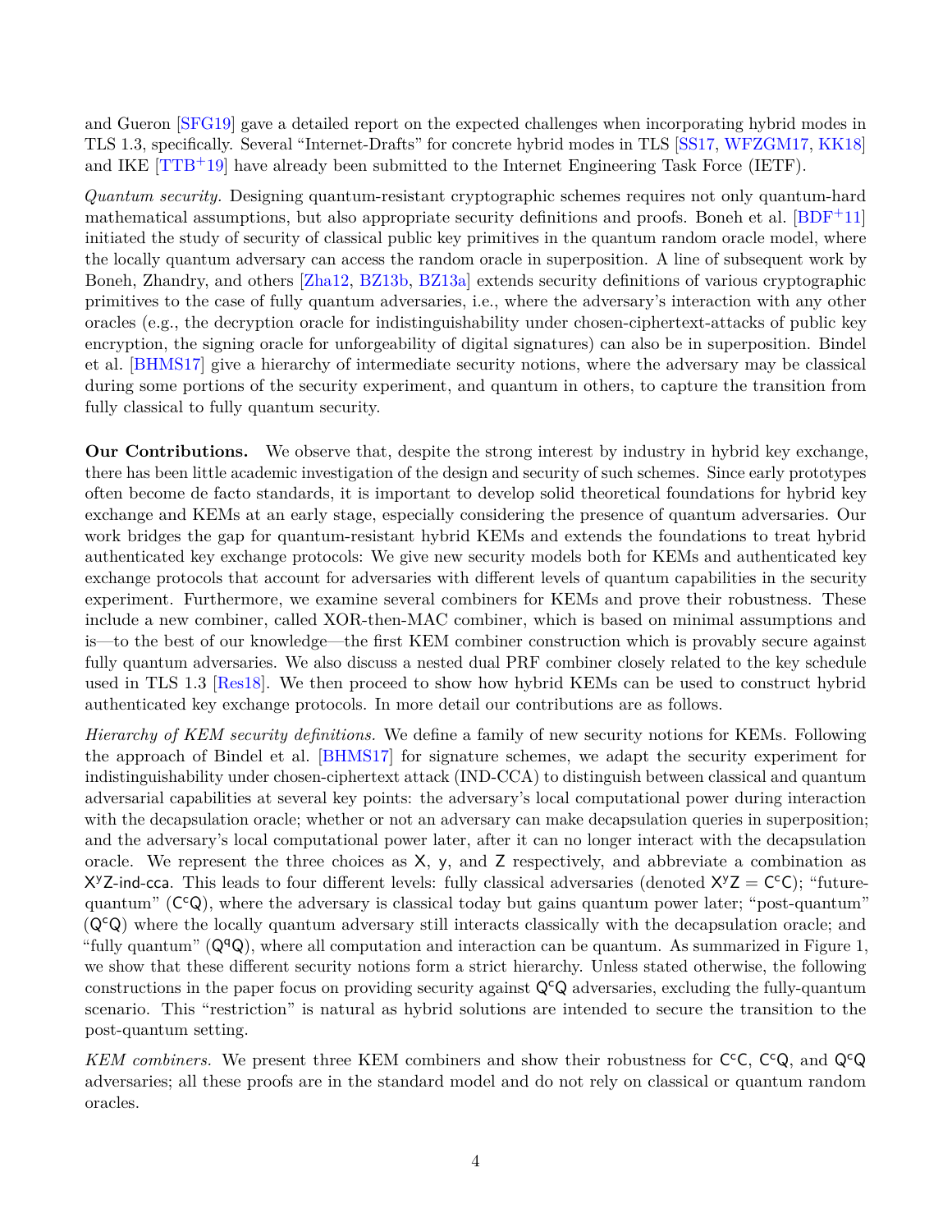and Gueron [SFG19] gave a detailed report on the expected challenges when incorporating hybrid modes in TLS 1.3, specifically. Several "Internet-Drafts" for concrete hybrid modes in TLS [SS17, WFZGM17, KK18] and IKE [TTB+19] have already been submitted to the Internet Engineering Task Force (IETF).

*Quantum security.* Designing quantum-resistant cryptographic schemes requires not only quantum-hard mathematical assumptions, but also appropriate security definitions and proofs. Boneh et al. [BDF+11] initiated the study of security of classical public key primitives in the quantum random oracle model, where the locally quantum adversary can access the random oracle in superposition. A line of subsequent work by Boneh, Zhandry, and others [Zha12, BZ13b, BZ13a] extends security definitions of various cryptographic primitives to the case of fully quantum adversaries, i.e., where the adversary's interaction with any other oracles (e.g., the decryption oracle for indistinguishability under chosen-ciphertext-attacks of public key encryption, the signing oracle for unforgeability of digital signatures) can also be in superposition. Bindel et al. [BHMS17] give a hierarchy of intermediate security notions, where the adversary may be classical during some portions of the security experiment, and quantum in others, to capture the transition from fully classical to fully quantum security.

**Our Contributions.** We observe that, despite the strong interest by industry in hybrid key exchange, there has been little academic investigation of the design and security of such schemes. Since early prototypes often become de facto standards, it is important to develop solid theoretical foundations for hybrid key exchange and KEMs at an early stage, especially considering the presence of quantum adversaries. Our work bridges the gap for quantum-resistant hybrid KEMs and extends the foundations to treat hybrid authenticated key exchange protocols: We give new security models both for KEMs and authenticated key exchange protocols that account for adversaries with different levels of quantum capabilities in the security experiment. Furthermore, we examine several combiners for KEMs and prove their robustness. These include a new combiner, called XOR-then-MAC combiner, which is based on minimal assumptions and is—to the best of our knowledge—the first KEM combiner construction which is provably secure against fully quantum adversaries. We also discuss a nested dual PRF combiner closely related to the key schedule used in TLS 1.3 [Res18]. We then proceed to show how hybrid KEMs can be used to construct hybrid authenticated key exchange protocols. In more detail our contributions are as follows.

*Hierarchy of KEM security definitions.* We define a family of new security notions for KEMs. Following the approach of Bindel et al. [BHMS17] for signature schemes, we adapt the security experiment for indistinguishability under chosen-ciphertext attack (IND-CCA) to distinguish between classical and quantum adversarial capabilities at several key points: the adversary's local computational power during interaction with the decapsulation oracle; whether or not an adversary can make decapsulation queries in superposition; and the adversary's local computational power later, after it can no longer interact with the decapsulation oracle. We represent the three choices as $\mathsf{X}$, $\mathsf{y}$, and $\mathsf{Z}$ respectively, and abbreviate a combination as $\mathsf{X}^{\mathsf{y}}\mathsf{Z}$-$\mathsf{ind}$-$\mathsf{cca}$. This leads to four different levels: fully classical adversaries (denoted $\mathsf{X}^{\mathsf{y}}\mathsf{Z} = \mathsf{C}^{\mathsf{c}}\mathsf{C}$); "future-quantum" ($\mathsf{C}^{\mathsf{c}}\mathsf{Q}$), where the adversary is classical today but gains quantum power later; "post-quantum" ($\mathsf{Q}^{\mathsf{c}}\mathsf{Q}$) where the locally quantum adversary still interacts classically with the decapsulation oracle; and "fully quantum" ($\mathsf{Q}^{\mathsf{q}}\mathsf{Q}$), where all computation and interaction can be quantum. As summarized in Figure 1, we show that these different security notions form a strict hierarchy. Unless stated otherwise, the following constructions in the paper focus on providing security against $\mathsf{Q}^{\mathsf{c}}\mathsf{Q}$ adversaries, excluding the fully-quantum scenario. This "restriction" is natural as hybrid solutions are intended to secure the transition to the post-quantum setting.

*KEM combiners.* We present three KEM combiners and show their robustness for $\mathsf{C}^{\mathsf{c}}\mathsf{C}$, $\mathsf{C}^{\mathsf{c}}\mathsf{Q}$, and $\mathsf{Q}^{\mathsf{c}}\mathsf{Q}$ adversaries; all these proofs are in the standard model and do not rely on classical or quantum random oracles.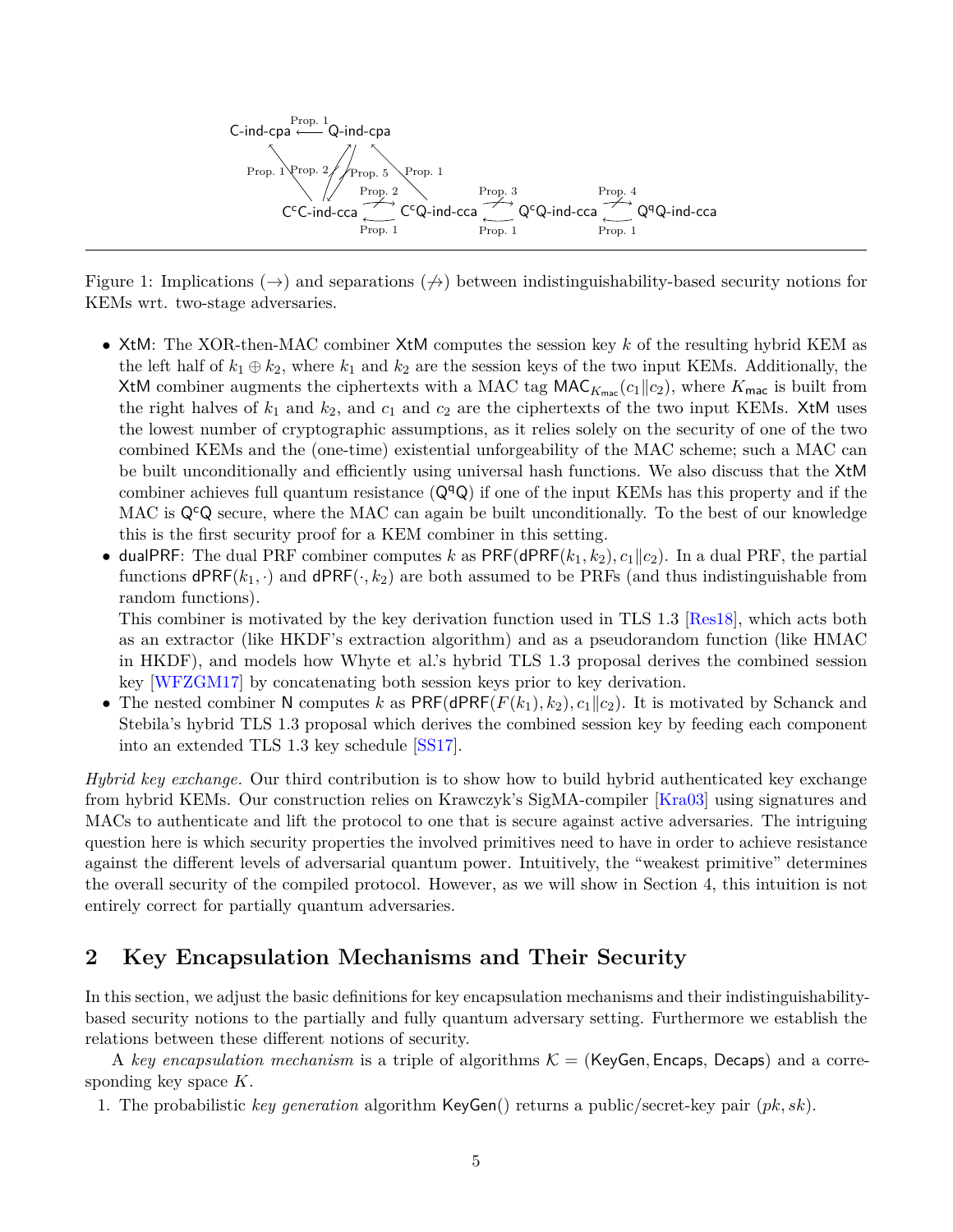Figure 1: Implications ($\rightarrow$) and separations ($\not\rightarrow$) between indistinguishability-based security notions for KEMs wrt. two-stage adversaries.

- XtM: The XOR-then-MAC combiner XtM computes the session key $k$ of the resulting hybrid KEM as the left half of $k_1 \oplus k_2$, where $k_1$ and $k_2$ are the session keys of the two input KEMs. Additionally, the XtM combiner augments the ciphertexts with a MAC tag $\mathsf{MAC}_{K_{\mathsf{mac}}}(c_1\|c_2)$, where $K_{\mathsf{mac}}$ is built from the right halves of $k_1$ and $k_2$, and $c_1$ and $c_2$ are the ciphertexts of the two input KEMs. XtM uses the lowest number of cryptographic assumptions, as it relies solely on the security of one of the two combined KEMs and the (one-time) existential unforgeability of the MAC scheme; such a MAC can be built unconditionally and efficiently using universal hash functions. We also discuss that the XtM combiner achieves full quantum resistance ($\mathsf{Q}^{\mathsf{q}}\mathsf{Q}$) if one of the input KEMs has this property and if the MAC is $\mathsf{Q}^{\mathsf{c}}\mathsf{Q}$ secure, where the MAC can again be built unconditionally. To the best of our knowledge this is the first security proof for a KEM combiner in this setting.
- dualPRF: The dual PRF combiner computes $k$ as $\mathsf{PRF}(\mathsf{dPRF}(k_1, k_2), c_1\|c_2)$. In a dual PRF, the partial functions $\mathsf{dPRF}(k_1, \cdot)$ and $\mathsf{dPRF}(\cdot, k_2)$ are both assumed to be PRFs (and thus indistinguishable from random functions).
  This combiner is motivated by the key derivation function used in TLS 1.3 [Res18], which acts both as an extractor (like HKDF's extraction algorithm) and as a pseudorandom function (like HMAC in HKDF), and models how Whyte et al.'s hybrid TLS 1.3 proposal derives the combined session key [WFZGM17] by concatenating both session keys prior to key derivation.
- The nested combiner N computes $k$ as $\mathsf{PRF}(\mathsf{dPRF}(F(k_1), k_2), c_1\|c_2)$. It is motivated by Schanck and Stebila's hybrid TLS 1.3 proposal which derives the combined session key by feeding each component into an extended TLS 1.3 key schedule [SS17].

*Hybrid key exchange.* Our third contribution is to show how to build hybrid authenticated key exchange from hybrid KEMs. Our construction relies on Krawczyk's SigMA-compiler [Kra03] using signatures and MACs to authenticate and lift the protocol to one that is secure against active adversaries. The intriguing question here is which security properties the involved primitives need to have in order to achieve resistance against the different levels of adversarial quantum power. Intuitively, the "weakest primitive" determines the overall security of the compiled protocol. However, as we will show in Section 4, this intuition is not entirely correct for partially quantum adversaries.

## 2 Key Encapsulation Mechanisms and Their Security

In this section, we adjust the basic definitions for key encapsulation mechanisms and their indistinguishability-based security notions to the partially and fully quantum adversary setting. Furthermore we establish the relations between these different notions of security.

A *key encapsulation mechanism* is a triple of algorithms $\mathcal{K} = (\mathsf{KeyGen}, \mathsf{Encaps}, \mathsf{Decaps})$ and a corresponding key space $K$.

1. The probabilistic *key generation* algorithm $\mathsf{KeyGen}()$ returns a public/secret-key pair $(pk, sk)$.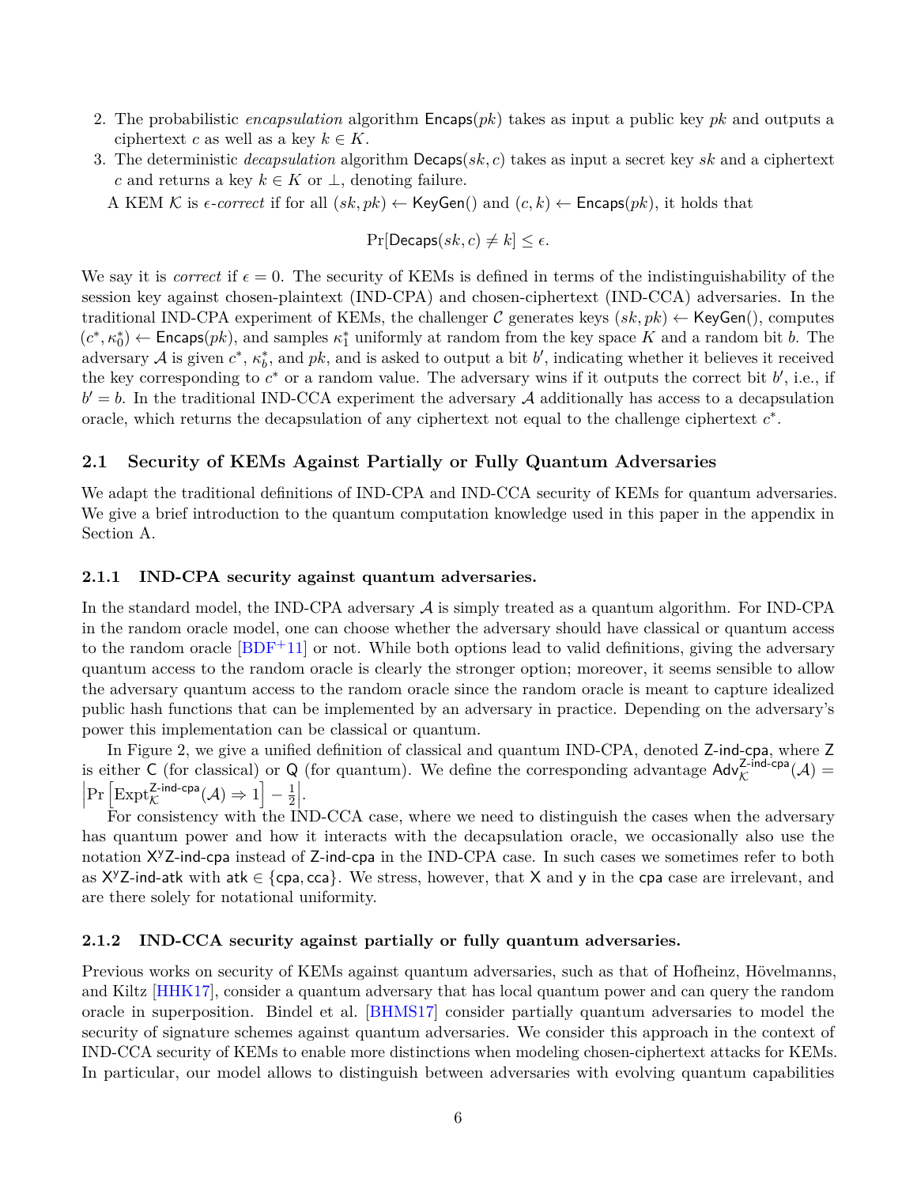2. The probabilistic *encapsulation* algorithm $\mathsf{Encaps}(pk)$ takes as input a public key $pk$ and outputs a ciphertext $c$ as well as a key $k \in K$.
3. The deterministic *decapsulation* algorithm $\mathsf{Decaps}(sk, c)$ takes as input a secret key $sk$ and a ciphertext $c$ and returns a key $k \in K$ or $\perp$, denoting failure.

A KEM $\mathcal{K}$ is $\epsilon$-*correct* if for all $(sk, pk) \leftarrow \mathsf{KeyGen}()$ and $(c, k) \leftarrow \mathsf{Encaps}(pk)$, it holds that

$$\Pr[\mathsf{Decaps}(sk, c) \neq k] \leq \epsilon.$$

We say it is *correct* if $\epsilon = 0$. The security of KEMs is defined in terms of the indistinguishability of the session key against chosen-plaintext (IND-CPA) and chosen-ciphertext (IND-CCA) adversaries. In the traditional IND-CPA experiment of KEMs, the challenger $\mathcal{C}$ generates keys $(sk, pk) \leftarrow \mathsf{KeyGen}()$, computes $(c^*, \kappa_0^*) \leftarrow \mathsf{Encaps}(pk)$, and samples $\kappa_1^*$ uniformly at random from the key space $K$ and a random bit $b$. The adversary $\mathcal{A}$ is given $c^*$, $\kappa_b^*$, and $pk$, and is asked to output a bit $b'$, indicating whether it believes it received the key corresponding to $c^*$ or a random value. The adversary wins if it outputs the correct bit $b'$, i.e., if $b' = b$. In the traditional IND-CCA experiment the adversary $\mathcal{A}$ additionally has access to a decapsulation oracle, which returns the decapsulation of any ciphertext not equal to the challenge ciphertext $c^*$.

### 2.1 Security of KEMs Against Partially or Fully Quantum Adversaries

We adapt the traditional definitions of IND-CPA and IND-CCA security of KEMs for quantum adversaries. We give a brief introduction to the quantum computation knowledge used in this paper in the appendix in Section A.

#### 2.1.1 IND-CPA security against quantum adversaries.

In the standard model, the IND-CPA adversary $\mathcal{A}$ is simply treated as a quantum algorithm. For IND-CPA in the random oracle model, one can choose whether the adversary should have classical or quantum access to the random oracle [BDF+11] or not. While both options lead to valid definitions, giving the adversary quantum access to the random oracle is clearly the stronger option; moreover, it seems sensible to allow the adversary quantum access to the random oracle since the random oracle is meant to capture idealized public hash functions that can be implemented by an adversary in practice. Depending on the adversary's power this implementation can be classical or quantum.

In Figure 2, we give a unified definition of classical and quantum IND-CPA, denoted $\mathsf{Z}$-$\mathsf{ind}$-$\mathsf{cpa}$, where $\mathsf{Z}$ is either $\mathsf{C}$ (for classical) or $\mathsf{Q}$ (for quantum). We define the corresponding advantage $\mathsf{Adv}_{\mathcal{K}}^{\mathsf{Z\text{-}ind\text{-}cpa}}(\mathcal{A}) = \left|\Pr\left[\mathrm{Expt}_{\mathcal{K}}^{\mathsf{Z\text{-}ind\text{-}cpa}}(\mathcal{A}) \Rightarrow 1\right] - \frac{1}{2}\right|$.

For consistency with the IND-CCA case, where we need to distinguish the cases when the adversary has quantum power and how it interacts with the decapsulation oracle, we occasionally also use the notation $\mathsf{X}^{\mathsf{y}}\mathsf{Z}$-$\mathsf{ind}$-$\mathsf{cpa}$ instead of $\mathsf{Z}$-$\mathsf{ind}$-$\mathsf{cpa}$ in the IND-CPA case. In such cases we sometimes refer to both as $\mathsf{X}^{\mathsf{y}}\mathsf{Z}$-$\mathsf{ind}$-$\mathsf{atk}$ with $\mathsf{atk} \in \{\mathsf{cpa}, \mathsf{cca}\}$. We stress, however, that $\mathsf{X}$ and $\mathsf{y}$ in the $\mathsf{cpa}$ case are irrelevant, and are there solely for notational uniformity.

#### 2.1.2 IND-CCA security against partially or fully quantum adversaries.

Previous works on security of KEMs against quantum adversaries, such as that of Hofheinz, Hövelmanns, and Kiltz [HHK17], consider a quantum adversary that has local quantum power and can query the random oracle in superposition. Bindel et al. [BHMS17] consider partially quantum adversaries to model the security of signature schemes against quantum adversaries. We consider this approach in the context of IND-CCA security of KEMs to enable more distinctions when modeling chosen-ciphertext attacks for KEMs. In particular, our model allows to distinguish between adversaries with evolving quantum capabilities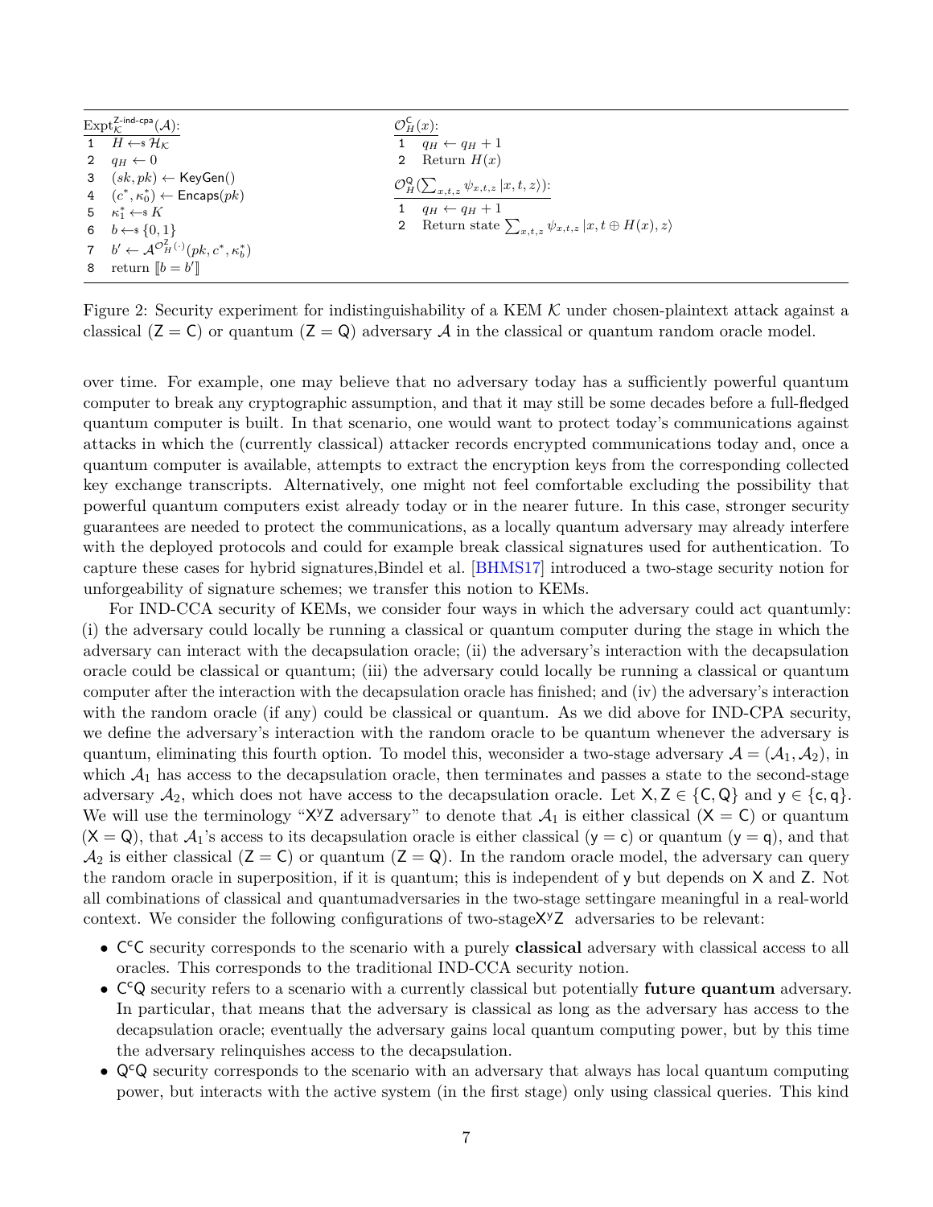| $\text{Expt}^{\mathsf{Z}\text{-ind-cpa}}_{\mathcal{K}}(\mathcal{A})$: | $\mathcal{O}^{\mathsf{C}}_{H}(x)$: |
|---|---|
| 1 $H \leftarrow\!\!\$\ \mathcal{H}_{\mathcal{K}}$ | 1 $q_H \leftarrow q_H + 1$ |
| 2 $q_H \leftarrow 0$ | 2 Return $H(x)$ |
| 3 $(sk, pk) \leftarrow \mathsf{KeyGen}()$ | $\mathcal{O}^{\mathsf{Q}}_{H}(\sum_{x,t,z} \psi_{x,t,z} \lvert x, t, z\rangle)$: |
| 4 $(c^*, \kappa_0^*) \leftarrow \mathsf{Encaps}(pk)$ | 1 $q_H \leftarrow q_H + 1$ |
| 5 $\kappa_1^* \leftarrow\!\!\$\ K$ | 2 Return state $\sum_{x,t,z} \psi_{x,t,z} \lvert x, t \oplus H(x), z\rangle$ |
| 6 $b \leftarrow\!\!\$\ \{0,1\}$ | |
| 7 $b' \leftarrow \mathcal{A}^{\mathcal{O}^{\mathsf{Z}}_{H}(\cdot)}(pk, c^*, \kappa_b^*)$ | |
| 8 return $[\![b = b']\!]$ | |

Figure 2: Security experiment for indistinguishability of a KEM $\mathcal{K}$ under chosen-plaintext attack against a classical ($\mathsf{Z} = \mathsf{C}$) or quantum ($\mathsf{Z} = \mathsf{Q}$) adversary $\mathcal{A}$ in the classical or quantum random oracle model.

over time. For example, one may believe that no adversary today has a sufficiently powerful quantum computer to break any cryptographic assumption, and that it may still be some decades before a full-fledged quantum computer is built. In that scenario, one would want to protect today's communications against attacks in which the (currently classical) attacker records encrypted communications today and, once a quantum computer is available, attempts to extract the encryption keys from the corresponding collected key exchange transcripts. Alternatively, one might not feel comfortable excluding the possibility that powerful quantum computers exist already today or in the nearer future. In this case, stronger security guarantees are needed to protect the communications, as a locally quantum adversary may already interfere with the deployed protocols and could for example break classical signatures used for authentication. To capture these cases for hybrid signatures,Bindel et al. [BHMS17] introduced a two-stage security notion for unforgeability of signature schemes; we transfer this notion to KEMs.

For IND-CCA security of KEMs, we consider four ways in which the adversary could act quantumly: (i) the adversary could locally be running a classical or quantum computer during the stage in which the adversary can interact with the decapsulation oracle; (ii) the adversary's interaction with the decapsulation oracle could be classical or quantum; (iii) the adversary could locally be running a classical or quantum computer after the interaction with the decapsulation oracle has finished; and (iv) the adversary's interaction with the random oracle (if any) could be classical or quantum. As we did above for IND-CPA security, we define the adversary's interaction with the random oracle to be quantum whenever the adversary is quantum, eliminating this fourth option. To model this, weconsider a two-stage adversary $\mathcal{A} = (\mathcal{A}_1, \mathcal{A}_2)$, in which $\mathcal{A}_1$ has access to the decapsulation oracle, then terminates and passes a state to the second-stage adversary $\mathcal{A}_2$, which does not have access to the decapsulation oracle. Let $\mathsf{X}, \mathsf{Z} \in \{\mathsf{C}, \mathsf{Q}\}$ and $\mathsf{y} \in \{\mathsf{c}, \mathsf{q}\}$. We will use the terminology "$\mathsf{X}^{\mathsf{y}}\mathsf{Z}$ adversary" to denote that $\mathcal{A}_1$ is either classical ($\mathsf{X} = \mathsf{C}$) or quantum ($\mathsf{X} = \mathsf{Q}$), that $\mathcal{A}_1$'s access to its decapsulation oracle is either classical ($\mathsf{y} = \mathsf{c}$) or quantum ($\mathsf{y} = \mathsf{q}$), and that $\mathcal{A}_2$ is either classical ($\mathsf{Z} = \mathsf{C}$) or quantum ($\mathsf{Z} = \mathsf{Q}$). In the random oracle model, the adversary can query the random oracle in superposition, if it is quantum; this is independent of $\mathsf{y}$ but depends on $\mathsf{X}$ and $\mathsf{Z}$. Not all combinations of classical and quantumadversaries in the two-stage settingare meaningful in a real-world context. We consider the following configurations of two-stage$\mathsf{X}^{\mathsf{y}}\mathsf{Z}$ adversaries to be relevant:

- $\mathsf{C}^{\mathsf{c}}\mathsf{C}$ security corresponds to the scenario with a purely **classical** adversary with classical access to all oracles. This corresponds to the traditional IND-CCA security notion.
- $\mathsf{C}^{\mathsf{c}}\mathsf{Q}$ security refers to a scenario with a currently classical but potentially **future quantum** adversary. In particular, that means that the adversary is classical as long as the adversary has access to the decapsulation oracle; eventually the adversary gains local quantum computing power, but by this time the adversary relinquishes access to the decapsulation.
- $\mathsf{Q}^{\mathsf{c}}\mathsf{Q}$ security corresponds to the scenario with an adversary that always has local quantum computing power, but interacts with the active system (in the first stage) only using classical queries. This kind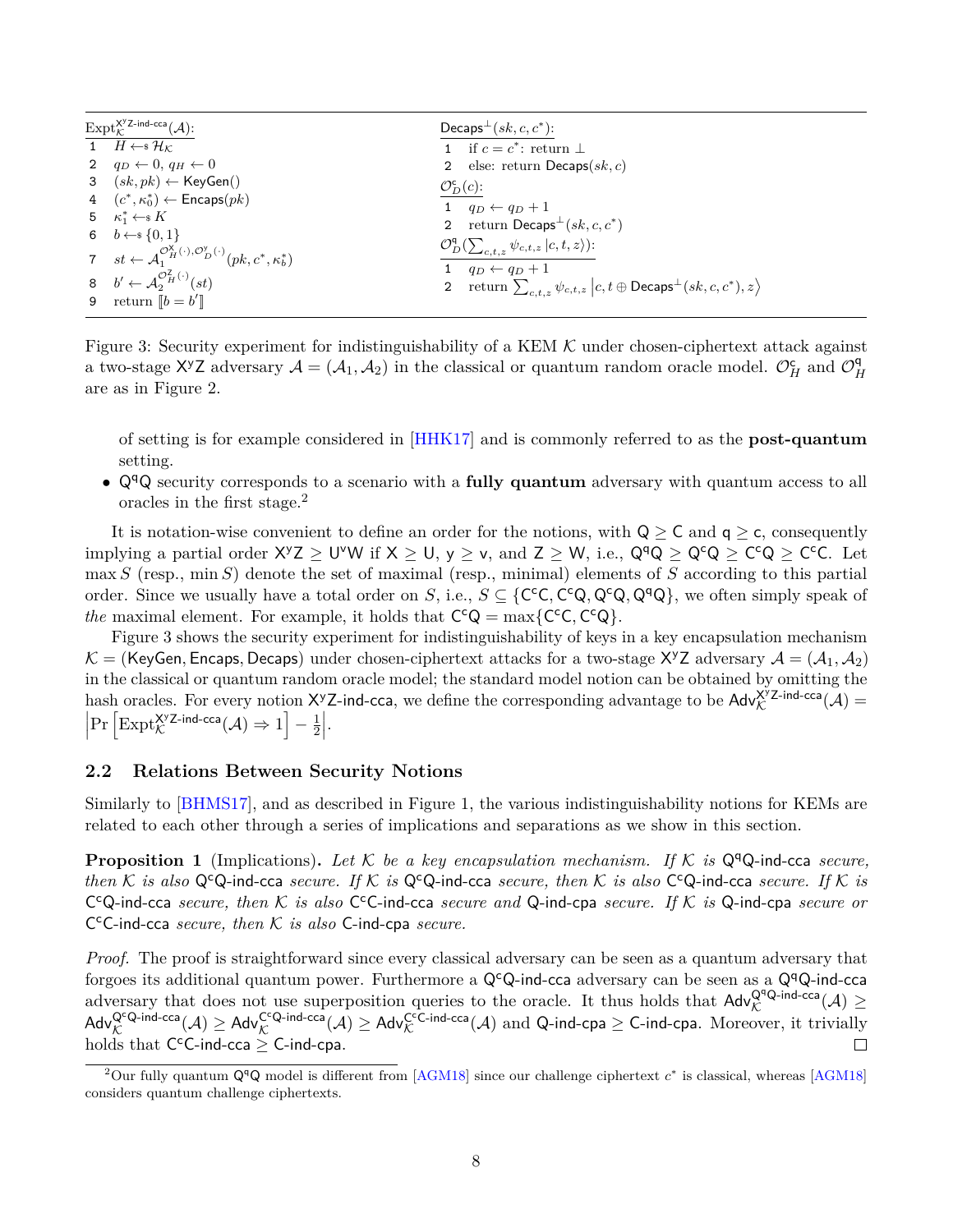$\text{Expt}_{\mathcal{K}}^{\mathsf{X^yZ\text{-ind-cca}}}(\mathcal{A})$:

```
1  H ←$ H_K
2  q_D ← 0, q_H ← 0
3  (sk, pk) ← KeyGen()
4  (c*, κ*_0) ← Encaps(pk)
5  κ*_1 ←$ K
6  b ←$ {0,1}
7  st ← A_1^{O^X_H(·), O^y_D(·)}(pk, c*, κ*_b)
8  b' ← A_2^{O^Z_H(·)}(st)
9  return [[b = b']]
```

$\mathsf{Decaps}^{\perp}(sk, c, c^*)$:

```
1  if c = c*: return ⊥
2  else: return Decaps(sk, c)
```

$\mathcal{O}_D^{\mathsf{c}}(c)$:

```
1  q_D ← q_D + 1
2  return Decaps^⊥(sk, c, c*)
```

$\mathcal{O}_D^{\mathsf{q}}(\sum_{c,t,z} \psi_{c,t,z} |c, t, z\rangle)$:

```
1  q_D ← q_D + 1
2  return Σ_{c,t,z} ψ_{c,t,z} |c, t ⊕ Decaps^⊥(sk, c, c*), z⟩
```

Figure 3: Security experiment for indistinguishability of a KEM $\mathcal{K}$ under chosen-ciphertext attack against a two-stage $\mathsf{X^yZ}$ adversary $\mathcal{A} = (\mathcal{A}_1, \mathcal{A}_2)$ in the classical or quantum random oracle model. $\mathcal{O}_H^{\mathsf{c}}$ and $\mathcal{O}_H^{\mathsf{q}}$ are as in Figure 2.

of setting is for example considered in [HHK17] and is commonly referred to as the **post-quantum** setting.

- $\mathsf{Q^qQ}$ security corresponds to a scenario with a **fully quantum** adversary with quantum access to all oracles in the first stage.[2]

It is notation-wise convenient to define an order for the notions, with $\mathsf{Q} \geq \mathsf{C}$ and $\mathsf{q} \geq \mathsf{c}$, consequently implying a partial order $\mathsf{X^yZ} \geq \mathsf{U^vW}$ if $\mathsf{X} \geq \mathsf{U}$, $\mathsf{y} \geq \mathsf{v}$, and $\mathsf{Z} \geq \mathsf{W}$, i.e., $\mathsf{Q^qQ} \geq \mathsf{Q^cQ} \geq \mathsf{C^cQ} \geq \mathsf{C^cC}$. Let $\max S$ (resp., $\min S$) denote the set of maximal (resp., minimal) elements of $S$ according to this partial order. Since we usually have a total order on $S$, i.e., $S \subseteq \{\mathsf{C^cC}, \mathsf{C^cQ}, \mathsf{Q^cQ}, \mathsf{Q^qQ}\}$, we often simply speak of *the* maximal element. For example, it holds that $\mathsf{C^cQ} = \max\{\mathsf{C^cC}, \mathsf{C^cQ}\}$.

Figure 3 shows the security experiment for indistinguishability of keys in a key encapsulation mechanism $\mathcal{K} = (\mathsf{KeyGen}, \mathsf{Encaps}, \mathsf{Decaps})$ under chosen-ciphertext attacks for a two-stage $\mathsf{X^yZ}$ adversary $\mathcal{A} = (\mathcal{A}_1, \mathcal{A}_2)$ in the classical or quantum random oracle model; the standard model notion can be obtained by omitting the hash oracles. For every notion $\mathsf{X^yZ\text{-ind-cca}}$, we define the corresponding advantage to be $\mathsf{Adv}_{\mathcal{K}}^{\mathsf{X^yZ\text{-ind-cca}}}(\mathcal{A}) = \left|\Pr\left[\text{Expt}_{\mathcal{K}}^{\mathsf{X^yZ\text{-ind-cca}}}(\mathcal{A}) \Rightarrow 1\right] - \frac{1}{2}\right|$.

## 2.2 Relations Between Security Notions

Similarly to [BHMS17], and as described in Figure 1, the various indistinguishability notions for KEMs are related to each other through a series of implications and separations as we show in this section.

**Proposition 1** (Implications). *Let $\mathcal{K}$ be a key encapsulation mechanism. If $\mathcal{K}$ is $\mathsf{Q^qQ\text{-ind-cca}}$ secure, then $\mathcal{K}$ is also $\mathsf{Q^cQ\text{-ind-cca}}$ secure. If $\mathcal{K}$ is $\mathsf{Q^cQ\text{-ind-cca}}$ secure, then $\mathcal{K}$ is also $\mathsf{C^cQ\text{-ind-cca}}$ secure. If $\mathcal{K}$ is $\mathsf{C^cQ\text{-ind-cca}}$ secure, then $\mathcal{K}$ is also $\mathsf{C^cC\text{-ind-cca}}$ secure and $\mathsf{Q\text{-ind-cpa}}$ secure. If $\mathcal{K}$ is $\mathsf{Q\text{-ind-cpa}}$ secure or $\mathsf{C^cC\text{-ind-cca}}$ secure, then $\mathcal{K}$ is also $\mathsf{C\text{-ind-cpa}}$ secure.*

*Proof.* The proof is straightforward since every classical adversary can be seen as a quantum adversary that forgoes its additional quantum power. Furthermore a $\mathsf{Q^cQ\text{-ind-cca}}$ adversary can be seen as a $\mathsf{Q^qQ\text{-ind-cca}}$ adversary that does not use superposition queries to the oracle. It thus holds that $\mathsf{Adv}_{\mathcal{K}}^{\mathsf{Q^qQ\text{-ind-cca}}}(\mathcal{A}) \geq \mathsf{Adv}_{\mathcal{K}}^{\mathsf{Q^cQ\text{-ind-cca}}}(\mathcal{A}) \geq \mathsf{Adv}_{\mathcal{K}}^{\mathsf{C^cQ\text{-ind-cca}}}(\mathcal{A}) \geq \mathsf{Adv}_{\mathcal{K}}^{\mathsf{C^cC\text{-ind-cca}}}(\mathcal{A})$ and $\mathsf{Q\text{-ind-cpa}} \geq \mathsf{C\text{-ind-cpa}}$. Moreover, it trivially holds that $\mathsf{C^cC\text{-ind-cca}} \geq \mathsf{C\text{-ind-cpa}}$. □

[2] Our fully quantum $\mathsf{Q^qQ}$ model is different from [AGM18] since our challenge ciphertext $c^*$ is classical, whereas [AGM18] considers quantum challenge ciphertexts.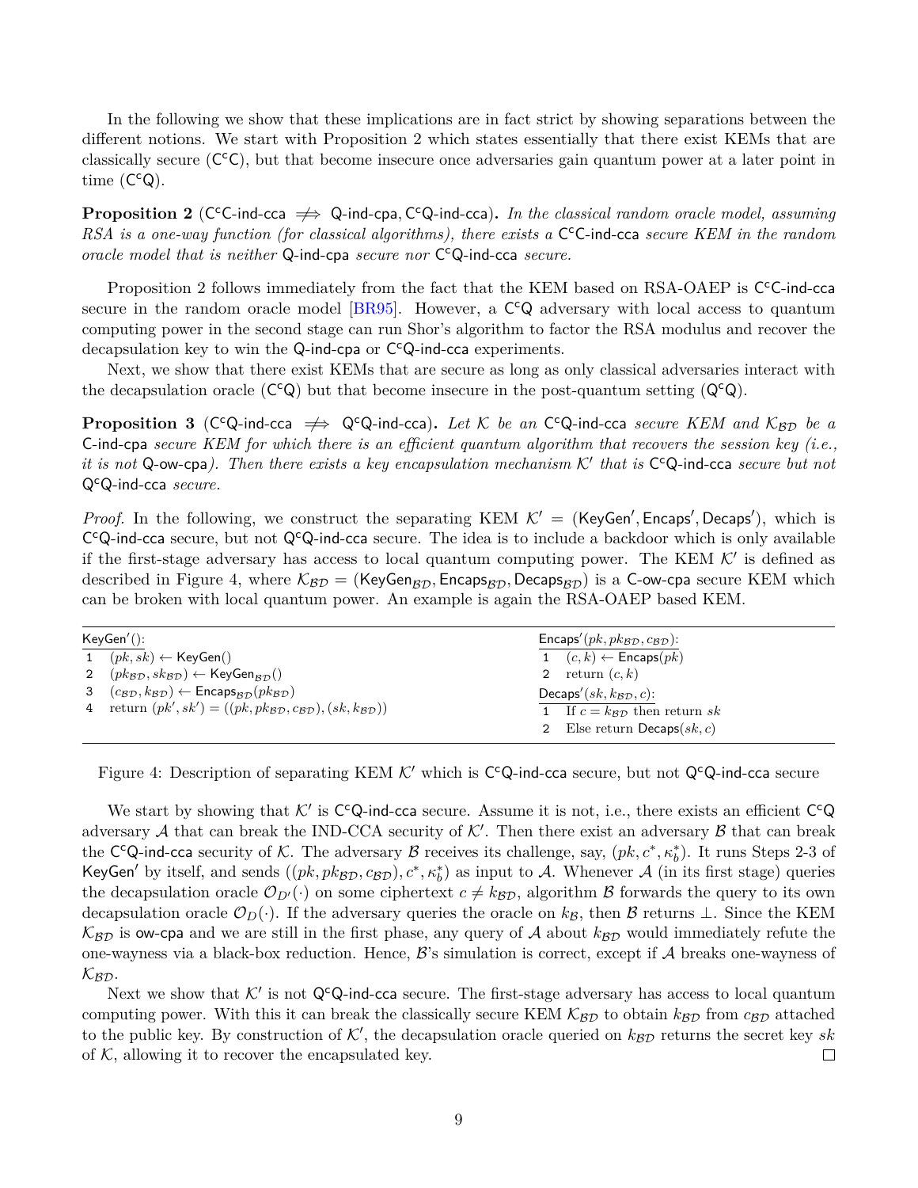In the following we show that these implications are in fact strict by showing separations between the different notions. We start with Proposition 2 which states essentially that there exist KEMs that are classically secure ($\mathsf{C^cC}$), but that become insecure once adversaries gain quantum power at a later point in time ($\mathsf{C^cQ}$).

**Proposition 2** ($\mathsf{C^cC\text{-}ind\text{-}cca} \not\Rightarrow \mathsf{Q\text{-}ind\text{-}cpa}, \mathsf{C^cQ\text{-}ind\text{-}cca}$)**.** *In the classical random oracle model, assuming RSA is a one-way function (for classical algorithms), there exists a* $\mathsf{C^cC\text{-}ind\text{-}cca}$ *secure KEM in the random oracle model that is neither* $\mathsf{Q\text{-}ind\text{-}cpa}$ *secure nor* $\mathsf{C^cQ\text{-}ind\text{-}cca}$ *secure.*

Proposition 2 follows immediately from the fact that the KEM based on RSA-OAEP is $\mathsf{C^cC\text{-}ind\text{-}cca}$ secure in the random oracle model [BR95]. However, a $\mathsf{C^cQ}$ adversary with local access to quantum computing power in the second stage can run Shor's algorithm to factor the RSA modulus and recover the decapsulation key to win the $\mathsf{Q\text{-}ind\text{-}cpa}$ or $\mathsf{C^cQ\text{-}ind\text{-}cca}$ experiments.

Next, we show that there exist KEMs that are secure as long as only classical adversaries interact with the decapsulation oracle ($\mathsf{C^cQ}$) but that become insecure in the post-quantum setting ($\mathsf{Q^cQ}$).

**Proposition 3** ($\mathsf{C^cQ\text{-}ind\text{-}cca} \not\Rightarrow \mathsf{Q^cQ\text{-}ind\text{-}cca}$)**.** *Let $\mathcal{K}$ be an* $\mathsf{C^cQ\text{-}ind\text{-}cca}$ *secure KEM and $\mathcal{K}_{\mathcal{BD}}$ be a* $\mathsf{C\text{-}ind\text{-}cpa}$ *secure KEM for which there is an efficient quantum algorithm that recovers the session key (i.e., it is not* $\mathsf{Q\text{-}ow\text{-}cpa}$*). Then there exists a key encapsulation mechanism $\mathcal{K}'$ that is* $\mathsf{C^cQ\text{-}ind\text{-}cca}$ *secure but not* $\mathsf{Q^cQ\text{-}ind\text{-}cca}$ *secure.*

*Proof.* In the following, we construct the separating KEM $\mathcal{K}' = (\mathsf{KeyGen}', \mathsf{Encaps}', \mathsf{Decaps}')$, which is $\mathsf{C^cQ\text{-}ind\text{-}cca}$ secure, but not $\mathsf{Q^cQ\text{-}ind\text{-}cca}$ secure. The idea is to include a backdoor which is only available if the first-stage adversary has access to local quantum computing power. The KEM $\mathcal{K}'$ is defined as described in Figure 4, where $\mathcal{K}_{\mathcal{BD}} = (\mathsf{KeyGen}_{\mathcal{BD}}, \mathsf{Encaps}_{\mathcal{BD}}, \mathsf{Decaps}_{\mathcal{BD}})$ is a $\mathsf{C\text{-}ow\text{-}cpa}$ secure KEM which can be broken with local quantum power. An example is again the RSA-OAEP based KEM.

```
KeyGen'():
1  (pk, sk) ← KeyGen()
2  (pk_BD, sk_BD) ← KeyGen_BD()
3  (c_BD, k_BD) ← Encaps_BD(pk_BD)
4  return (pk', sk') = ((pk, pk_BD, c_BD), (sk, k_BD))

Encaps'(pk, pk_BD, c_BD):
1  (c, k) ← Encaps(pk)
2  return (c, k)

Decaps'(sk, k_BD, c):
1  If c = k_BD then return sk
2  Else return Decaps(sk, c)
```

Figure 4: Description of separating KEM $\mathcal{K}'$ which is $\mathsf{C^cQ\text{-}ind\text{-}cca}$ secure, but not $\mathsf{Q^cQ\text{-}ind\text{-}cca}$ secure

We start by showing that $\mathcal{K}'$ is $\mathsf{C^cQ\text{-}ind\text{-}cca}$ secure. Assume it is not, i.e., there exists an efficient $\mathsf{C^cQ}$ adversary $\mathcal{A}$ that can break the IND-CCA security of $\mathcal{K}'$. Then there exist an adversary $\mathcal{B}$ that can break the $\mathsf{C^cQ\text{-}ind\text{-}cca}$ security of $\mathcal{K}$. The adversary $\mathcal{B}$ receives its challenge, say, $(pk, c^*, \kappa_b^*)$. It runs Steps 2-3 of $\mathsf{KeyGen}'$ by itself, and sends $((pk, pk_{\mathcal{BD}}, c_{\mathcal{BD}}), c^*, \kappa_b^*)$ as input to $\mathcal{A}$. Whenever $\mathcal{A}$ (in its first stage) queries the decapsulation oracle $\mathcal{O}_{D'}(\cdot)$ on some ciphertext $c \neq k_{\mathcal{BD}}$, algorithm $\mathcal{B}$ forwards the query to its own decapsulation oracle $\mathcal{O}_D(\cdot)$. If the adversary queries the oracle on $k_{\mathcal{B}}$, then $\mathcal{B}$ returns $\perp$. Since the KEM $\mathcal{K}_{\mathcal{BD}}$ is $\mathsf{ow\text{-}cpa}$ and we are still in the first phase, any query of $\mathcal{A}$ about $k_{\mathcal{BD}}$ would immediately refute the one-wayness via a black-box reduction. Hence, $\mathcal{B}$'s simulation is correct, except if $\mathcal{A}$ breaks one-wayness of $\mathcal{K}_{\mathcal{BD}}$.

Next we show that $\mathcal{K}'$ is not $\mathsf{Q^cQ\text{-}ind\text{-}cca}$ secure. The first-stage adversary has access to local quantum computing power. With this it can break the classically secure KEM $\mathcal{K}_{\mathcal{BD}}$ to obtain $k_{\mathcal{BD}}$ from $c_{\mathcal{BD}}$ attached to the public key. By construction of $\mathcal{K}'$, the decapsulation oracle queried on $k_{\mathcal{BD}}$ returns the secret key $sk$ of $\mathcal{K}$, allowing it to recover the encapsulated key. ◻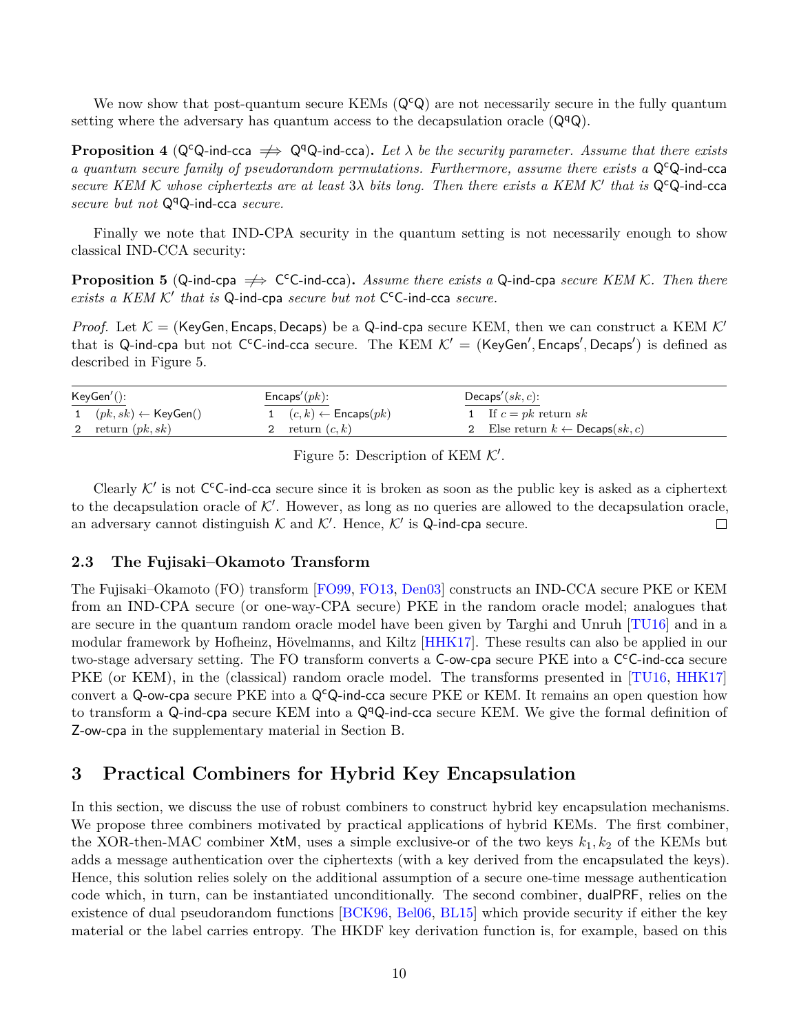We now show that post-quantum secure KEMs ($\mathsf{Q^cQ}$) are not necessarily secure in the fully quantum setting where the adversary has quantum access to the decapsulation oracle ($\mathsf{Q^qQ}$).

**Proposition 4** ($\mathsf{Q^cQ\text{-}ind\text{-}cca} \not\Longrightarrow \mathsf{Q^qQ\text{-}ind\text{-}cca}$)**.** *Let $\lambda$ be the security parameter. Assume that there exists a quantum secure family of pseudorandom permutations. Furthermore, assume there exists a $\mathsf{Q^cQ\text{-}ind\text{-}cca}$ secure KEM $\mathcal{K}$ whose ciphertexts are at least $3\lambda$ bits long. Then there exists a KEM $\mathcal{K}'$ that is $\mathsf{Q^cQ\text{-}ind\text{-}cca}$ secure but not $\mathsf{Q^qQ\text{-}ind\text{-}cca}$ secure.*

Finally we note that IND-CPA security in the quantum setting is not necessarily enough to show classical IND-CCA security:

**Proposition 5** ($\mathsf{Q\text{-}ind\text{-}cpa} \not\Longrightarrow \mathsf{C^cC\text{-}ind\text{-}cca}$)**.** *Assume there exists a $\mathsf{Q\text{-}ind\text{-}cpa}$ secure KEM $\mathcal{K}$. Then there exists a KEM $\mathcal{K}'$ that is $\mathsf{Q\text{-}ind\text{-}cpa}$ secure but not $\mathsf{C^cC\text{-}ind\text{-}cca}$ secure.*

*Proof.* Let $\mathcal{K} = (\mathsf{KeyGen}, \mathsf{Encaps}, \mathsf{Decaps})$ be a $\mathsf{Q\text{-}ind\text{-}cpa}$ secure KEM, then we can construct a KEM $\mathcal{K}'$ that is $\mathsf{Q\text{-}ind\text{-}cpa}$ but not $\mathsf{C^cC\text{-}ind\text{-}cca}$ secure. The KEM $\mathcal{K}' = (\mathsf{KeyGen}', \mathsf{Encaps}', \mathsf{Decaps}')$ is defined as described in Figure 5.

| $\mathsf{KeyGen}'()$: | $\mathsf{Encaps}'(pk)$: | $\mathsf{Decaps}'(sk, c)$: |
|---|---|---|
| 1 $(pk, sk) \leftarrow \mathsf{KeyGen}()$ | 1 $(c, k) \leftarrow \mathsf{Encaps}(pk)$ | 1 If $c = pk$ return $sk$ |
| 2 return $(pk, sk)$ | 2 return $(c, k)$ | 2 Else return $k \leftarrow \mathsf{Decaps}(sk, c)$ |

Figure 5: Description of KEM $\mathcal{K}'$.

Clearly $\mathcal{K}'$ is not $\mathsf{C^cC\text{-}ind\text{-}cca}$ secure since it is broken as soon as the public key is asked as a ciphertext to the decapsulation oracle of $\mathcal{K}'$. However, as long as no queries are allowed to the decapsulation oracle, an adversary cannot distinguish $\mathcal{K}$ and $\mathcal{K}'$. Hence, $\mathcal{K}'$ is $\mathsf{Q\text{-}ind\text{-}cpa}$ secure. □

### 2.3 The Fujisaki–Okamoto Transform

The Fujisaki–Okamoto (FO) transform [FO99, FO13, Den03] constructs an IND-CCA secure PKE or KEM from an IND-CPA secure (or one-way-CPA secure) PKE in the random oracle model; analogues that are secure in the quantum random oracle model have been given by Targhi and Unruh [TU16] and in a modular framework by Hofheinz, Hövelmanns, and Kiltz [HHK17]. These results can also be applied in our two-stage adversary setting. The FO transform converts a $\mathsf{C\text{-}ow\text{-}cpa}$ secure PKE into a $\mathsf{C^cC\text{-}ind\text{-}cca}$ secure PKE (or KEM), in the (classical) random oracle model. The transforms presented in [TU16, HHK17] convert a $\mathsf{Q\text{-}ow\text{-}cpa}$ secure PKE into a $\mathsf{Q^cQ\text{-}ind\text{-}cca}$ secure PKE or KEM. It remains an open question how to transform a $\mathsf{Q\text{-}ind\text{-}cpa}$ secure KEM into a $\mathsf{Q^qQ\text{-}ind\text{-}cca}$ secure KEM. We give the formal definition of $\mathsf{Z\text{-}ow\text{-}cpa}$ in the supplementary material in Section B.

## 3 Practical Combiners for Hybrid Key Encapsulation

In this section, we discuss the use of robust combiners to construct hybrid key encapsulation mechanisms. We propose three combiners motivated by practical applications of hybrid KEMs. The first combiner, the XOR-then-MAC combiner $\mathsf{XtM}$, uses a simple exclusive-or of the two keys $k_1, k_2$ of the KEMs but adds a message authentication over the ciphertexts (with a key derived from the encapsulated the keys). Hence, this solution relies solely on the additional assumption of a secure one-time message authentication code which, in turn, can be instantiated unconditionally. The second combiner, $\mathsf{dualPRF}$, relies on the existence of dual pseudorandom functions [BCK96, Bel06, BL15] which provide security if either the key material or the label carries entropy. The HKDF key derivation function is, for example, based on this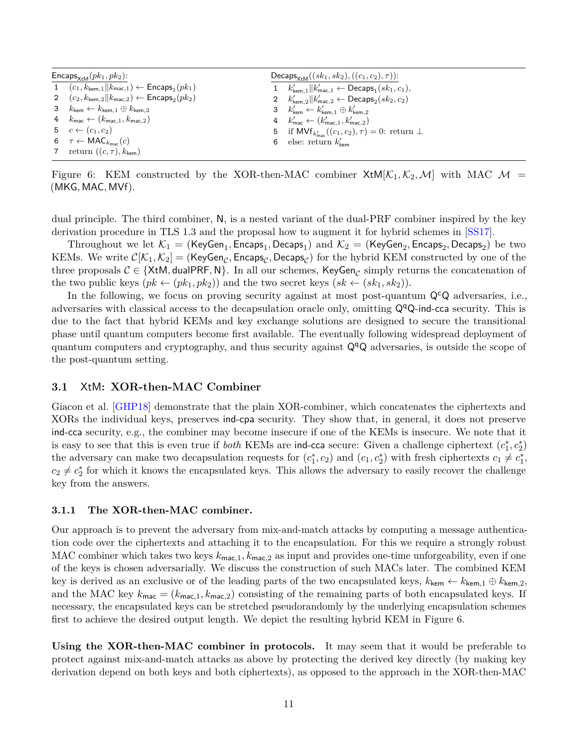| $\mathsf{Encaps}_{\mathsf{XtM}}(pk_1, pk_2)$: | $\mathsf{Decaps}_{\mathsf{XtM}}((sk_1, sk_2), ((c_1, c_2), \tau))$: |
|---|---|
| 1 $(c_1, k_{\mathsf{kem},1} \| k_{\mathsf{mac},1}) \leftarrow \mathsf{Encaps}_1(pk_1)$ | 1 $k'_{\mathsf{kem},1} \| k'_{\mathsf{mac},1} \leftarrow \mathsf{Decaps}_1(sk_1, c_1)$, |
| 2 $(c_2, k_{\mathsf{kem},2} \| k_{\mathsf{mac},2}) \leftarrow \mathsf{Encaps}_2(pk_2)$ | 2 $k'_{\mathsf{kem},2} \| k'_{\mathsf{mac},2} \leftarrow \mathsf{Decaps}_2(sk_2, c_2)$ |
| 3 $k_{\mathsf{kem}} \leftarrow k_{\mathsf{kem},1} \oplus k_{\mathsf{kem},2}$ | 3 $k'_{\mathsf{kem}} \leftarrow k'_{\mathsf{kem},1} \oplus k'_{\mathsf{kem},2}$ |
| 4 $k_{\mathsf{mac}} \leftarrow (k_{\mathsf{mac},1}, k_{\mathsf{mac},2})$ | 4 $k'_{\mathsf{mac}} \leftarrow (k'_{\mathsf{mac},1}, k'_{\mathsf{mac},2})$ |
| 5 $c \leftarrow (c_1, c_2)$ | 5 if $\mathsf{MVf}_{k'_{\mathsf{mac}}}((c_1, c_2), \tau) = 0$: return $\perp$ |
| 6 $\tau \leftarrow \mathsf{MAC}_{k_{\mathsf{mac}}}(c)$ | 6 else: return $k'_{\mathsf{kem}}$ |
| 7 return $((c, \tau), k_{\mathsf{kem}})$ | |

Figure 6: KEM constructed by the XOR-then-MAC combiner $\mathsf{XtM}[\mathcal{K}_1, \mathcal{K}_2, \mathcal{M}]$ with MAC $\mathcal{M} = (\mathsf{MKG}, \mathsf{MAC}, \mathsf{MVf})$.

dual principle. The third combiner, $\mathsf{N}$, is a nested variant of the dual-PRF combiner inspired by the key derivation procedure in TLS 1.3 and the proposal how to augment it for hybrid schemes in [SS17].

Throughout we let $\mathcal{K}_1 = (\mathsf{KeyGen}_1, \mathsf{Encaps}_1, \mathsf{Decaps}_1)$ and $\mathcal{K}_2 = (\mathsf{KeyGen}_2, \mathsf{Encaps}_2, \mathsf{Decaps}_2)$ be two KEMs. We write $\mathcal{C}[\mathcal{K}_1, \mathcal{K}_2] = (\mathsf{KeyGen}_{\mathcal{C}}, \mathsf{Encaps}_{\mathcal{C}}, \mathsf{Decaps}_{\mathcal{C}})$ for the hybrid KEM constructed by one of the three proposals $\mathcal{C} \in \{\mathsf{XtM}, \mathsf{dualPRF}, \mathsf{N}\}$. In all our schemes, $\mathsf{KeyGen}_{\mathcal{C}}$ simply returns the concatenation of the two public keys ($pk \leftarrow (pk_1, pk_2)$) and the two secret keys ($sk \leftarrow (sk_1, sk_2)$).

In the following, we focus on proving security against at most post-quantum $\mathsf{Q^cQ}$ adversaries, i.e., adversaries with classical access to the decapsulation oracle only, omitting $\mathsf{Q^qQ}$-ind-cca security. This is due to the fact that hybrid KEMs and key exchange solutions are designed to secure the transitional phase until quantum computers become first available. The eventually following widespread deployment of quantum computers and cryptography, and thus security against $\mathsf{Q^qQ}$ adversaries, is outside the scope of the post-quantum setting.

### 3.1 XtM: XOR-then-MAC Combiner

Giacon et al. [GHP18] demonstrate that the plain XOR-combiner, which concatenates the ciphertexts and XORs the individual keys, preserves ind-cpa security. They show that, in general, it does not preserve ind-cca security, e.g., the combiner may become insecure if one of the KEMs is insecure. We note that it is easy to see that this is even true if *both* KEMs are ind-cca secure: Given a challenge ciphertext $(c_1^*, c_2^*)$ the adversary can make two decapsulation requests for $(c_1^*, c_2)$ and $(c_1, c_2^*)$ with fresh ciphertexts $c_1 \neq c_1^*$, $c_2 \neq c_2^*$ for which it knows the encapsulated keys. This allows the adversary to easily recover the challenge key from the answers.

#### 3.1.1 The XOR-then-MAC combiner.

Our approach is to prevent the adversary from mix-and-match attacks by computing a message authentication code over the ciphertexts and attaching it to the encapsulation. For this we require a strongly robust MAC combiner which takes two keys $k_{\mathsf{mac},1}, k_{\mathsf{mac},2}$ as input and provides one-time unforgeability, even if one of the keys is chosen adversarially. We discuss the construction of such MACs later. The combined KEM key is derived as an exclusive or of the leading parts of the two encapsulated keys, $k_{\mathsf{kem}} \leftarrow k_{\mathsf{kem},1} \oplus k_{\mathsf{kem},2}$, and the MAC key $k_{\mathsf{mac}} = (k_{\mathsf{mac},1}, k_{\mathsf{mac},2})$ consisting of the remaining parts of both encapsulated keys. If necessary, the encapsulated keys can be stretched pseudorandomly by the underlying encapsulation schemes first to achieve the desired output length. We depict the resulting hybrid KEM in Figure 6.

**Using the XOR-then-MAC combiner in protocols.** It may seem that it would be preferable to protect against mix-and-match attacks as above by protecting the derived key directly (by making key derivation depend on both keys and both ciphertexts), as opposed to the approach in the XOR-then-MAC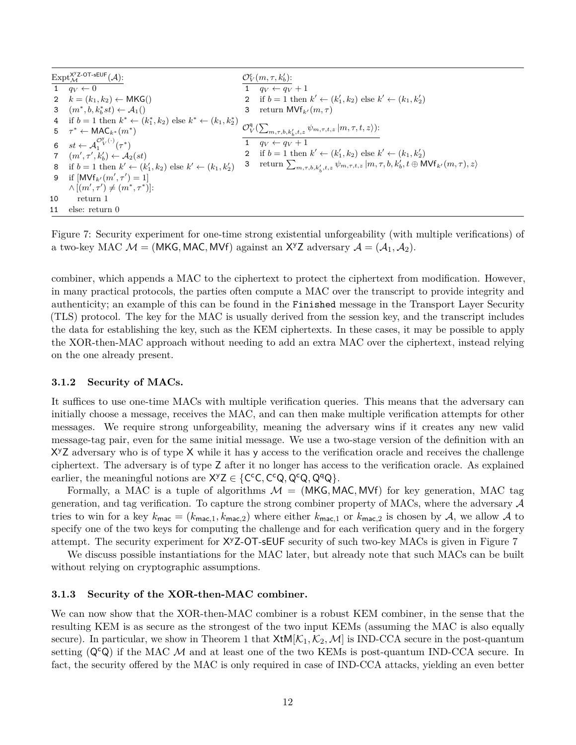**$\mathrm{Expt}_{\mathcal{M}}^{\mathsf{X^yZ\text{-}OT\text{-}sEUF}}(\mathcal{A})$:**

```
1   q_V ← 0
2   k = (k_1, k_2) ← MKG()
3   (m*, b, k*_b st) ← A_1()
4   if b = 1 then k* ← (k*_1, k_2) else k* ← (k_1, k*_2)
5   τ* ← MAC_{k*}(m*)
6   st ← A_1^{O^y_V(·)}(τ*)
7   (m', τ', k'_b) ← A_2(st)
8   if b = 1 then k' ← (k'_1, k_2) else k' ← (k_1, k'_2)
9   if [MVf_{k'}(m', τ') = 1]
      ∧ [(m', τ') ≠ (m*, τ*)]:
10      return 1
11  else: return 0
```

**$\mathcal{O}_V^{\mathsf{c}}(m, \tau, k'_b)$:**

```
1   q_V ← q_V + 1
2   if b = 1 then k' ← (k'_1, k_2) else k' ← (k_1, k'_2)
3   return MVf_{k'}(m, τ)
```

**$\mathcal{O}_V^{\mathsf{q}}(\sum_{m,\tau,b,k'_b,t,z} \psi_{m,\tau,t,z} |m, \tau, t, z\rangle)$:**

```
1   q_V ← q_V + 1
2   if b = 1 then k' ← (k'_1, k_2) else k' ← (k_1, k'_2)
3   return Σ_{m,τ,b,k'_b,t,z} ψ_{m,τ,t,z} |m, τ, b, k'_b, t ⊕ MVf_{k'}(m, τ), z⟩
```

Figure 7: Security experiment for one-time strong existential unforgeability (with multiple verifications) of a two-key MAC $\mathcal{M} = (\mathsf{MKG}, \mathsf{MAC}, \mathsf{MVf})$ against an $\mathsf{X^yZ}$ adversary $\mathcal{A} = (\mathcal{A}_1, \mathcal{A}_2)$.

combiner, which appends a MAC to the ciphertext to protect the ciphertext from modification. However, in many practical protocols, the parties often compute a MAC over the transcript to provide integrity and authenticity; an example of this can be found in the `Finished` message in the Transport Layer Security (TLS) protocol. The key for the MAC is usually derived from the session key, and the transcript includes the data for establishing the key, such as the KEM ciphertexts. In these cases, it may be possible to apply the XOR-then-MAC approach without needing to add an extra MAC over the ciphertext, instead relying on the one already present.

### 3.1.2 Security of MACs.

It suffices to use one-time MACs with multiple verification queries. This means that the adversary can initially choose a message, receives the MAC, and can then make multiple verification attempts for other messages. We require strong unforgeability, meaning the adversary wins if it creates any new valid message-tag pair, even for the same initial message. We use a two-stage version of the definition with an $\mathsf{X^yZ}$ adversary who is of type $\mathsf{X}$ while it has $\mathsf{y}$ access to the verification oracle and receives the challenge ciphertext. The adversary is of type $\mathsf{Z}$ after it no longer has access to the verification oracle. As explained earlier, the meaningful notions are $\mathsf{X^yZ} \in \{\mathsf{C^cC}, \mathsf{C^cQ}, \mathsf{Q^cQ}, \mathsf{Q^qQ}\}$.

Formally, a MAC is a tuple of algorithms $\mathcal{M} = (\mathsf{MKG}, \mathsf{MAC}, \mathsf{MVf})$ for key generation, MAC tag generation, and tag verification. To capture the strong combiner property of MACs, where the adversary $\mathcal{A}$ tries to win for a key $k_{\mathsf{mac}} = (k_{\mathsf{mac},1}, k_{\mathsf{mac},2})$ where either $k_{\mathsf{mac},1}$ or $k_{\mathsf{mac},2}$ is chosen by $\mathcal{A}$, we allow $\mathcal{A}$ to specify one of the two keys for computing the challenge and for each verification query and in the forgery attempt. The security experiment for $\mathsf{X^yZ\text{-}OT\text{-}sEUF}$ security of such two-key MACs is given in Figure 7

We discuss possible instantiations for the MAC later, but already note that such MACs can be built without relying on cryptographic assumptions.

### 3.1.3 Security of the XOR-then-MAC combiner.

We can now show that the XOR-then-MAC combiner is a robust KEM combiner, in the sense that the resulting KEM is as secure as the strongest of the two input KEMs (assuming the MAC is also equally secure). In particular, we show in Theorem 1 that $\mathsf{XtM}[\mathcal{K}_1, \mathcal{K}_2, \mathcal{M}]$ is IND-CCA secure in the post-quantum setting ($\mathsf{Q^cQ}$) if the MAC $\mathcal{M}$ and at least one of the two KEMs is post-quantum IND-CCA secure. In fact, the security offered by the MAC is only required in case of IND-CCA attacks, yielding an even better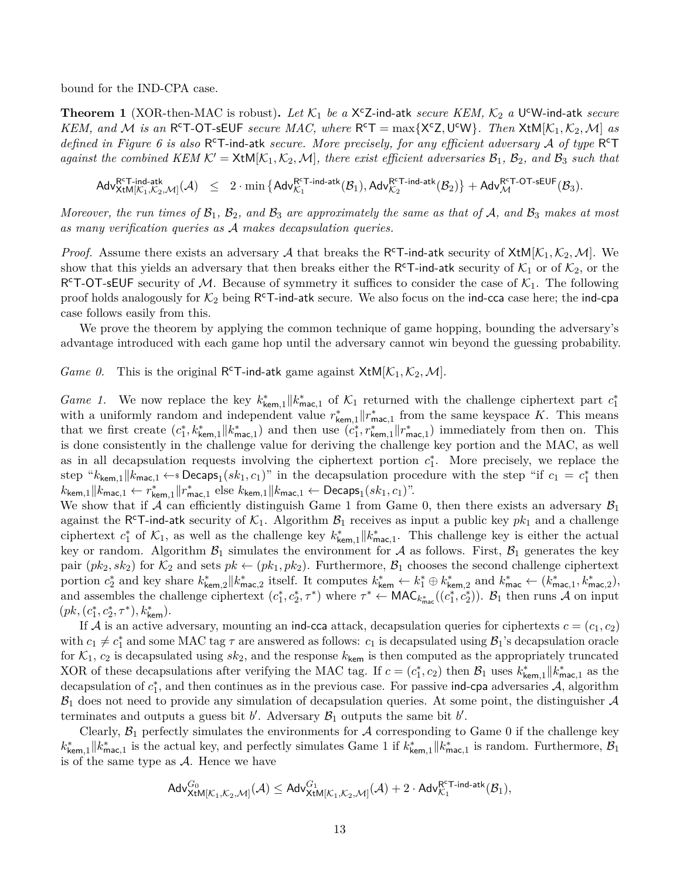bound for the IND-CPA case.

**Theorem 1** (XOR-then-MAC is robust)**.** *Let $\mathcal{K}_1$ be a* $\mathsf{X^cZ\text{-}ind\text{-}atk}$ *secure KEM,* $\mathcal{K}_2$ *a* $\mathsf{U^cW\text{-}ind\text{-}atk}$ *secure KEM, and $\mathcal{M}$ is an* $\mathsf{R^cT\text{-}OT\text{-}sEUF}$ *secure MAC, where* $\mathsf{R^cT} = \max\{\mathsf{X^cZ}, \mathsf{U^cW}\}$*. Then* $\mathsf{XtM}[\mathcal{K}_1, \mathcal{K}_2, \mathcal{M}]$ *as defined in Figure 6 is also* $\mathsf{R^cT\text{-}ind\text{-}atk}$ *secure. More precisely, for any efficient adversary $\mathcal{A}$ of type* $\mathsf{R^cT}$ *against the combined KEM* $\mathcal{K}' = \mathsf{XtM}[\mathcal{K}_1, \mathcal{K}_2, \mathcal{M}]$*, there exist efficient adversaries $\mathcal{B}_1$, $\mathcal{B}_2$, and $\mathcal{B}_3$ such that*

$$\mathsf{Adv}^{\mathsf{R^cT\text{-}ind\text{-}atk}}_{\mathsf{XtM}[\mathcal{K}_1,\mathcal{K}_2,\mathcal{M}]}(\mathcal{A}) \quad \leq \quad 2 \cdot \min\left\{\mathsf{Adv}^{\mathsf{R^cT\text{-}ind\text{-}atk}}_{\mathcal{K}_1}(\mathcal{B}_1), \mathsf{Adv}^{\mathsf{R^cT\text{-}ind\text{-}atk}}_{\mathcal{K}_2}(\mathcal{B}_2)\right\} + \mathsf{Adv}^{\mathsf{R^cT\text{-}OT\text{-}sEUF}}_{\mathcal{M}}(\mathcal{B}_3).$$

*Moreover, the run times of $\mathcal{B}_1$, $\mathcal{B}_2$, and $\mathcal{B}_3$ are approximately the same as that of $\mathcal{A}$, and $\mathcal{B}_3$ makes at most as many verification queries as $\mathcal{A}$ makes decapsulation queries.*

*Proof.* Assume there exists an adversary $\mathcal{A}$ that breaks the $\mathsf{R^cT\text{-}ind\text{-}atk}$ security of $\mathsf{XtM}[\mathcal{K}_1, \mathcal{K}_2, \mathcal{M}]$. We show that this yields an adversary that then breaks either the $\mathsf{R^cT\text{-}ind\text{-}atk}$ security of $\mathcal{K}_1$ or of $\mathcal{K}_2$, or the $\mathsf{R^cT\text{-}OT\text{-}sEUF}$ security of $\mathcal{M}$. Because of symmetry it suffices to consider the case of $\mathcal{K}_1$. The following proof holds analogously for $\mathcal{K}_2$ being $\mathsf{R^cT\text{-}ind\text{-}atk}$ secure. We also focus on the $\mathsf{ind\text{-}cca}$ case here; the $\mathsf{ind\text{-}cpa}$ case follows easily from this.

We prove the theorem by applying the common technique of game hopping, bounding the adversary's advantage introduced with each game hop until the adversary cannot win beyond the guessing probability.

*Game 0.* This is the original $\mathsf{R^cT\text{-}ind\text{-}atk}$ game against $\mathsf{XtM}[\mathcal{K}_1, \mathcal{K}_2, \mathcal{M}]$.

*Game 1.* We now replace the key $k^*_{\mathsf{kem},1} \| k^*_{\mathsf{mac},1}$ of $\mathcal{K}_1$ returned with the challenge ciphertext part $c_1^*$ with a uniformly random and independent value $r^*_{\mathsf{kem},1} \| r^*_{\mathsf{mac},1}$ from the same keyspace $K$. This means that we first create $(c_1^*, k^*_{\mathsf{kem},1} \| k^*_{\mathsf{mac},1})$ and then use $(c_1^*, r^*_{\mathsf{kem},1} \| r^*_{\mathsf{mac},1})$ immediately from then on. This is done consistently in the challenge value for deriving the challenge key portion and the MAC, as well as in all decapsulation requests involving the ciphertext portion $c_1^*$. More precisely, we replace the step "$k_{\mathsf{kem},1} \| k_{\mathsf{mac},1} \leftarrow\!\!\$\ \mathsf{Decaps}_1(sk_1, c_1)$" in the decapsulation procedure with the step "if $c_1 = c_1^*$ then $k_{\mathsf{kem},1} \| k_{\mathsf{mac},1} \leftarrow r^*_{\mathsf{kem},1} \| r^*_{\mathsf{mac},1}$ else $k_{\mathsf{kem},1} \| k_{\mathsf{mac},1} \leftarrow \mathsf{Decaps}_1(sk_1, c_1)$".
We show that if $\mathcal{A}$ can efficiently distinguish Game 1 from Game 0, then there exists an adversary $\mathcal{B}_1$ against the $\mathsf{R^cT\text{-}ind\text{-}atk}$ security of $\mathcal{K}_1$. Algorithm $\mathcal{B}_1$ receives as input a public key $pk_1$ and a challenge ciphertext $c_1^*$ of $\mathcal{K}_1$, as well as the challenge key $k^*_{\mathsf{kem},1} \| k^*_{\mathsf{mac},1}$. This challenge key is either the actual key or random. Algorithm $\mathcal{B}_1$ simulates the environment for $\mathcal{A}$ as follows. First, $\mathcal{B}_1$ generates the key pair $(pk_2, sk_2)$ for $\mathcal{K}_2$ and sets $pk \leftarrow (pk_1, pk_2)$. Furthermore, $\mathcal{B}_1$ chooses the second challenge ciphertext portion $c_2^*$ and key share $k^*_{\mathsf{kem},2} \| k^*_{\mathsf{mac},2}$ itself. It computes $k^*_{\mathsf{kem}} \leftarrow k_1^* \oplus k^*_{\mathsf{kem},2}$ and $k^*_{\mathsf{mac}} \leftarrow (k^*_{\mathsf{mac},1}, k^*_{\mathsf{mac},2})$, and assembles the challenge ciphertext $(c_1^*, c_2^*, \tau^*)$ where $\tau^* \leftarrow \mathsf{MAC}_{k^*_{\mathsf{mac}}}((c_1^*, c_2^*))$. $\mathcal{B}_1$ then runs $\mathcal{A}$ on input $(pk, (c_1^*, c_2^*, \tau^*), k^*_{\mathsf{kem}})$.

If $\mathcal{A}$ is an active adversary, mounting an $\mathsf{ind\text{-}cca}$ attack, decapsulation queries for ciphertexts $c = (c_1, c_2)$ with $c_1 \neq c_1^*$ and some MAC tag $\tau$ are answered as follows: $c_1$ is decapsulated using $\mathcal{B}_1$'s decapsulation oracle for $\mathcal{K}_1$, $c_2$ is decapsulated using $sk_2$, and the response $k_{\mathsf{kem}}$ is then computed as the appropriately truncated XOR of these decapsulations after verifying the MAC tag. If $c = (c_1^*, c_2)$ then $\mathcal{B}_1$ uses $k^*_{\mathsf{kem},1} \| k^*_{\mathsf{mac},1}$ as the decapsulation of $c_1^*$, and then continues as in the previous case. For passive $\mathsf{ind\text{-}cpa}$ adversaries $\mathcal{A}$, algorithm $\mathcal{B}_1$ does not need to provide any simulation of decapsulation queries. At some point, the distinguisher $\mathcal{A}$ terminates and outputs a guess bit $b'$. Adversary $\mathcal{B}_1$ outputs the same bit $b'$.

Clearly, $\mathcal{B}_1$ perfectly simulates the environments for $\mathcal{A}$ corresponding to Game 0 if the challenge key $k^*_{\mathsf{kem},1} \| k^*_{\mathsf{mac},1}$ is the actual key, and perfectly simulates Game 1 if $k^*_{\mathsf{kem},1} \| k^*_{\mathsf{mac},1}$ is random. Furthermore, $\mathcal{B}_1$ is of the same type as $\mathcal{A}$. Hence we have

$$\mathsf{Adv}^{G_0}_{\mathsf{XtM}[\mathcal{K}_1,\mathcal{K}_2,\mathcal{M}]}(\mathcal{A}) \leq \mathsf{Adv}^{G_1}_{\mathsf{XtM}[\mathcal{K}_1,\mathcal{K}_2,\mathcal{M}]}(\mathcal{A}) + 2 \cdot \mathsf{Adv}^{\mathsf{R^cT\text{-}ind\text{-}atk}}_{\mathcal{K}_1}(\mathcal{B}_1),$$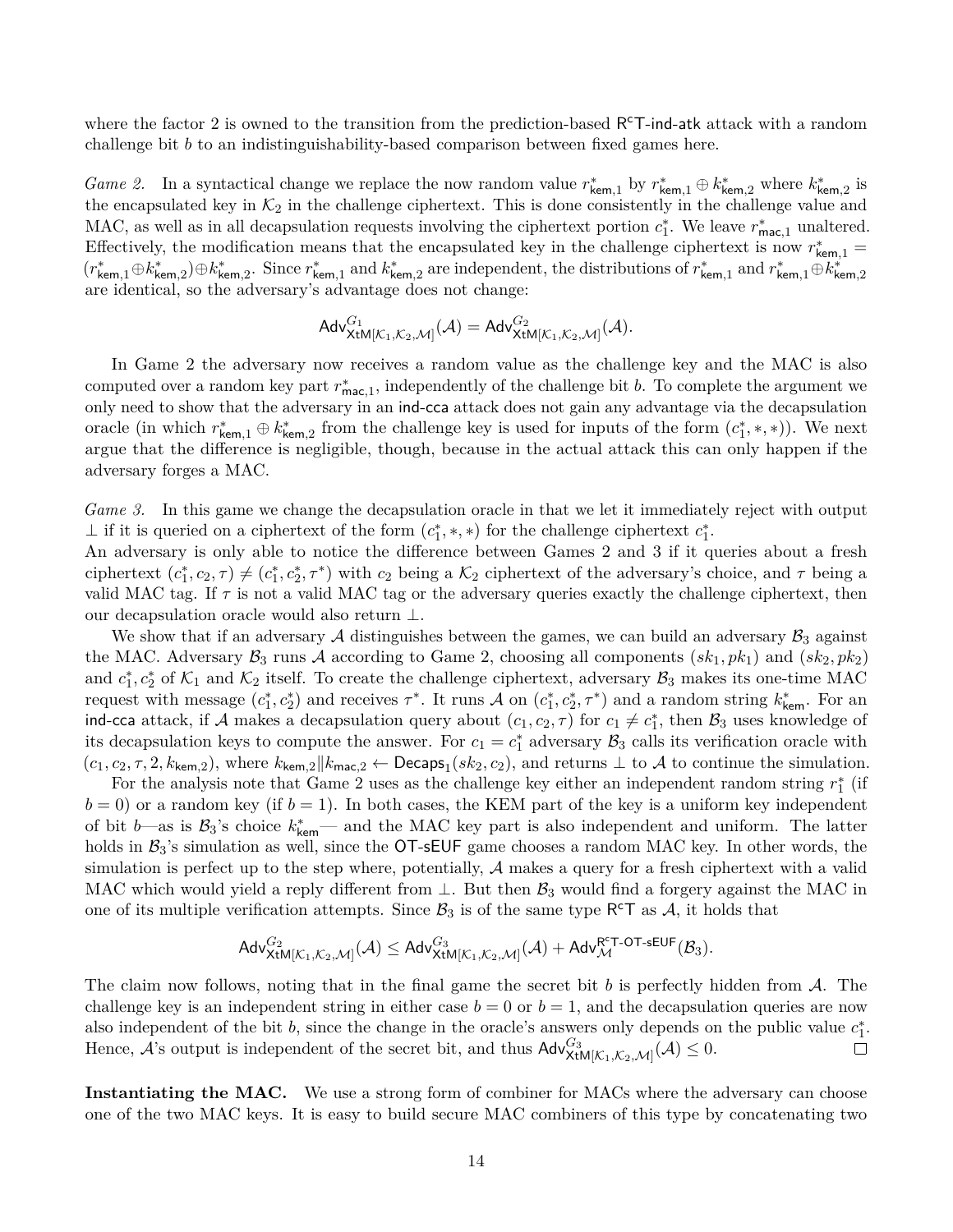where the factor 2 is owned to the transition from the prediction-based $\mathsf{R^cT\text{-}ind\text{-}atk}$ attack with a random challenge bit $b$ to an indistinguishability-based comparison between fixed games here.

*Game 2.* In a syntactical change we replace the now random value $r^*_{\mathsf{kem},1}$ by $r^*_{\mathsf{kem},1} \oplus k^*_{\mathsf{kem},2}$ where $k^*_{\mathsf{kem},2}$ is the encapsulated key in $\mathcal{K}_2$ in the challenge ciphertext. This is done consistently in the challenge value and MAC, as well as in all decapsulation requests involving the ciphertext portion $c^*_1$. We leave $r^*_{\mathsf{mac},1}$ unaltered. Effectively, the modification means that the encapsulated key in the challenge ciphertext is now $r^*_{\mathsf{kem},1} = (r^*_{\mathsf{kem},1} \oplus k^*_{\mathsf{kem},2}) \oplus k^*_{\mathsf{kem},2}$. Since $r^*_{\mathsf{kem},1}$ and $k^*_{\mathsf{kem},2}$ are independent, the distributions of $r^*_{\mathsf{kem},1}$ and $r^*_{\mathsf{kem},1} \oplus k^*_{\mathsf{kem},2}$ are identical, so the adversary's advantage does not change:

$$\mathsf{Adv}^{G_1}_{\mathsf{XtM}[\mathcal{K}_1,\mathcal{K}_2,\mathcal{M}]}(\mathcal{A}) = \mathsf{Adv}^{G_2}_{\mathsf{XtM}[\mathcal{K}_1,\mathcal{K}_2,\mathcal{M}]}(\mathcal{A}).$$

In Game 2 the adversary now receives a random value as the challenge key and the MAC is also computed over a random key part $r^*_{\mathsf{mac},1}$, independently of the challenge bit $b$. To complete the argument we only need to show that the adversary in an $\mathsf{ind\text{-}cca}$ attack does not gain any advantage via the decapsulation oracle (in which $r^*_{\mathsf{kem},1} \oplus k^*_{\mathsf{kem},2}$ from the challenge key is used for inputs of the form $(c^*_1, *, *)$). We next argue that the difference is negligible, though, because in the actual attack this can only happen if the adversary forges a MAC.

*Game 3.* In this game we change the decapsulation oracle in that we let it immediately reject with output $\perp$ if it is queried on a ciphertext of the form $(c^*_1, *, *)$ for the challenge ciphertext $c^*_1$.
An adversary is only able to notice the difference between Games 2 and 3 if it queries about a fresh ciphertext $(c^*_1, c_2, \tau) \neq (c^*_1, c^*_2, \tau^*)$ with $c_2$ being a $\mathcal{K}_2$ ciphertext of the adversary's choice, and $\tau$ being a valid MAC tag. If $\tau$ is not a valid MAC tag or the adversary queries exactly the challenge ciphertext, then our decapsulation oracle would also return $\perp$.

We show that if an adversary $\mathcal{A}$ distinguishes between the games, we can build an adversary $\mathcal{B}_3$ against the MAC. Adversary $\mathcal{B}_3$ runs $\mathcal{A}$ according to Game 2, choosing all components $(sk_1, pk_1)$ and $(sk_2, pk_2)$ and $c^*_1, c^*_2$ of $\mathcal{K}_1$ and $\mathcal{K}_2$ itself. To create the challenge ciphertext, adversary $\mathcal{B}_3$ makes its one-time MAC request with message $(c^*_1, c^*_2)$ and receives $\tau^*$. It runs $\mathcal{A}$ on $(c^*_1, c^*_2, \tau^*)$ and a random string $k^*_{\mathsf{kem}}$. For an $\mathsf{ind\text{-}cca}$ attack, if $\mathcal{A}$ makes a decapsulation query about $(c_1, c_2, \tau)$ for $c_1 \neq c^*_1$, then $\mathcal{B}_3$ uses knowledge of its decapsulation keys to compute the answer. For $c_1 = c^*_1$ adversary $\mathcal{B}_3$ calls its verification oracle with $(c_1, c_2, \tau, 2, k_{\mathsf{kem},2})$, where $k_{\mathsf{kem},2} \| k_{\mathsf{mac},2} \leftarrow \mathsf{Decaps}_1(sk_2, c_2)$, and returns $\perp$ to $\mathcal{A}$ to continue the simulation.

For the analysis note that Game 2 uses as the challenge key either an independent random string $r^*_1$ (if $b = 0$) or a random key (if $b = 1$). In both cases, the KEM part of the key is a uniform key independent of bit $b$—as is $\mathcal{B}_3$'s choice $k^*_{\mathsf{kem}}$— and the MAC key part is also independent and uniform. The latter holds in $\mathcal{B}_3$'s simulation as well, since the $\mathsf{OT\text{-}sEUF}$ game chooses a random MAC key. In other words, the simulation is perfect up to the step where, potentially, $\mathcal{A}$ makes a query for a fresh ciphertext with a valid MAC which would yield a reply different from $\perp$. But then $\mathcal{B}_3$ would find a forgery against the MAC in one of its multiple verification attempts. Since $\mathcal{B}_3$ is of the same type $\mathsf{R^cT}$ as $\mathcal{A}$, it holds that

$$\mathsf{Adv}^{G_2}_{\mathsf{XtM}[\mathcal{K}_1,\mathcal{K}_2,\mathcal{M}]}(\mathcal{A}) \leq \mathsf{Adv}^{G_3}_{\mathsf{XtM}[\mathcal{K}_1,\mathcal{K}_2,\mathcal{M}]}(\mathcal{A}) + \mathsf{Adv}^{\mathsf{R^cT\text{-}OT\text{-}sEUF}}_{\mathcal{M}}(\mathcal{B}_3).$$

The claim now follows, noting that in the final game the secret bit $b$ is perfectly hidden from $\mathcal{A}$. The challenge key is an independent string in either case $b = 0$ or $b = 1$, and the decapsulation queries are now also independent of the bit $b$, since the change in the oracle's answers only depends on the public value $c^*_1$. Hence, $\mathcal{A}$'s output is independent of the secret bit, and thus $\mathsf{Adv}^{G_3}_{\mathsf{XtM}[\mathcal{K}_1,\mathcal{K}_2,\mathcal{M}]}(\mathcal{A}) \leq 0$. □

**Instantiating the MAC.** We use a strong form of combiner for MACs where the adversary can choose one of the two MAC keys. It is easy to build secure MAC combiners of this type by concatenating two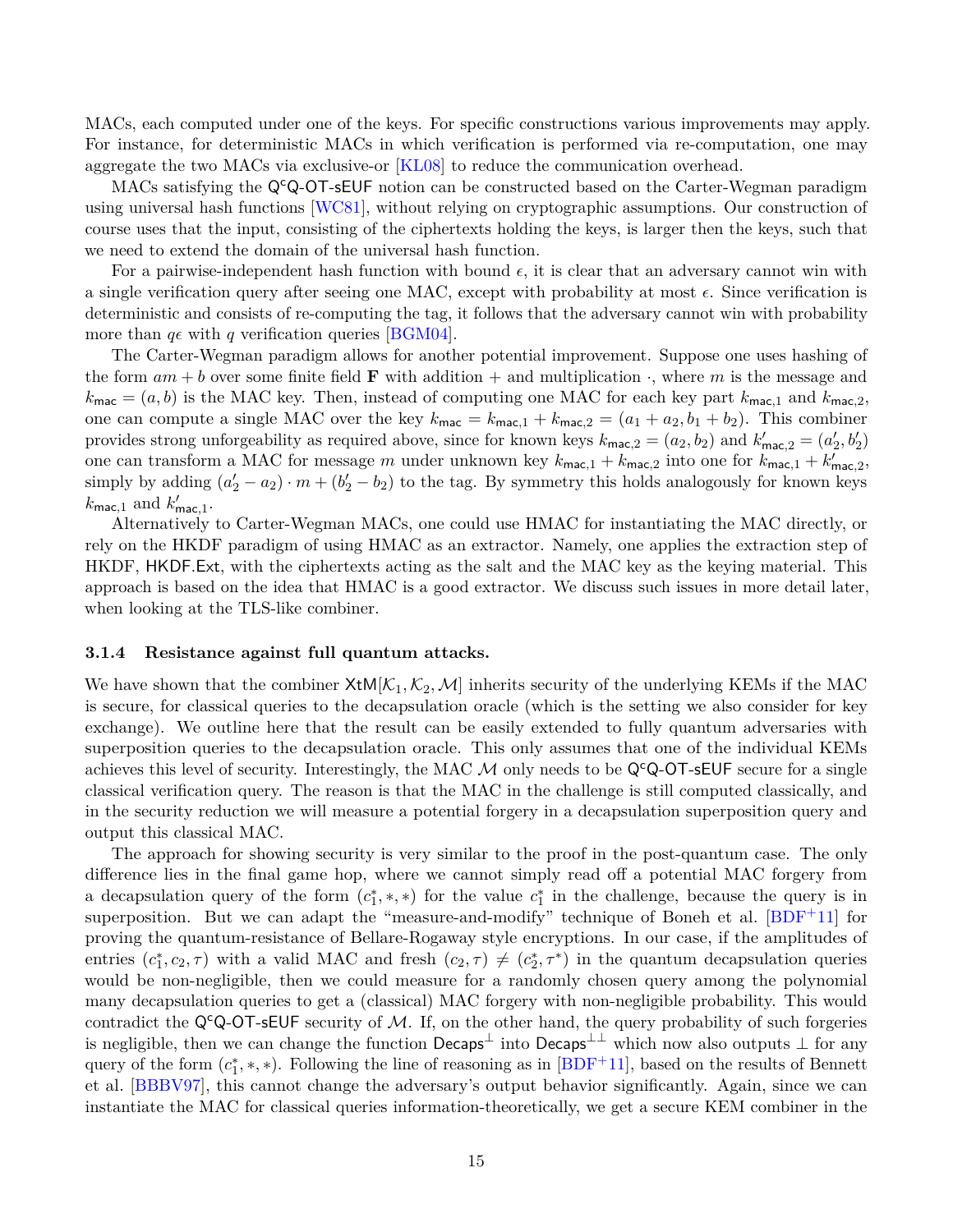MACs, each computed under one of the keys. For specific constructions various improvements may apply. For instance, for deterministic MACs in which verification is performed via re-computation, one may aggregate the two MACs via exclusive-or [KL08] to reduce the communication overhead.

MACs satisfying the $\mathsf{Q^cQ\text{-}OT\text{-}sEUF}$ notion can be constructed based on the Carter-Wegman paradigm using universal hash functions [WC81], without relying on cryptographic assumptions. Our construction of course uses that the input, consisting of the ciphertexts holding the keys, is larger then the keys, such that we need to extend the domain of the universal hash function.

For a pairwise-independent hash function with bound $\epsilon$, it is clear that an adversary cannot win with a single verification query after seeing one MAC, except with probability at most $\epsilon$. Since verification is deterministic and consists of re-computing the tag, it follows that the adversary cannot win with probability more than $q\epsilon$ with $q$ verification queries [BGM04].

The Carter-Wegman paradigm allows for another potential improvement. Suppose one uses hashing of the form $am + b$ over some finite field $\mathbf{F}$ with addition $+$ and multiplication $\cdot$, where $m$ is the message and $k_{\mathsf{mac}} = (a, b)$ is the MAC key. Then, instead of computing one MAC for each key part $k_{\mathsf{mac},1}$ and $k_{\mathsf{mac},2}$, one can compute a single MAC over the key $k_{\mathsf{mac}} = k_{\mathsf{mac},1} + k_{\mathsf{mac},2} = (a_1 + a_2, b_1 + b_2)$. This combiner provides strong unforgeability as required above, since for known keys $k_{\mathsf{mac},2} = (a_2, b_2)$ and $k'_{\mathsf{mac},2} = (a'_2, b'_2)$ one can transform a MAC for message $m$ under unknown key $k_{\mathsf{mac},1} + k_{\mathsf{mac},2}$ into one for $k_{\mathsf{mac},1} + k'_{\mathsf{mac},2}$, simply by adding $(a'_2 - a_2) \cdot m + (b'_2 - b_2)$ to the tag. By symmetry this holds analogously for known keys $k_{\mathsf{mac},1}$ and $k'_{\mathsf{mac},1}$.

Alternatively to Carter-Wegman MACs, one could use HMAC for instantiating the MAC directly, or rely on the HKDF paradigm of using HMAC as an extractor. Namely, one applies the extraction step of HKDF, $\mathsf{HKDF.Ext}$, with the ciphertexts acting as the salt and the MAC key as the keying material. This approach is based on the idea that HMAC is a good extractor. We discuss such issues in more detail later, when looking at the TLS-like combiner.

### 3.1.4 Resistance against full quantum attacks.

We have shown that the combiner $\mathsf{XtM}[\mathcal{K}_1, \mathcal{K}_2, \mathcal{M}]$ inherits security of the underlying KEMs if the MAC is secure, for classical queries to the decapsulation oracle (which is the setting we also consider for key exchange). We outline here that the result can be easily extended to fully quantum adversaries with superposition queries to the decapsulation oracle. This only assumes that one of the individual KEMs achieves this level of security. Interestingly, the MAC $\mathcal{M}$ only needs to be $\mathsf{Q^cQ\text{-}OT\text{-}sEUF}$ secure for a single classical verification query. The reason is that the MAC in the challenge is still computed classically, and in the security reduction we will measure a potential forgery in a decapsulation superposition query and output this classical MAC.

The approach for showing security is very similar to the proof in the post-quantum case. The only difference lies in the final game hop, where we cannot simply read off a potential MAC forgery from a decapsulation query of the form $(c_1^*, *, *)$ for the value $c_1^*$ in the challenge, because the query is in superposition. But we can adapt the "measure-and-modify" technique of Boneh et al. [BDF+11] for proving the quantum-resistance of Bellare-Rogaway style encryptions. In our case, if the amplitudes of entries $(c_1^*, c_2, \tau)$ with a valid MAC and fresh $(c_2, \tau) \neq (c_2^*, \tau^*)$ in the quantum decapsulation queries would be non-negligible, then we could measure for a randomly chosen query among the polynomial many decapsulation queries to get a (classical) MAC forgery with non-negligible probability. This would contradict the $\mathsf{Q^cQ\text{-}OT\text{-}sEUF}$ security of $\mathcal{M}$. If, on the other hand, the query probability of such forgeries is negligible, then we can change the function $\mathsf{Decaps}^{\perp}$ into $\mathsf{Decaps}^{\perp\perp}$ which now also outputs $\perp$ for any query of the form $(c_1^*, *, *)$. Following the line of reasoning as in [BDF+11], based on the results of Bennett et al. [BBBV97], this cannot change the adversary's output behavior significantly. Again, since we can instantiate the MAC for classical queries information-theoretically, we get a secure KEM combiner in the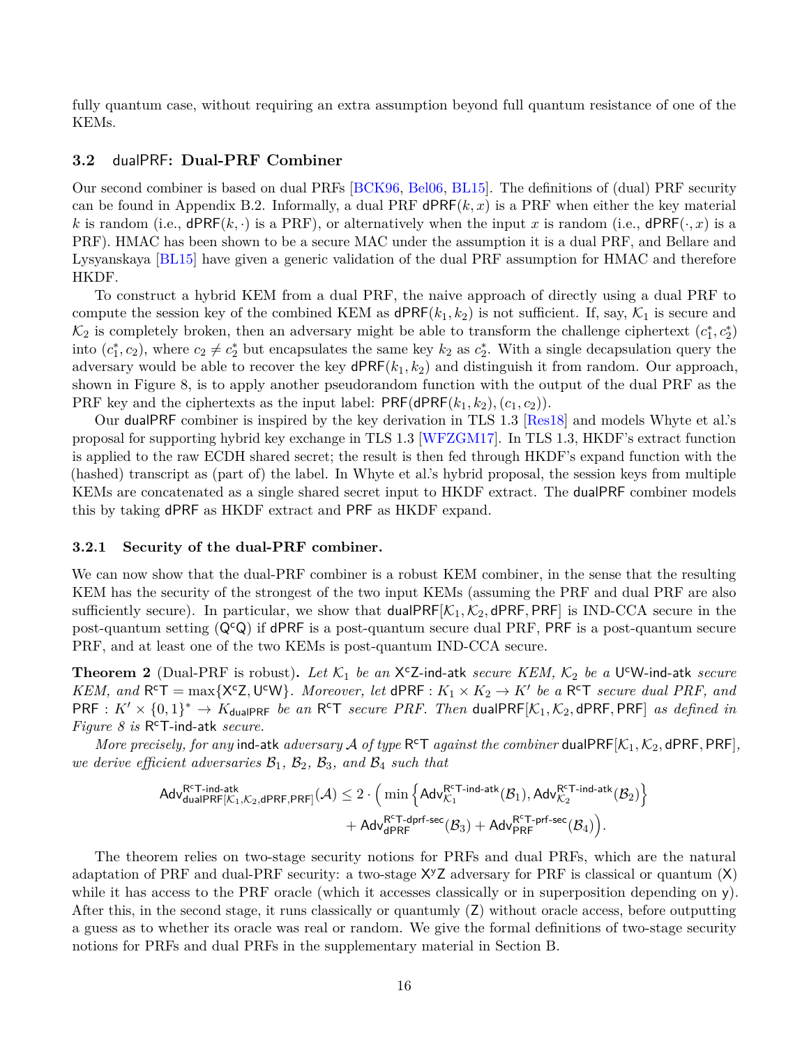fully quantum case, without requiring an extra assumption beyond full quantum resistance of one of the KEMs.

### 3.2 dualPRF: Dual-PRF Combiner

Our second combiner is based on dual PRFs [BCK96, Bel06, BL15]. The definitions of (dual) PRF security can be found in Appendix B.2. Informally, a dual PRF $\mathsf{dPRF}(k, x)$ is a PRF when either the key material $k$ is random (i.e., $\mathsf{dPRF}(k, \cdot)$ is a PRF), or alternatively when the input $x$ is random (i.e., $\mathsf{dPRF}(\cdot, x)$ is a PRF). HMAC has been shown to be a secure MAC under the assumption it is a dual PRF, and Bellare and Lysyanskaya [BL15] have given a generic validation of the dual PRF assumption for HMAC and therefore HKDF.

To construct a hybrid KEM from a dual PRF, the naive approach of directly using a dual PRF to compute the session key of the combined KEM as $\mathsf{dPRF}(k_1, k_2)$ is not sufficient. If, say, $\mathcal{K}_1$ is secure and $\mathcal{K}_2$ is completely broken, then an adversary might be able to transform the challenge ciphertext $(c_1^*, c_2^*)$ into $(c_1^*, c_2)$, where $c_2 \neq c_2^*$ but encapsulates the same key $k_2$ as $c_2^*$. With a single decapsulation query the adversary would be able to recover the key $\mathsf{dPRF}(k_1, k_2)$ and distinguish it from random. Our approach, shown in Figure 8, is to apply another pseudorandom function with the output of the dual PRF as the PRF key and the ciphertexts as the input label: $\mathsf{PRF}(\mathsf{dPRF}(k_1, k_2), (c_1, c_2))$.

Our dualPRF combiner is inspired by the key derivation in TLS 1.3 [Res18] and models Whyte et al.'s proposal for supporting hybrid key exchange in TLS 1.3 [WFZGM17]. In TLS 1.3, HKDF's extract function is applied to the raw ECDH shared secret; the result is then fed through HKDF's expand function with the (hashed) transcript as (part of) the label. In Whyte et al.'s hybrid proposal, the session keys from multiple KEMs are concatenated as a single shared secret input to HKDF extract. The dualPRF combiner models this by taking dPRF as HKDF extract and PRF as HKDF expand.

#### 3.2.1 Security of the dual-PRF combiner.

We can now show that the dual-PRF combiner is a robust KEM combiner, in the sense that the resulting KEM has the security of the strongest of the two input KEMs (assuming the PRF and dual PRF are also sufficiently secure). In particular, we show that $\mathsf{dualPRF}[\mathcal{K}_1, \mathcal{K}_2, \mathsf{dPRF}, \mathsf{PRF}]$ is IND-CCA secure in the post-quantum setting ($\mathsf{Q^cQ}$) if dPRF is a post-quantum secure dual PRF, PRF is a post-quantum secure PRF, and at least one of the two KEMs is post-quantum IND-CCA secure.

**Theorem 2** (Dual-PRF is robust). *Let $\mathcal{K}_1$ be an $\mathsf{X^cZ}$-ind-atk secure KEM, $\mathcal{K}_2$ be a $\mathsf{U^cW}$-ind-atk secure KEM, and $\mathsf{R^cT} = \max\{\mathsf{X^cZ}, \mathsf{U^cW}\}$. Moreover, let $\mathsf{dPRF} : K_1 \times K_2 \to K'$ be a $\mathsf{R^cT}$ secure dual PRF, and $\mathsf{PRF} : K' \times \{0,1\}^* \to K_{\mathsf{dualPRF}}$ be an $\mathsf{R^cT}$ secure PRF. Then $\mathsf{dualPRF}[\mathcal{K}_1, \mathcal{K}_2, \mathsf{dPRF}, \mathsf{PRF}]$ as defined in Figure 8 is $\mathsf{R^cT}$-ind-atk secure.*

*More precisely, for any ind-atk adversary $\mathcal{A}$ of type $\mathsf{R^cT}$ against the combiner $\mathsf{dualPRF}[\mathcal{K}_1, \mathcal{K}_2, \mathsf{dPRF}, \mathsf{PRF}]$, we derive efficient adversaries $\mathcal{B}_1$, $\mathcal{B}_2$, $\mathcal{B}_3$, and $\mathcal{B}_4$ such that*

$$\mathsf{Adv}^{\mathsf{R^cT}\text{-ind-atk}}_{\mathsf{dualPRF}[\mathcal{K}_1,\mathcal{K}_2,\mathsf{dPRF},\mathsf{PRF}]}(\mathcal{A}) \leq 2 \cdot \Big( \min \Big\{ \mathsf{Adv}^{\mathsf{R^cT}\text{-ind-atk}}_{\mathcal{K}_1}(\mathcal{B}_1), \mathsf{Adv}^{\mathsf{R^cT}\text{-ind-atk}}_{\mathcal{K}_2}(\mathcal{B}_2) \Big\} + \mathsf{Adv}^{\mathsf{R^cT}\text{-dprf-sec}}_{\mathsf{dPRF}}(\mathcal{B}_3) + \mathsf{Adv}^{\mathsf{R^cT}\text{-prf-sec}}_{\mathsf{PRF}}(\mathcal{B}_4) \Big).$$

The theorem relies on two-stage security notions for PRFs and dual PRFs, which are the natural adaptation of PRF and dual-PRF security: a two-stage $\mathsf{X^yZ}$ adversary for PRF is classical or quantum ($\mathsf{X}$) while it has access to the PRF oracle (which it accesses classically or in superposition depending on $\mathsf{y}$). After this, in the second stage, it runs classically or quantumly ($\mathsf{Z}$) without oracle access, before outputting a guess as to whether its oracle was real or random. We give the formal definitions of two-stage security notions for PRFs and dual PRFs in the supplementary material in Section B.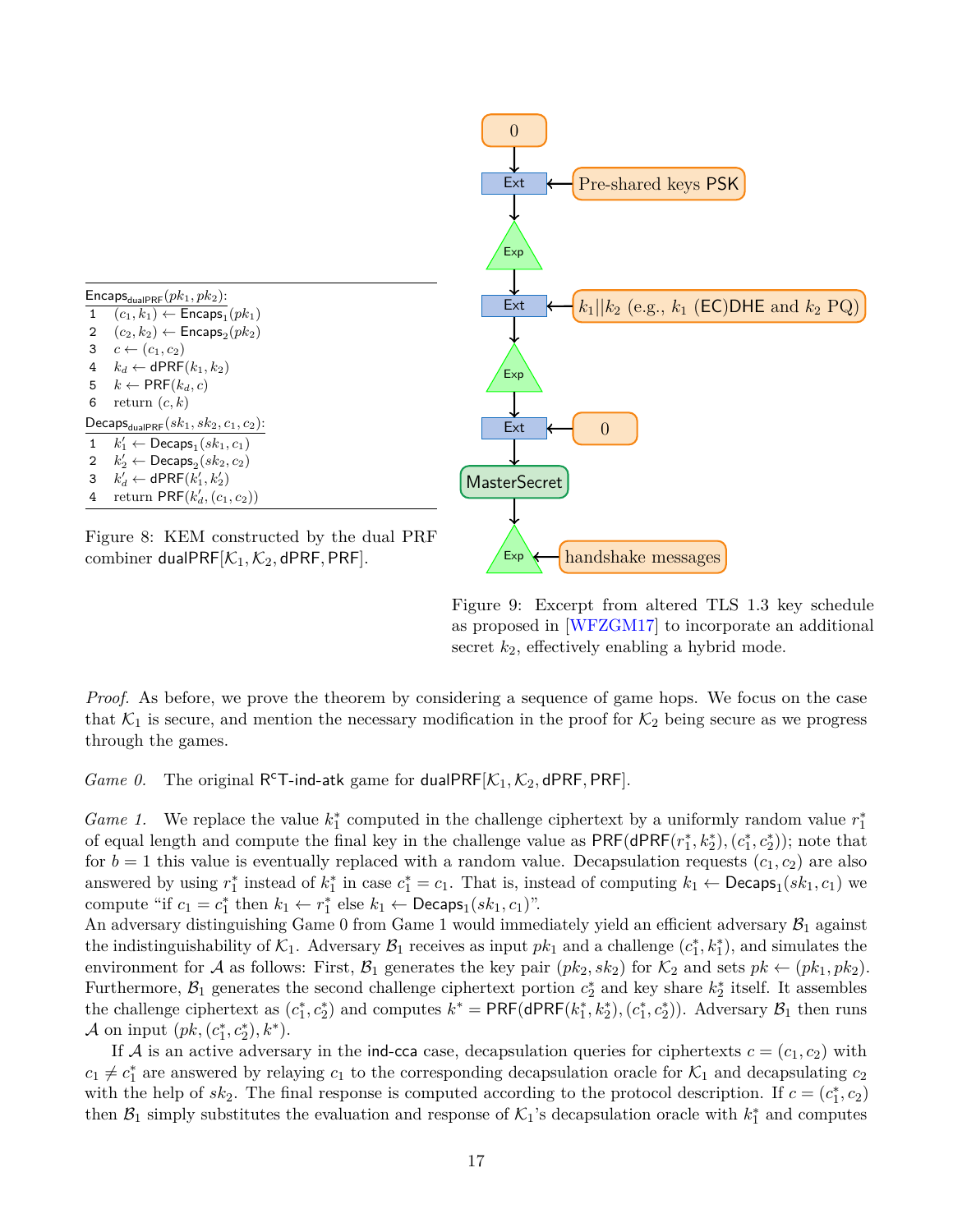$\mathsf{Encaps}_{\mathsf{dualPRF}}(pk_1, pk_2)$:

```
1  (c_1, k_1) ← Encaps_1(pk_1)
2  (c_2, k_2) ← Encaps_2(pk_2)
3  c ← (c_1, c_2)
4  k_d ← dPRF(k_1, k_2)
5  k ← PRF(k_d, c)
6  return (c, k)
```

$\mathsf{Decaps}_{\mathsf{dualPRF}}(sk_1, sk_2, c_1, c_2)$:

```
1  k'_1 ← Decaps_1(sk_1, c_1)
2  k'_2 ← Decaps_2(sk_2, c_2)
3  k'_d ← dPRF(k'_1, k'_2)
4  return PRF(k'_d, (c_1, c_2))
```

Figure 8: KEM constructed by the dual PRF combiner $\mathsf{dualPRF}[\mathcal{K}_1, \mathcal{K}_2, \mathsf{dPRF}, \mathsf{PRF}]$.

```
0 → Ext ← Pre-shared keys PSK
      ↓
     Exp
      ↓
     Ext ← k_1||k_2 (e.g., k_1 (EC)DHE and k_2 PQ)
      ↓
     Exp
      ↓
     Ext ← 0
      ↓
 MasterSecret
      ↓
     Exp ← handshake messages
```

Figure 9: Excerpt from altered TLS 1.3 key schedule as proposed in [WFZGM17] to incorporate an additional secret $k_2$, effectively enabling a hybrid mode.

*Proof.* As before, we prove the theorem by considering a sequence of game hops. We focus on the case that $\mathcal{K}_1$ is secure, and mention the necessary modification in the proof for $\mathcal{K}_2$ being secure as we progress through the games.

*Game 0.* The original $\mathsf{R^cT}$-$\mathsf{ind}$-$\mathsf{atk}$ game for $\mathsf{dualPRF}[\mathcal{K}_1, \mathcal{K}_2, \mathsf{dPRF}, \mathsf{PRF}]$.

*Game 1.* We replace the value $k_1^*$ computed in the challenge ciphertext by a uniformly random value $r_1^*$ of equal length and compute the final key in the challenge value as $\mathsf{PRF}(\mathsf{dPRF}(r_1^*, k_2^*), (c_1^*, c_2^*))$; note that for $b = 1$ this value is eventually replaced with a random value. Decapsulation requests $(c_1, c_2)$ are also answered by using $r_1^*$ instead of $k_1^*$ in case $c_1^* = c_1$. That is, instead of computing $k_1 \leftarrow \mathsf{Decaps}_1(sk_1, c_1)$ we compute "if $c_1 = c_1^*$ then $k_1 \leftarrow r_1^*$ else $k_1 \leftarrow \mathsf{Decaps}_1(sk_1, c_1)$".
An adversary distinguishing Game 0 from Game 1 would immediately yield an efficient adversary $\mathcal{B}_1$ against the indistinguishability of $\mathcal{K}_1$. Adversary $\mathcal{B}_1$ receives as input $pk_1$ and a challenge $(c_1^*, k_1^*)$, and simulates the environment for $\mathcal{A}$ as follows: First, $\mathcal{B}_1$ generates the key pair $(pk_2, sk_2)$ for $\mathcal{K}_2$ and sets $pk \leftarrow (pk_1, pk_2)$. Furthermore, $\mathcal{B}_1$ generates the second challenge ciphertext portion $c_2^*$ and key share $k_2^*$ itself. It assembles the challenge ciphertext as $(c_1^*, c_2^*)$ and computes $k^* = \mathsf{PRF}(\mathsf{dPRF}(k_1^*, k_2^*), (c_1^*, c_2^*))$. Adversary $\mathcal{B}_1$ then runs $\mathcal{A}$ on input $(pk, (c_1^*, c_2^*), k^*)$.

If $\mathcal{A}$ is an active adversary in the $\mathsf{ind}$-$\mathsf{cca}$ case, decapsulation queries for ciphertexts $c = (c_1, c_2)$ with $c_1 \neq c_1^*$ are answered by relaying $c_1$ to the corresponding decapsulation oracle for $\mathcal{K}_1$ and decapsulating $c_2$ with the help of $sk_2$. The final response is computed according to the protocol description. If $c = (c_1^*, c_2)$ then $\mathcal{B}_1$ simply substitutes the evaluation and response of $\mathcal{K}_1$'s decapsulation oracle with $k_1^*$ and computes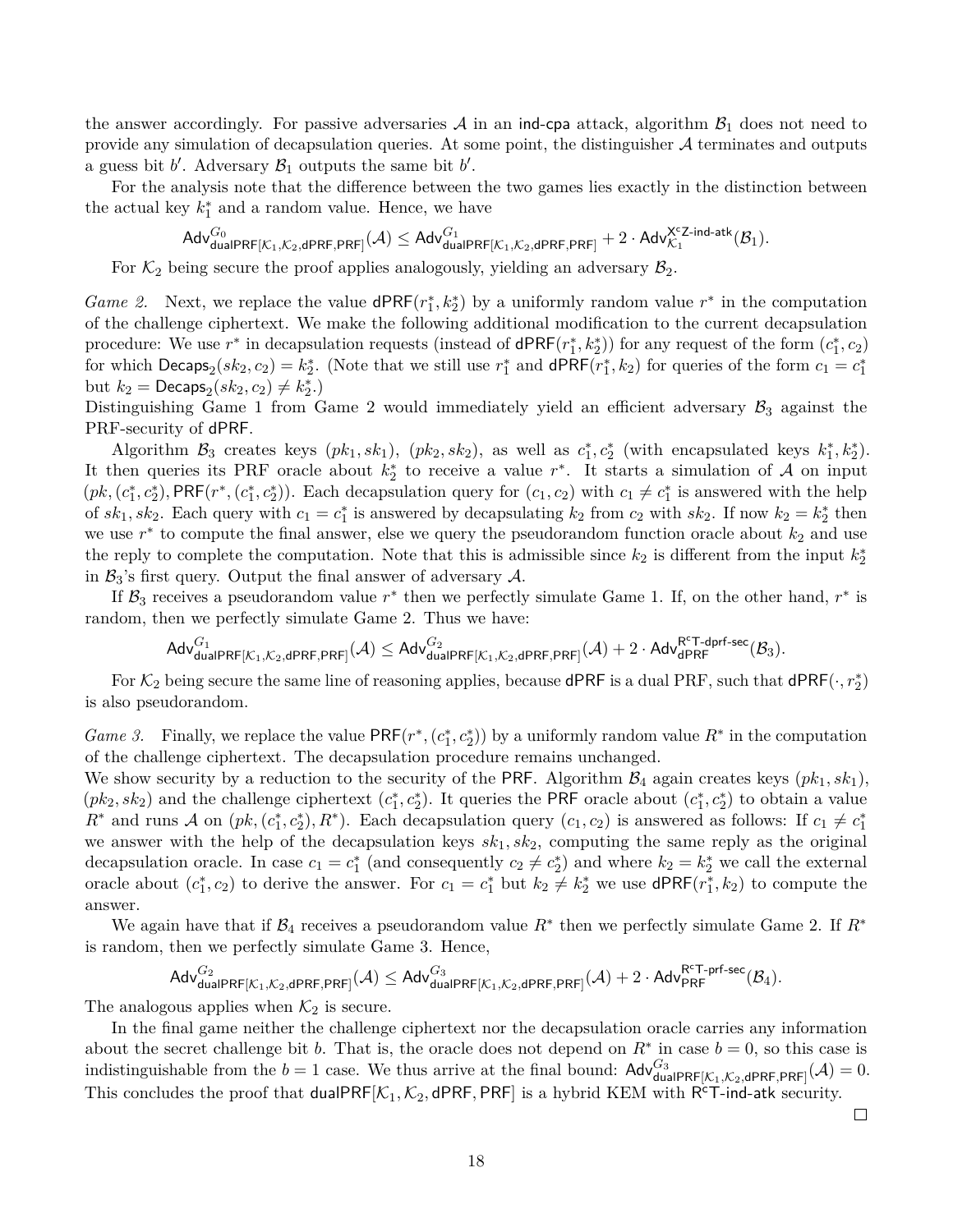the answer accordingly. For passive adversaries $\mathcal{A}$ in an ind-cpa attack, algorithm $\mathcal{B}_1$ does not need to provide any simulation of decapsulation queries. At some point, the distinguisher $\mathcal{A}$ terminates and outputs a guess bit $b'$. Adversary $\mathcal{B}_1$ outputs the same bit $b'$.

For the analysis note that the difference between the two games lies exactly in the distinction between the actual key $k_1^*$ and a random value. Hence, we have

$$\mathsf{Adv}^{G_0}_{\mathsf{dualPRF}[\mathcal{K}_1,\mathcal{K}_2,\mathsf{dPRF},\mathsf{PRF}]}(\mathcal{A}) \le \mathsf{Adv}^{G_1}_{\mathsf{dualPRF}[\mathcal{K}_1,\mathcal{K}_2,\mathsf{dPRF},\mathsf{PRF}]} + 2 \cdot \mathsf{Adv}^{\mathsf{X^cZ\text{-}ind\text{-}atk}}_{\mathcal{K}_1}(\mathcal{B}_1).$$

For $\mathcal{K}_2$ being secure the proof applies analogously, yielding an adversary $\mathcal{B}_2$.

*Game 2.* Next, we replace the value $\mathsf{dPRF}(r_1^*, k_2^*)$ by a uniformly random value $r^*$ in the computation of the challenge ciphertext. We make the following additional modification to the current decapsulation procedure: We use $r^*$ in decapsulation requests (instead of $\mathsf{dPRF}(r_1^*, k_2^*)$) for any request of the form $(c_1^*, c_2)$ for which $\mathsf{Decaps}_2(sk_2, c_2) = k_2^*$. (Note that we still use $r_1^*$ and $\mathsf{dPRF}(r_1^*, k_2)$ for queries of the form $c_1 = c_1^*$ but $k_2 = \mathsf{Decaps}_2(sk_2, c_2) \neq k_2^*$.)
Distinguishing Game 1 from Game 2 would immediately yield an efficient adversary $\mathcal{B}_3$ against the PRF-security of $\mathsf{dPRF}$.

Algorithm $\mathcal{B}_3$ creates keys $(pk_1, sk_1)$, $(pk_2, sk_2)$, as well as $c_1^*, c_2^*$ (with encapsulated keys $k_1^*, k_2^*$). It then queries its PRF oracle about $k_2^*$ to receive a value $r^*$. It starts a simulation of $\mathcal{A}$ on input $(pk, (c_1^*, c_2^*), \mathsf{PRF}(r^*, (c_1^*, c_2^*)))$. Each decapsulation query for $(c_1, c_2)$ with $c_1 \neq c_1^*$ is answered with the help of $sk_1, sk_2$. Each query with $c_1 = c_1^*$ is answered by decapsulating $k_2$ from $c_2$ with $sk_2$. If now $k_2 = k_2^*$ then we use $r^*$ to compute the final answer, else we query the pseudorandom function oracle about $k_2$ and use the reply to complete the computation. Note that this is admissible since $k_2$ is different from the input $k_2^*$ in $\mathcal{B}_3$'s first query. Output the final answer of adversary $\mathcal{A}$.

If $\mathcal{B}_3$ receives a pseudorandom value $r^*$ then we perfectly simulate Game 1. If, on the other hand, $r^*$ is random, then we perfectly simulate Game 2. Thus we have:

$$\mathsf{Adv}^{G_1}_{\mathsf{dualPRF}[\mathcal{K}_1,\mathcal{K}_2,\mathsf{dPRF},\mathsf{PRF}]}(\mathcal{A}) \le \mathsf{Adv}^{G_2}_{\mathsf{dualPRF}[\mathcal{K}_1,\mathcal{K}_2,\mathsf{dPRF},\mathsf{PRF}]}(\mathcal{A}) + 2 \cdot \mathsf{Adv}^{\mathsf{R^cT\text{-}dprf\text{-}sec}}_{\mathsf{dPRF}}(\mathcal{B}_3).$$

For $\mathcal{K}_2$ being secure the same line of reasoning applies, because $\mathsf{dPRF}$ is a dual PRF, such that $\mathsf{dPRF}(\cdot, r_2^*)$ is also pseudorandom.

*Game 3.* Finally, we replace the value $\mathsf{PRF}(r^*, (c_1^*, c_2^*))$ by a uniformly random value $R^*$ in the computation of the challenge ciphertext. The decapsulation procedure remains unchanged.
We show security by a reduction to the security of the $\mathsf{PRF}$. Algorithm $\mathcal{B}_4$ again creates keys $(pk_1, sk_1)$, $(pk_2, sk_2)$ and the challenge ciphertext $(c_1^*, c_2^*)$. It queries the $\mathsf{PRF}$ oracle about $(c_1^*, c_2^*)$ to obtain a value $R^*$ and runs $\mathcal{A}$ on $(pk, (c_1^*, c_2^*), R^*)$. Each decapsulation query $(c_1, c_2)$ is answered as follows: If $c_1 \neq c_1^*$ we answer with the help of the decapsulation keys $sk_1, sk_2$, computing the same reply as the original decapsulation oracle. In case $c_1 = c_1^*$ (and consequently $c_2 \neq c_2^*$) and where $k_2 = k_2^*$ we call the external oracle about $(c_1^*, c_2)$ to derive the answer. For $c_1 = c_1^*$ but $k_2 \neq k_2^*$ we use $\mathsf{dPRF}(r_1^*, k_2)$ to compute the answer.

We again have that if $\mathcal{B}_4$ receives a pseudorandom value $R^*$ then we perfectly simulate Game 2. If $R^*$ is random, then we perfectly simulate Game 3. Hence,

$$\mathsf{Adv}^{G_2}_{\mathsf{dualPRF}[\mathcal{K}_1,\mathcal{K}_2,\mathsf{dPRF},\mathsf{PRF}]}(\mathcal{A}) \le \mathsf{Adv}^{G_3}_{\mathsf{dualPRF}[\mathcal{K}_1,\mathcal{K}_2,\mathsf{dPRF},\mathsf{PRF}]}(\mathcal{A}) + 2 \cdot \mathsf{Adv}^{\mathsf{R^cT\text{-}prf\text{-}sec}}_{\mathsf{PRF}}(\mathcal{B}_4).$$

The analogous applies when $\mathcal{K}_2$ is secure.

In the final game neither the challenge ciphertext nor the decapsulation oracle carries any information about the secret challenge bit $b$. That is, the oracle does not depend on $R^*$ in case $b = 0$, so this case is indistinguishable from the $b = 1$ case. We thus arrive at the final bound: $\mathsf{Adv}^{G_3}_{\mathsf{dualPRF}[\mathcal{K}_1,\mathcal{K}_2,\mathsf{dPRF},\mathsf{PRF}]}(\mathcal{A}) = 0$. This concludes the proof that $\mathsf{dualPRF}[\mathcal{K}_1, \mathcal{K}_2, \mathsf{dPRF}, \mathsf{PRF}]$ is a hybrid KEM with $\mathsf{R^cT\text{-}ind\text{-}atk}$ security.

□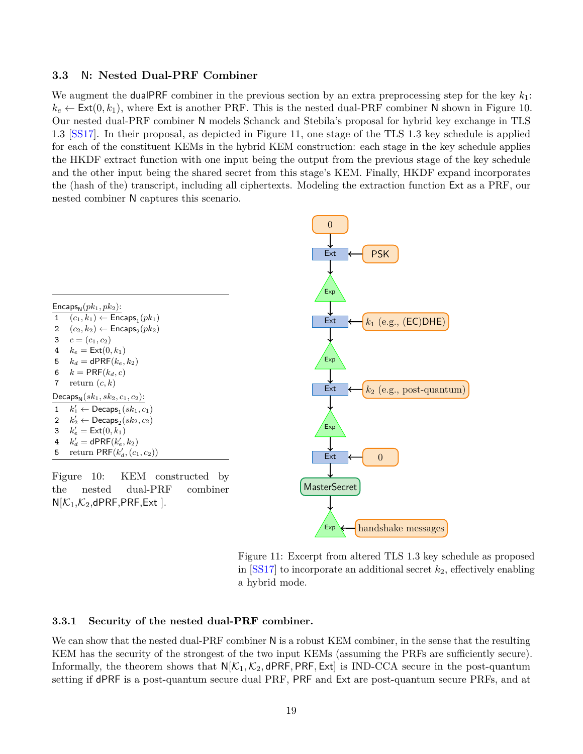### 3.3 N: Nested Dual-PRF Combiner

We augment the dualPRF combiner in the previous section by an extra preprocessing step for the key $k_1$: $k_e \leftarrow \mathsf{Ext}(0, k_1)$, where Ext is another PRF. This is the nested dual-PRF combiner N shown in Figure 10. Our nested dual-PRF combiner N models Schanck and Stebila's proposal for hybrid key exchange in TLS 1.3 [SS17]. In their proposal, as depicted in Figure 11, one stage of the TLS 1.3 key schedule is applied for each of the constituent KEMs in the hybrid KEM construction: each stage in the key schedule applies the HKDF extract function with one input being the output from the previous stage of the key schedule and the other input being the shared secret from this stage's KEM. Finally, HKDF expand incorporates the (hash of the) transcript, including all ciphertexts. Modeling the extraction function Ext as a PRF, our nested combiner N captures this scenario.

$\mathsf{Encaps}_\mathsf{N}(pk_1, pk_2)$:

```
1  (c_1, k_1) ← Encaps_1(pk_1)
2  (c_2, k_2) ← Encaps_2(pk_2)
3  c = (c_1, c_2)
4  k_e = Ext(0, k_1)
5  k_d = dPRF(k_e, k_2)
6  k = PRF(k_d, c)
7  return (c, k)
```

$\mathsf{Decaps}_\mathsf{N}(sk_1, sk_2, c_1, c_2)$:

```
1  k'_1 ← Decaps_1(sk_1, c_1)
2  k'_2 ← Decaps_2(sk_2, c_2)
3  k'_e = Ext(0, k_1)
4  k'_d = dPRF(k'_e, k_2)
5  return PRF(k'_d, (c_1, c_2))
```

Figure 10: KEM constructed by the nested dual-PRF combiner $\mathsf{N}[\mathcal{K}_1, \mathcal{K}_2, \mathsf{dPRF}, \mathsf{PRF}, \mathsf{Ext}\,]$.

Figure 11: Excerpt from altered TLS 1.3 key schedule as proposed in [SS17] to incorporate an additional secret $k_2$, effectively enabling a hybrid mode.

#### 3.3.1 Security of the nested dual-PRF combiner.

We can show that the nested dual-PRF combiner N is a robust KEM combiner, in the sense that the resulting KEM has the security of the strongest of the two input KEMs (assuming the PRFs are sufficiently secure). Informally, the theorem shows that $\mathsf{N}[\mathcal{K}_1, \mathcal{K}_2, \mathsf{dPRF}, \mathsf{PRF}, \mathsf{Ext}]$ is IND-CCA secure in the post-quantum setting if dPRF is a post-quantum secure dual PRF, PRF and Ext are post-quantum secure PRFs, and at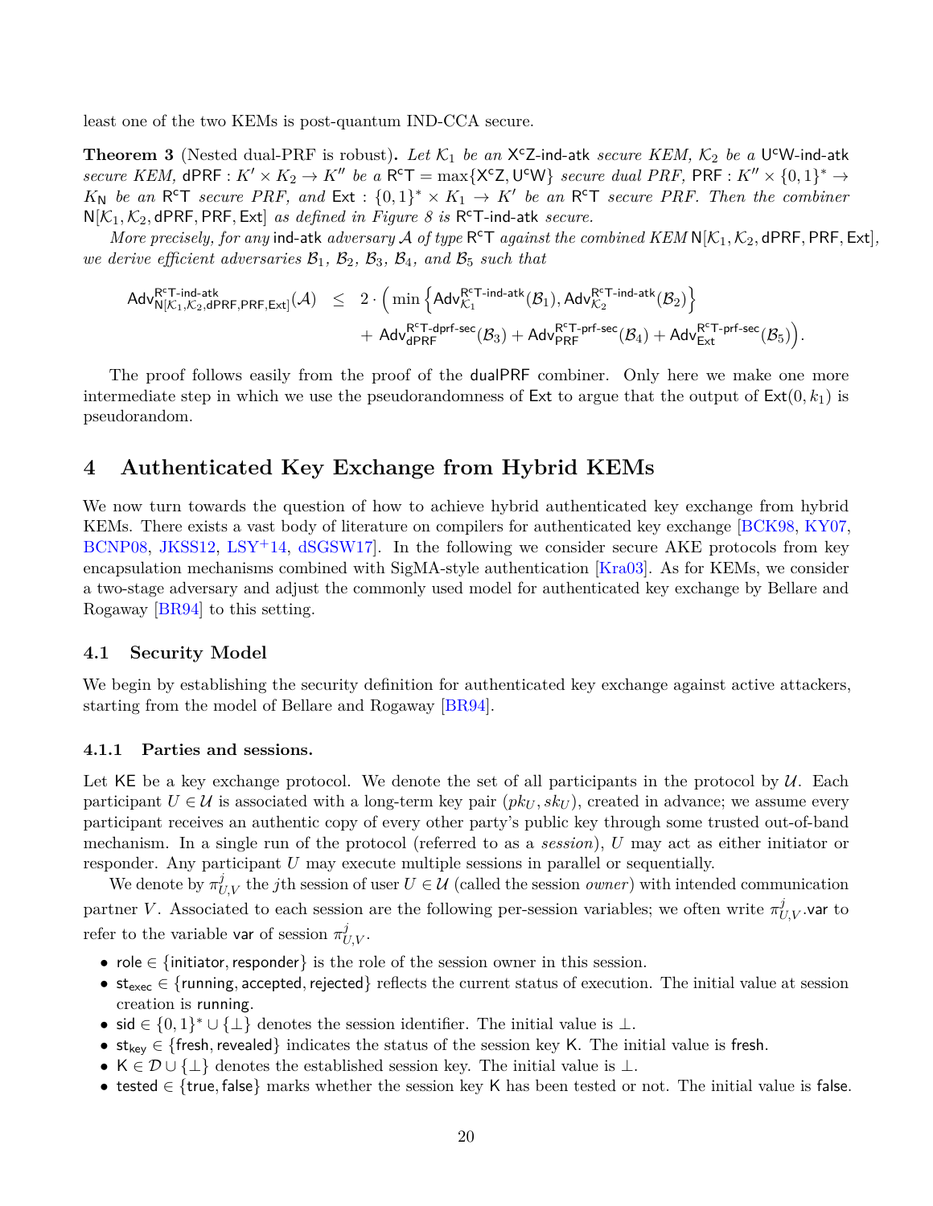least one of the two KEMs is post-quantum IND-CCA secure.

**Theorem 3** (Nested dual-PRF is robust)**.** *Let $\mathcal{K}_1$ be an* $\mathsf{X^cZ\text{-}ind\text{-}atk}$ *secure KEM, $\mathcal{K}_2$ be a* $\mathsf{U^cW\text{-}ind\text{-}atk}$ *secure KEM,* $\mathsf{dPRF} : K' \times K_2 \to K''$ *be a* $\mathsf{R^cT} = \max\{\mathsf{X^cZ}, \mathsf{U^cW}\}$ *secure dual PRF,* $\mathsf{PRF} : K'' \times \{0,1\}^* \to K_\mathsf{N}$ *be an* $\mathsf{R^cT}$ *secure PRF, and* $\mathsf{Ext} : \{0,1\}^* \times K_1 \to K'$ *be an* $\mathsf{R^cT}$ *secure PRF. Then the combiner* $\mathsf{N}[\mathcal{K}_1, \mathcal{K}_2, \mathsf{dPRF}, \mathsf{PRF}, \mathsf{Ext}]$ *as defined in Figure 8 is* $\mathsf{R^cT\text{-}ind\text{-}atk}$ *secure.*

*More precisely, for any* $\mathsf{ind\text{-}atk}$ *adversary $\mathcal{A}$ of type* $\mathsf{R^cT}$ *against the combined KEM* $\mathsf{N}[\mathcal{K}_1, \mathcal{K}_2, \mathsf{dPRF}, \mathsf{PRF}, \mathsf{Ext}]$*, we derive efficient adversaries $\mathcal{B}_1$, $\mathcal{B}_2$, $\mathcal{B}_3$, $\mathcal{B}_4$, and $\mathcal{B}_5$ such that*

$$\mathsf{Adv}^{\mathsf{R^cT\text{-}ind\text{-}atk}}_{\mathsf{N}[\mathcal{K}_1,\mathcal{K}_2,\mathsf{dPRF},\mathsf{PRF},\mathsf{Ext}]}(\mathcal{A}) \leq 2 \cdot \Big( \min\Big\{ \mathsf{Adv}^{\mathsf{R^cT\text{-}ind\text{-}atk}}_{\mathcal{K}_1}(\mathcal{B}_1), \mathsf{Adv}^{\mathsf{R^cT\text{-}ind\text{-}atk}}_{\mathcal{K}_2}(\mathcal{B}_2) \Big\} + \mathsf{Adv}^{\mathsf{R^cT\text{-}dprf\text{-}sec}}_{\mathsf{dPRF}}(\mathcal{B}_3) + \mathsf{Adv}^{\mathsf{R^cT\text{-}prf\text{-}sec}}_{\mathsf{PRF}}(\mathcal{B}_4) + \mathsf{Adv}^{\mathsf{R^cT\text{-}prf\text{-}sec}}_{\mathsf{Ext}}(\mathcal{B}_5) \Big).$$

The proof follows easily from the proof of the $\mathsf{dualPRF}$ combiner. Only here we make one more intermediate step in which we use the pseudorandomness of $\mathsf{Ext}$ to argue that the output of $\mathsf{Ext}(0, k_1)$ is pseudorandom.

# 4 Authenticated Key Exchange from Hybrid KEMs

We now turn towards the question of how to achieve hybrid authenticated key exchange from hybrid KEMs. There exists a vast body of literature on compilers for authenticated key exchange [BCK98, KY07, BCNP08, JKSS12, LSY+14, dSGSW17]. In the following we consider secure AKE protocols from key encapsulation mechanisms combined with SigMA-style authentication [Kra03]. As for KEMs, we consider a two-stage adversary and adjust the commonly used model for authenticated key exchange by Bellare and Rogaway [BR94] to this setting.

## 4.1 Security Model

We begin by establishing the security definition for authenticated key exchange against active attackers, starting from the model of Bellare and Rogaway [BR94].

### 4.1.1 Parties and sessions.

Let $\mathsf{KE}$ be a key exchange protocol. We denote the set of all participants in the protocol by $\mathcal{U}$. Each participant $U \in \mathcal{U}$ is associated with a long-term key pair $(pk_U, sk_U)$, created in advance; we assume every participant receives an authentic copy of every other party's public key through some trusted out-of-band mechanism. In a single run of the protocol (referred to as a *session*), $U$ may act as either initiator or responder. Any participant $U$ may execute multiple sessions in parallel or sequentially.

We denote by $\pi^j_{U,V}$ the $j$th session of user $U \in \mathcal{U}$ (called the session *owner*) with intended communication partner $V$. Associated to each session are the following per-session variables; we often write $\pi^j_{U,V}.\mathsf{var}$ to refer to the variable $\mathsf{var}$ of session $\pi^j_{U,V}$.

- $\mathsf{role} \in \{\mathsf{initiator}, \mathsf{responder}\}$ is the role of the session owner in this session.
- $\mathsf{st_{exec}} \in \{\mathsf{running}, \mathsf{accepted}, \mathsf{rejected}\}$ reflects the current status of execution. The initial value at session creation is $\mathsf{running}$.
- $\mathsf{sid} \in \{0,1\}^* \cup \{\perp\}$ denotes the session identifier. The initial value is $\perp$.
- $\mathsf{st_{key}} \in \{\mathsf{fresh}, \mathsf{revealed}\}$ indicates the status of the session key $\mathsf{K}$. The initial value is $\mathsf{fresh}$.
- $\mathsf{K} \in \mathcal{D} \cup \{\perp\}$ denotes the established session key. The initial value is $\perp$.
- $\mathsf{tested} \in \{\mathsf{true}, \mathsf{false}\}$ marks whether the session key $\mathsf{K}$ has been tested or not. The initial value is $\mathsf{false}$.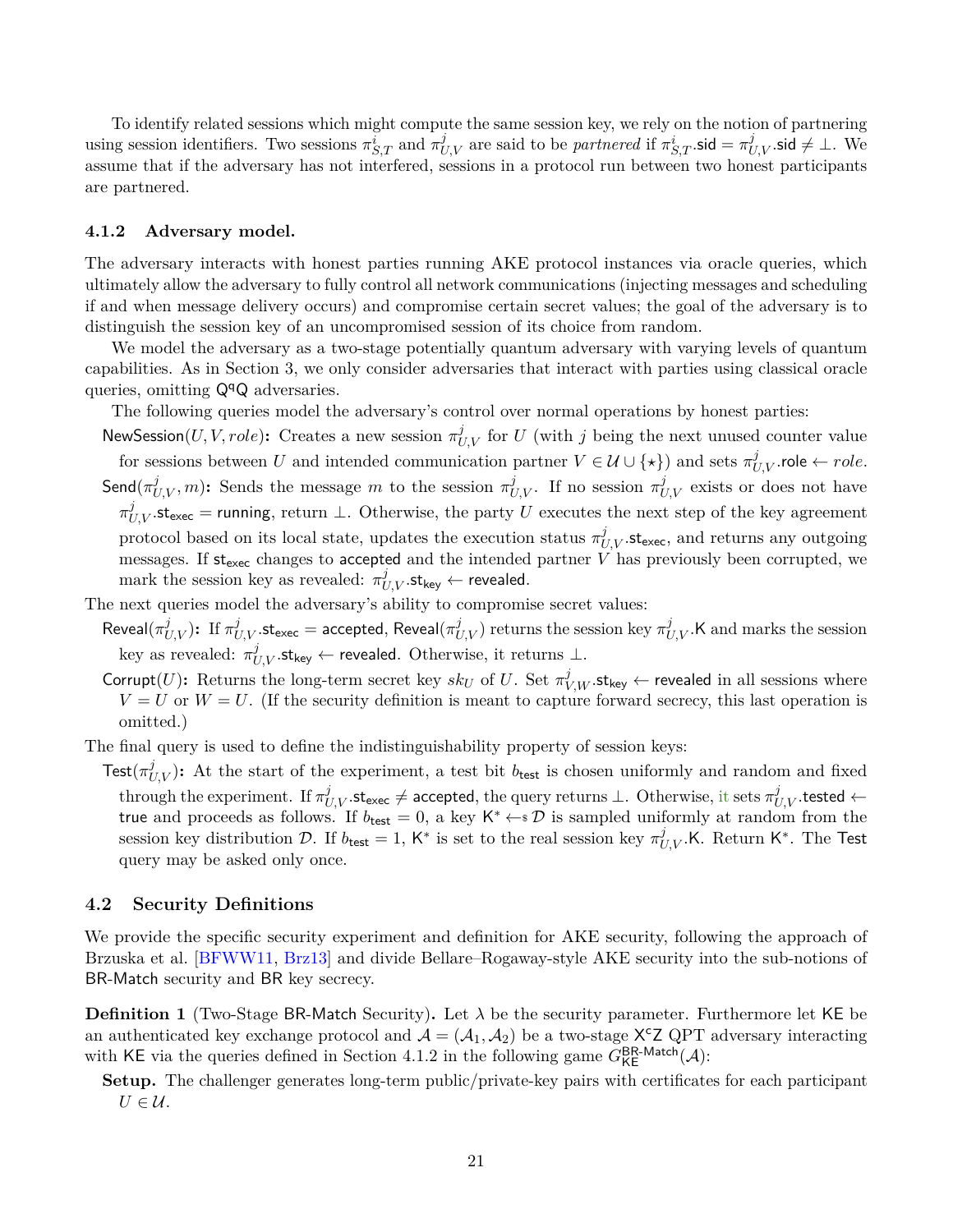To identify related sessions which might compute the same session key, we rely on the notion of partnering using session identifiers. Two sessions $\pi^i_{S,T}$ and $\pi^j_{U,V}$ are said to be *partnered* if $\pi^i_{S,T}.\mathsf{sid} = \pi^j_{U,V}.\mathsf{sid} \neq \bot$. We assume that if the adversary has not interfered, sessions in a protocol run between two honest participants are partnered.

#### 4.1.2 Adversary model.

The adversary interacts with honest parties running AKE protocol instances via oracle queries, which ultimately allow the adversary to fully control all network communications (injecting messages and scheduling if and when message delivery occurs) and compromise certain secret values; the goal of the adversary is to distinguish the session key of an uncompromised session of its choice from random.

We model the adversary as a two-stage potentially quantum adversary with varying levels of quantum capabilities. As in Section 3, we only consider adversaries that interact with parties using classical oracle queries, omitting $\mathsf{Q^qQ}$ adversaries.

The following queries model the adversary's control over normal operations by honest parties:

$\mathsf{NewSession}(U, V, role)$**:** Creates a new session $\pi^j_{U,V}$ for $U$ (with $j$ being the next unused counter value for sessions between $U$ and intended communication partner $V \in \mathcal{U} \cup \{\star\}$) and sets $\pi^j_{U,V}.\mathsf{role} \leftarrow role$.

$\mathsf{Send}(\pi^j_{U,V}, m)$**:** Sends the message $m$ to the session $\pi^j_{U,V}$. If no session $\pi^j_{U,V}$ exists or does not have $\pi^j_{U,V}.\mathsf{st_{exec}} = \mathsf{running}$, return $\bot$. Otherwise, the party $U$ executes the next step of the key agreement protocol based on its local state, updates the execution status $\pi^j_{U,V}.\mathsf{st_{exec}}$, and returns any outgoing messages. If $\mathsf{st_{exec}}$ changes to $\mathsf{accepted}$ and the intended partner $V$ has previously been corrupted, we mark the session key as revealed: $\pi^j_{U,V}.\mathsf{st_{key}} \leftarrow \mathsf{revealed}$.

The next queries model the adversary's ability to compromise secret values:

$\mathsf{Reveal}(\pi^j_{U,V})$**:** If $\pi^j_{U,V}.\mathsf{st_{exec}} = \mathsf{accepted}$, $\mathsf{Reveal}(\pi^j_{U,V})$ returns the session key $\pi^j_{U,V}.\mathsf{K}$ and marks the session key as revealed: $\pi^j_{U,V}.\mathsf{st_{key}} \leftarrow \mathsf{revealed}$. Otherwise, it returns $\bot$.

$\mathsf{Corrupt}(U)$**:** Returns the long-term secret key $sk_U$ of $U$. Set $\pi^j_{V,W}.\mathsf{st_{key}} \leftarrow \mathsf{revealed}$ in all sessions where $V = U$ or $W = U$. (If the security definition is meant to capture forward secrecy, this last operation is omitted.)

The final query is used to define the indistinguishability property of session keys:

$\mathsf{Test}(\pi^j_{U,V})$**:** At the start of the experiment, a test bit $b_{\mathsf{test}}$ is chosen uniformly and random and fixed through the experiment. If $\pi^j_{U,V}.\mathsf{st_{exec}} \neq \mathsf{accepted}$, the query returns $\bot$. Otherwise, it sets $\pi^j_{U,V}.\mathsf{tested} \leftarrow \mathsf{true}$ and proceeds as follows. If $b_{\mathsf{test}} = 0$, a key $\mathsf{K}^* \leftarrow\!\$\, \mathcal{D}$ is sampled uniformly at random from the session key distribution $\mathcal{D}$. If $b_{\mathsf{test}} = 1$, $\mathsf{K}^*$ is set to the real session key $\pi^j_{U,V}.\mathsf{K}$. Return $\mathsf{K}^*$. The $\mathsf{Test}$ query may be asked only once.

### 4.2 Security Definitions

We provide the specific security experiment and definition for AKE security, following the approach of Brzuska et al. [BFWW11, Brz13] and divide Bellare–Rogaway-style AKE security into the sub-notions of BR-Match security and BR key secrecy.

**Definition 1** (Two-Stage BR-Match Security)**.** Let $\lambda$ be the security parameter. Furthermore let $\mathsf{KE}$ be an authenticated key exchange protocol and $\mathcal{A} = (\mathcal{A}_1, \mathcal{A}_2)$ be a two-stage $\mathsf{X^cZ}$ QPT adversary interacting with $\mathsf{KE}$ via the queries defined in Section 4.1.2 in the following game $G^{\mathsf{BR\text{-}Match}}_{\mathsf{KE}}(\mathcal{A})$:

**Setup.** The challenger generates long-term public/private-key pairs with certificates for each participant $U \in \mathcal{U}$.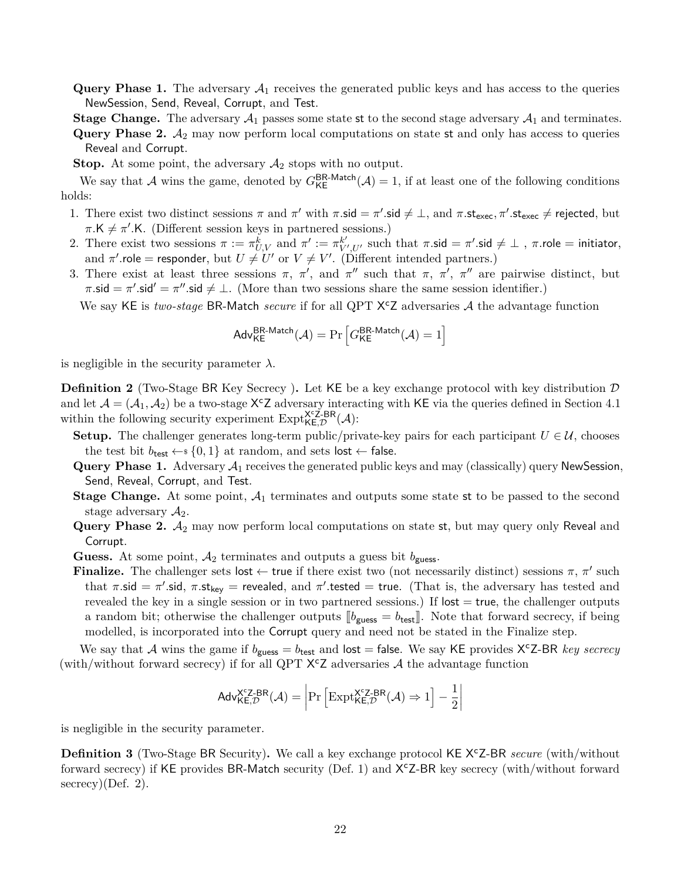**Query Phase 1.** The adversary $\mathcal{A}_1$ receives the generated public keys and has access to the queries NewSession, Send, Reveal, Corrupt, and Test.

**Stage Change.** The adversary $\mathcal{A}_1$ passes some state st to the second stage adversary $\mathcal{A}_1$ and terminates.

**Query Phase 2.** $\mathcal{A}_2$ may now perform local computations on state st and only has access to queries Reveal and Corrupt.

**Stop.** At some point, the adversary $\mathcal{A}_2$ stops with no output.

We say that $\mathcal{A}$ wins the game, denoted by $G^{\mathsf{BR\text{-}Match}}_{\mathsf{KE}}(\mathcal{A}) = 1$, if at least one of the following conditions holds:

1. There exist two distinct sessions $\pi$ and $\pi'$ with $\pi.\mathsf{sid} = \pi'.\mathsf{sid} \neq \perp$, and $\pi.\mathsf{st}_{\mathsf{exec}}, \pi'.\mathsf{st}_{\mathsf{exec}} \neq \mathsf{rejected}$, but $\pi.\mathsf{K} \neq \pi'.\mathsf{K}$. (Different session keys in partnered sessions.)
2. There exist two sessions $\pi := \pi^k_{U,V}$ and $\pi' := \pi^{k'}_{V',U'}$ such that $\pi.\mathsf{sid} = \pi'.\mathsf{sid} \neq \perp$ , $\pi.\mathsf{role} = \mathsf{initiator}$, and $\pi'.\mathsf{role} = \mathsf{responder}$, but $U \neq U'$ or $V \neq V'$. (Different intended partners.)
3. There exist at least three sessions $\pi$, $\pi'$, and $\pi''$ such that $\pi$, $\pi'$, $\pi''$ are pairwise distinct, but $\pi.\mathsf{sid} = \pi'.\mathsf{sid}' = \pi''.\mathsf{sid} \neq \perp$. (More than two sessions share the same session identifier.)

We say KE is *two-stage* BR-Match *secure* if for all QPT $\mathsf{X^cZ}$ adversaries $\mathcal{A}$ the advantage function

$$\mathsf{Adv}^{\mathsf{BR\text{-}Match}}_{\mathsf{KE}}(\mathcal{A}) = \Pr\left[G^{\mathsf{BR\text{-}Match}}_{\mathsf{KE}}(\mathcal{A}) = 1\right]$$

is negligible in the security parameter $\lambda$.

**Definition 2** (Two-Stage BR Key Secrecy )**.** Let KE be a key exchange protocol with key distribution $\mathcal{D}$ and let $\mathcal{A} = (\mathcal{A}_1, \mathcal{A}_2)$ be a two-stage $\mathsf{X^cZ}$ adversary interacting with KE via the queries defined in Section 4.1 within the following security experiment $\mathrm{Expt}^{\mathsf{X^cZ\text{-}BR}}_{\mathsf{KE},\mathcal{D}}(\mathcal{A})$:

**Setup.** The challenger generates long-term public/private-key pairs for each participant $U \in \mathcal{U}$, chooses the test bit $b_{\mathsf{test}} \leftarrow\!\!\$\ \{0, 1\}$ at random, and sets $\mathsf{lost} \leftarrow \mathsf{false}$.

**Query Phase 1.** Adversary $\mathcal{A}_1$ receives the generated public keys and may (classically) query NewSession, Send, Reveal, Corrupt, and Test.

**Stage Change.** At some point, $\mathcal{A}_1$ terminates and outputs some state st to be passed to the second stage adversary $\mathcal{A}_2$.

**Query Phase 2.** $\mathcal{A}_2$ may now perform local computations on state st, but may query only Reveal and Corrupt.

**Guess.** At some point, $\mathcal{A}_2$ terminates and outputs a guess bit $b_{\mathsf{guess}}$.

**Finalize.** The challenger sets $\mathsf{lost} \leftarrow \mathsf{true}$ if there exist two (not necessarily distinct) sessions $\pi$, $\pi'$ such that $\pi.\mathsf{sid} = \pi'.\mathsf{sid}$, $\pi.\mathsf{st}_{\mathsf{key}} = \mathsf{revealed}$, and $\pi'.\mathsf{tested} = \mathsf{true}$. (That is, the adversary has tested and revealed the key in a single session or in two partnered sessions.) If $\mathsf{lost} = \mathsf{true}$, the challenger outputs a random bit; otherwise the challenger outputs $[\![b_{\mathsf{guess}} = b_{\mathsf{test}}]\!]$. Note that forward secrecy, if being modelled, is incorporated into the Corrupt query and need not be stated in the Finalize step.

We say that $\mathcal{A}$ wins the game if $b_{\mathsf{guess}} = b_{\mathsf{test}}$ and $\mathsf{lost} = \mathsf{false}$. We say KE provides $\mathsf{X^cZ\text{-}BR}$ *key secrecy* (with/without forward secrecy) if for all QPT $\mathsf{X^cZ}$ adversaries $\mathcal{A}$ the advantage function

$$\mathsf{Adv}^{\mathsf{X^cZ\text{-}BR}}_{\mathsf{KE},\mathcal{D}}(\mathcal{A}) = \left|\Pr\left[\mathrm{Expt}^{\mathsf{X^cZ\text{-}BR}}_{\mathsf{KE},\mathcal{D}}(\mathcal{A}) \Rightarrow 1\right] - \frac{1}{2}\right|$$

is negligible in the security parameter.

**Definition 3** (Two-Stage BR Security)**.** We call a key exchange protocol KE $\mathsf{X^cZ\text{-}BR}$ *secure* (with/without forward secrecy) if KE provides BR-Match security (Def. 1) and $\mathsf{X^cZ\text{-}BR}$ key secrecy (with/without forward secrecy)(Def. 2).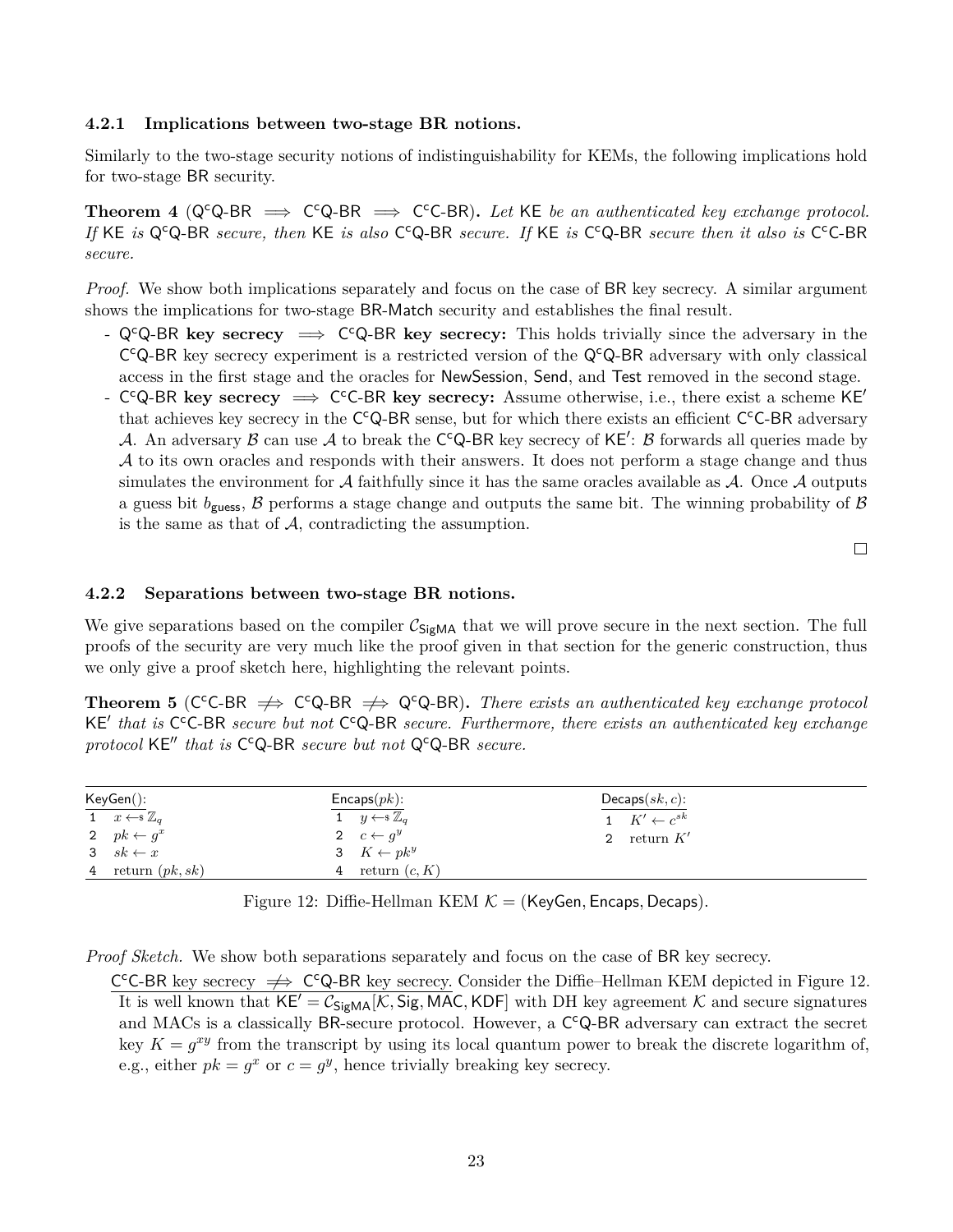### 4.2.1 Implications between two-stage BR notions.

Similarly to the two-stage security notions of indistinguishability for KEMs, the following implications hold for two-stage BR security.

**Theorem 4** ($\mathsf{Q^cQ\text{-}BR} \implies \mathsf{C^cQ\text{-}BR} \implies \mathsf{C^cC\text{-}BR}$)**.** *Let* $\mathsf{KE}$ *be an authenticated key exchange protocol. If* $\mathsf{KE}$ *is* $\mathsf{Q^cQ\text{-}BR}$ *secure, then* $\mathsf{KE}$ *is also* $\mathsf{C^cQ\text{-}BR}$ *secure. If* $\mathsf{KE}$ *is* $\mathsf{C^cQ\text{-}BR}$ *secure then it also is* $\mathsf{C^cC\text{-}BR}$ *secure.*

*Proof.* We show both implications separately and focus on the case of BR key secrecy. A similar argument shows the implications for two-stage BR-Match security and establishes the final result.

- $\mathsf{Q^cQ\text{-}BR}$ **key secrecy** $\implies$ $\mathsf{C^cQ\text{-}BR}$ **key secrecy:** This holds trivially since the adversary in the $\mathsf{C^cQ\text{-}BR}$ key secrecy experiment is a restricted version of the $\mathsf{Q^cQ\text{-}BR}$ adversary with only classical access in the first stage and the oracles for NewSession, Send, and Test removed in the second stage.
- $\mathsf{C^cQ\text{-}BR}$ **key secrecy** $\implies$ $\mathsf{C^cC\text{-}BR}$ **key secrecy:** Assume otherwise, i.e., there exist a scheme $\mathsf{KE}'$ that achieves key secrecy in the $\mathsf{C^cQ\text{-}BR}$ sense, but for which there exists an efficient $\mathsf{C^cC\text{-}BR}$ adversary $\mathcal{A}$. An adversary $\mathcal{B}$ can use $\mathcal{A}$ to break the $\mathsf{C^cQ\text{-}BR}$ key secrecy of $\mathsf{KE}'$: $\mathcal{B}$ forwards all queries made by $\mathcal{A}$ to its own oracles and responds with their answers. It does not perform a stage change and thus simulates the environment for $\mathcal{A}$ faithfully since it has the same oracles available as $\mathcal{A}$. Once $\mathcal{A}$ outputs a guess bit $b_{\mathsf{guess}}$, $\mathcal{B}$ performs a stage change and outputs the same bit. The winning probability of $\mathcal{B}$ is the same as that of $\mathcal{A}$, contradicting the assumption.

□

### 4.2.2 Separations between two-stage BR notions.

We give separations based on the compiler $\mathcal{C}_{\mathsf{SigMA}}$ that we will prove secure in the next section. The full proofs of the security are very much like the proof given in that section for the generic construction, thus we only give a proof sketch here, highlighting the relevant points.

**Theorem 5** ($\mathsf{C^cC\text{-}BR} \not\Rightarrow \mathsf{C^cQ\text{-}BR} \not\Rightarrow \mathsf{Q^cQ\text{-}BR}$)**.** *There exists an authenticated key exchange protocol* $\mathsf{KE}'$ *that is* $\mathsf{C^cC\text{-}BR}$ *secure but not* $\mathsf{C^cQ\text{-}BR}$ *secure. Furthermore, there exists an authenticated key exchange protocol* $\mathsf{KE}''$ *that is* $\mathsf{C^cQ\text{-}BR}$ *secure but not* $\mathsf{Q^cQ\text{-}BR}$ *secure.*

| KeyGen(): | Encaps($pk$): | Decaps($sk, c$): |
|---|---|---|
| 1 $x \leftarrow_\$ \mathbb{Z}_q$ | 1 $y \leftarrow_\$ \mathbb{Z}_q$ | 1 $K' \leftarrow c^{sk}$ |
| 2 $pk \leftarrow g^x$ | 2 $c \leftarrow g^y$ | 2 return $K'$ |
| 3 $sk \leftarrow x$ | 3 $K \leftarrow pk^y$ | |
| 4 return $(pk, sk)$ | 4 return $(c, K)$ | |

Figure 12: Diffie-Hellman KEM $\mathcal{K} = (\mathsf{KeyGen}, \mathsf{Encaps}, \mathsf{Decaps})$.

*Proof Sketch.* We show both separations separately and focus on the case of BR key secrecy.

$\mathsf{C^cC\text{-}BR}$ key secrecy $\not\Rightarrow$ $\mathsf{C^cQ\text{-}BR}$ key secrecy. Consider the Diffie–Hellman KEM depicted in Figure 12. It is well known that $\mathsf{KE}' = \mathcal{C}_{\mathsf{SigMA}}[\mathcal{K}, \mathsf{Sig}, \mathsf{MAC}, \mathsf{KDF}]$ with DH key agreement $\mathcal{K}$ and secure signatures and MACs is a classically BR-secure protocol. However, a $\mathsf{C^cQ\text{-}BR}$ adversary can extract the secret key $K = g^{xy}$ from the transcript by using its local quantum power to break the discrete logarithm of, e.g., either $pk = g^x$ or $c = g^y$, hence trivially breaking key secrecy.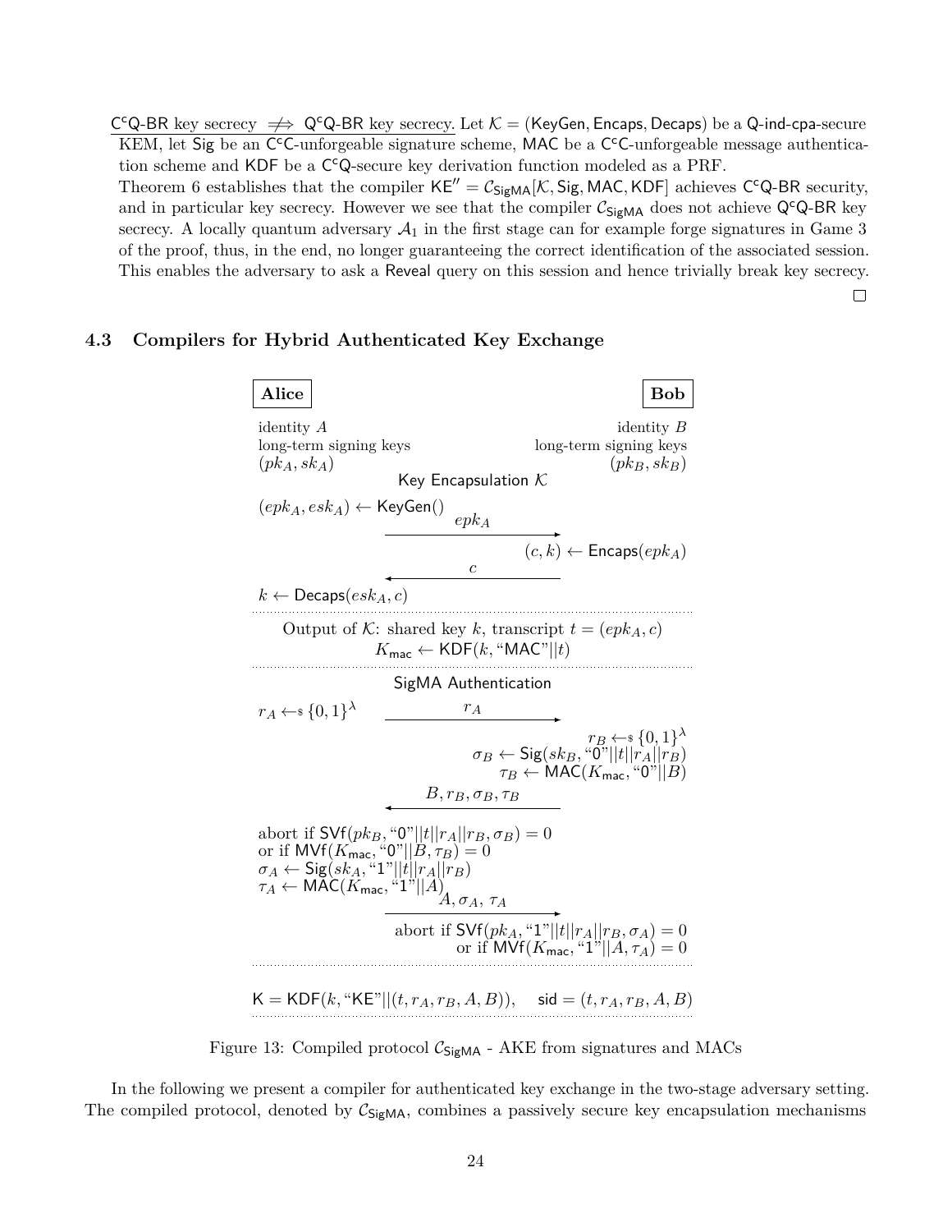<u>C$^{c}$Q-BR key secrecy $\not\Longrightarrow$ Q$^{c}$Q-BR key secrecy.</u> Let $\mathcal{K} = (\mathsf{KeyGen}, \mathsf{Encaps}, \mathsf{Decaps})$ be a Q-ind-cpa-secure KEM, let Sig be an C$^{c}$C-unforgeable signature scheme, MAC be a C$^{c}$C-unforgeable message authentication scheme and KDF be a C$^{c}$Q-secure key derivation function modeled as a PRF.
Theorem 6 establishes that the compiler $\mathsf{KE}'' = \mathcal{C}_{\mathsf{SigMA}}[\mathcal{K}, \mathsf{Sig}, \mathsf{MAC}, \mathsf{KDF}]$ achieves C$^{c}$Q-BR security, and in particular key secrecy. However we see that the compiler $\mathcal{C}_{\mathsf{SigMA}}$ does not achieve Q$^{c}$Q-BR key secrecy. A locally quantum adversary $\mathcal{A}_1$ in the first stage can for example forge signatures in Game 3 of the proof, thus, in the end, no longer guaranteeing the correct identification of the associated session. This enables the adversary to ask a Reveal query on this session and hence trivially break key secrecy.

□

### 4.3 Compilers for Hybrid Authenticated Key Exchange

**Alice** | **Bob**

identity $A$, long-term signing keys $(pk_A, sk_A)$ | identity $B$, long-term signing keys $(pk_B, sk_B)$

Key Encapsulation $\mathcal{K}$

Alice: $(epk_A, esk_A) \leftarrow \mathsf{KeyGen}()$

Alice → Bob: $epk_A$

Bob: $(c, k) \leftarrow \mathsf{Encaps}(epk_A)$

Bob → Alice: $c$

Alice: $k \leftarrow \mathsf{Decaps}(esk_A, c)$

Output of $\mathcal{K}$: shared key $k$, transcript $t = (epk_A, c)$
$K_{\mathsf{mac}} \leftarrow \mathsf{KDF}(k, \text{“MAC”}||t)$

SigMA Authentication

Alice: $r_A \leftarrow_{\$} \{0,1\}^{\lambda}$

Alice → Bob: $r_A$

Bob:
$r_B \leftarrow_{\$} \{0,1\}^{\lambda}$
$\sigma_B \leftarrow \mathsf{Sig}(sk_B, \text{“0”}||t||r_A||r_B)$
$\tau_B \leftarrow \mathsf{MAC}(K_{\mathsf{mac}}, \text{“0”}||B)$

Bob → Alice: $B, r_B, \sigma_B, \tau_B$

Alice:
abort if $\mathsf{SVf}(pk_B, \text{“0”}||t||r_A||r_B, \sigma_B) = 0$
or if $\mathsf{MVf}(K_{\mathsf{mac}}, \text{“0”}||B, \tau_B) = 0$
$\sigma_A \leftarrow \mathsf{Sig}(sk_A, \text{“1”}||t||r_A||r_B)$
$\tau_A \leftarrow \mathsf{MAC}(K_{\mathsf{mac}}, \text{“1”}||A)$

Alice → Bob: $A, \sigma_A, \tau_A$

Bob:
abort if $\mathsf{SVf}(pk_A, \text{“1”}||t||r_A||r_B, \sigma_A) = 0$
or if $\mathsf{MVf}(K_{\mathsf{mac}}, \text{“1”}||A, \tau_A) = 0$

$\mathsf{K} = \mathsf{KDF}(k, \text{“KE”}||(t, r_A, r_B, A, B)), \quad \mathsf{sid} = (t, r_A, r_B, A, B)$

Figure 13: Compiled protocol $\mathcal{C}_{\mathsf{SigMA}}$ - AKE from signatures and MACs

In the following we present a compiler for authenticated key exchange in the two-stage adversary setting. The compiled protocol, denoted by $\mathcal{C}_{\mathsf{SigMA}}$, combines a passively secure key encapsulation mechanisms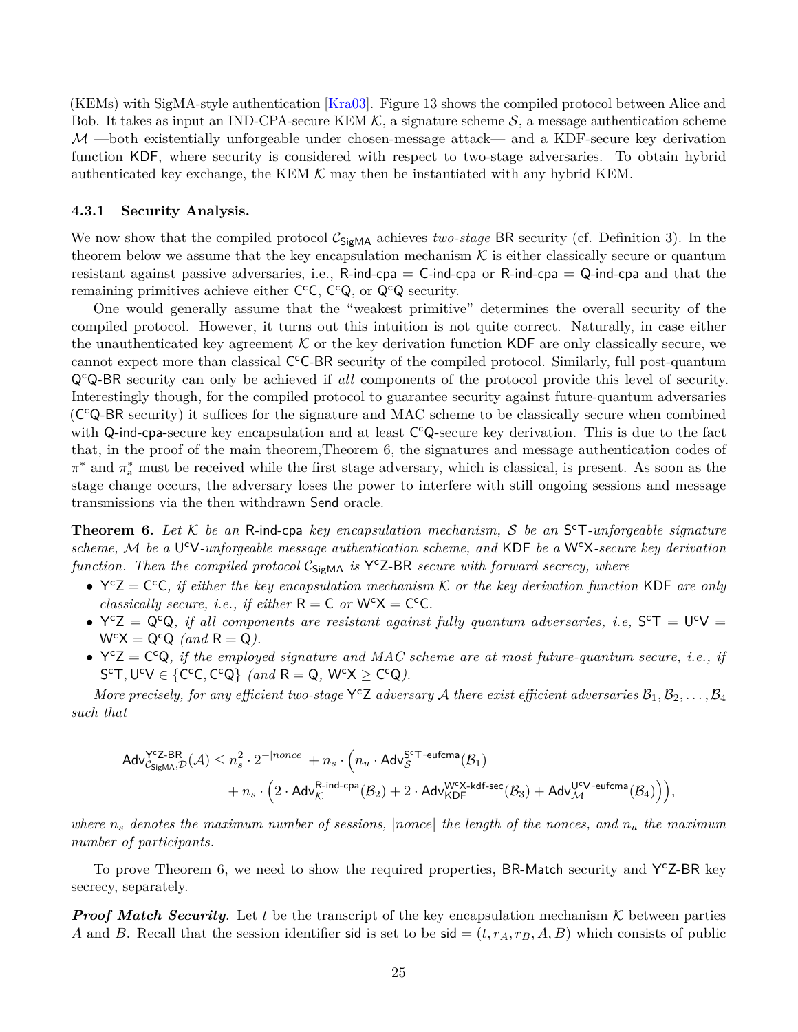(KEMs) with SigMA-style authentication [Kra03]. Figure 13 shows the compiled protocol between Alice and Bob. It takes as input an IND-CPA-secure KEM $\mathcal{K}$, a signature scheme $\mathcal{S}$, a message authentication scheme $\mathcal{M}$ —both existentially unforgeable under chosen-message attack— and a KDF-secure key derivation function KDF, where security is considered with respect to two-stage adversaries. To obtain hybrid authenticated key exchange, the KEM $\mathcal{K}$ may then be instantiated with any hybrid KEM.

### 4.3.1 Security Analysis.

We now show that the compiled protocol $\mathcal{C}_{\mathsf{SigMA}}$ achieves *two-stage* BR security (cf. Definition 3). In the theorem below we assume that the key encapsulation mechanism $\mathcal{K}$ is either classically secure or quantum resistant against passive adversaries, i.e., R-ind-cpa = C-ind-cpa or R-ind-cpa = Q-ind-cpa and that the remaining primitives achieve either $\mathsf{C^cC}$, $\mathsf{C^cQ}$, or $\mathsf{Q^cQ}$ security.

One would generally assume that the "weakest primitive" determines the overall security of the compiled protocol. However, it turns out this intuition is not quite correct. Naturally, in case either the unauthenticated key agreement $\mathcal{K}$ or the key derivation function KDF are only classically secure, we cannot expect more than classical $\mathsf{C^cC}$-BR security of the compiled protocol. Similarly, full post-quantum $\mathsf{Q^cQ}$-BR security can only be achieved if *all* components of the protocol provide this level of security. Interestingly though, for the compiled protocol to guarantee security against future-quantum adversaries ($\mathsf{C^cQ}$-BR security) it suffices for the signature and MAC scheme to be classically secure when combined with Q-ind-cpa-secure key encapsulation and at least $\mathsf{C^cQ}$-secure key derivation. This is due to the fact that, in the proof of the main theorem,Theorem 6, the signatures and message authentication codes of $\pi^*$ and $\pi^*_{\mathsf{a}}$ must be received while the first stage adversary, which is classical, is present. As soon as the stage change occurs, the adversary loses the power to interfere with still ongoing sessions and message transmissions via the then withdrawn Send oracle.

**Theorem 6.** *Let $\mathcal{K}$ be an* R-ind-cpa *key encapsulation mechanism, $\mathcal{S}$ be an $\mathsf{S^cT}$-unforgeable signature scheme, $\mathcal{M}$ be a $\mathsf{U^cV}$-unforgeable message authentication scheme, and* KDF *be a $\mathsf{W^cX}$-secure key derivation function. Then the compiled protocol $\mathcal{C}_{\mathsf{SigMA}}$ is $\mathsf{Y^cZ}$-BR secure with forward secrecy, where*

- $\mathsf{Y^cZ} = \mathsf{C^cC}$*, if either the key encapsulation mechanism $\mathcal{K}$ or the key derivation function* KDF *are only classically secure, i.e., if either* $\mathsf{R} = \mathsf{C}$ *or* $\mathsf{W^cX} = \mathsf{C^cC}$*.*
- $\mathsf{Y^cZ} = \mathsf{Q^cQ}$*, if all components are resistant against fully quantum adversaries, i.e,* $\mathsf{S^cT} = \mathsf{U^cV} = \mathsf{W^cX} = \mathsf{Q^cQ}$ *(and* $\mathsf{R} = \mathsf{Q}$*).*
- $\mathsf{Y^cZ} = \mathsf{C^cQ}$*, if the employed signature and MAC scheme are at most future-quantum secure, i.e., if* $\mathsf{S^cT}, \mathsf{U^cV} \in \{\mathsf{C^cC}, \mathsf{C^cQ}\}$ *(and* $\mathsf{R} = \mathsf{Q}$*,* $\mathsf{W^cX} \geq \mathsf{C^cQ}$*).*

*More precisely, for any efficient two-stage $\mathsf{Y^cZ}$ adversary $\mathcal{A}$ there exist efficient adversaries $\mathcal{B}_1, \mathcal{B}_2, \ldots, \mathcal{B}_4$ such that*

$$
\begin{aligned}
\mathsf{Adv}^{\mathsf{Y^cZ\text{-}BR}}_{\mathcal{C}_{\mathsf{SigMA}},\mathcal{D}}(\mathcal{A}) \leq n_s^2 \cdot 2^{-|nonce|} + n_s \cdot \Big( n_u \cdot \mathsf{Adv}^{\mathsf{S^cT\text{-}eufcma}}_{\mathcal{S}}(\mathcal{B}_1) \\
+ n_s \cdot \Big( 2 \cdot \mathsf{Adv}^{\mathsf{R\text{-}ind\text{-}cpa}}_{\mathcal{K}}(\mathcal{B}_2) + 2 \cdot \mathsf{Adv}^{\mathsf{W^cX\text{-}kdf\text{-}sec}}_{\mathsf{KDF}}(\mathcal{B}_3) + \mathsf{Adv}^{\mathsf{U^cV\text{-}eufcma}}_{\mathcal{M}}(\mathcal{B}_4) \Big) \Big),
\end{aligned}
$$

*where $n_s$ denotes the maximum number of sessions, $|nonce|$ the length of the nonces, and $n_u$ the maximum number of participants.*

To prove Theorem 6, we need to show the required properties, BR-Match security and $\mathsf{Y^cZ}$-BR key secrecy, separately.

***Proof Match Security.*** Let $t$ be the transcript of the key encapsulation mechanism $\mathcal{K}$ between parties $A$ and $B$. Recall that the session identifier sid is set to be $\mathsf{sid} = (t, r_A, r_B, A, B)$ which consists of public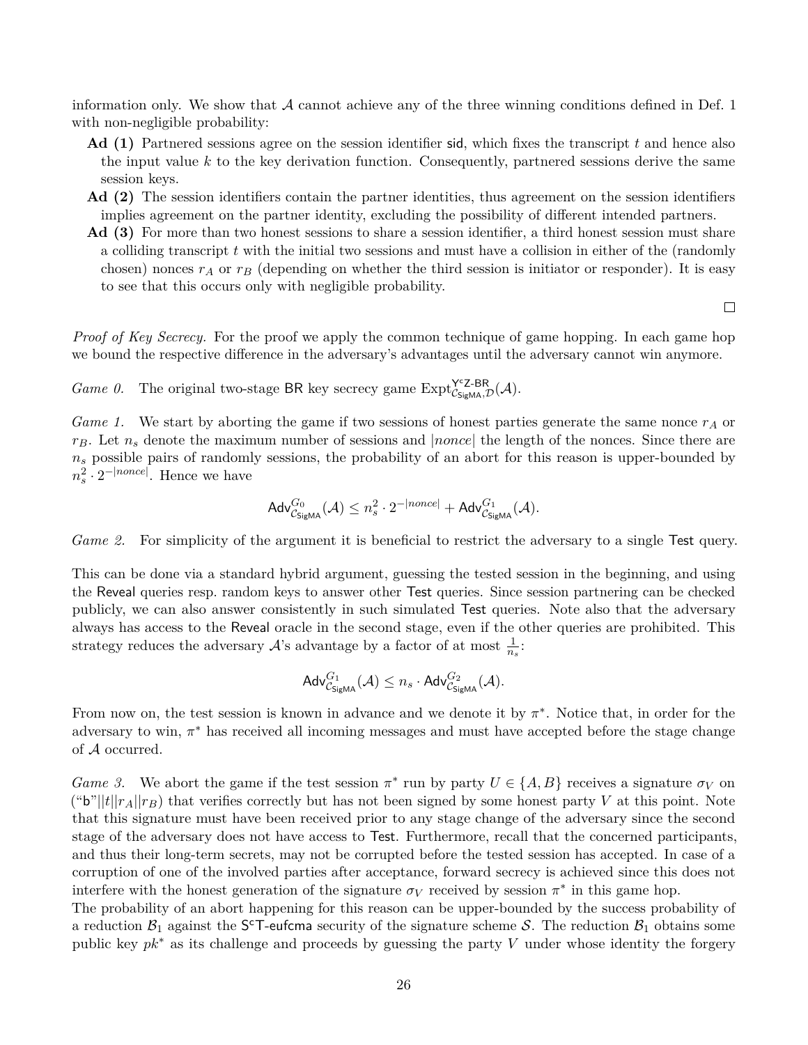information only. We show that $\mathcal{A}$ cannot achieve any of the three winning conditions defined in Def. 1 with non-negligible probability:

**Ad (1)** Partnered sessions agree on the session identifier $\mathsf{sid}$, which fixes the transcript $t$ and hence also the input value $k$ to the key derivation function. Consequently, partnered sessions derive the same session keys.

**Ad (2)** The session identifiers contain the partner identities, thus agreement on the session identifiers implies agreement on the partner identity, excluding the possibility of different intended partners.

**Ad (3)** For more than two honest sessions to share a session identifier, a third honest session must share a colliding transcript $t$ with the initial two sessions and must have a collision in either of the (randomly chosen) nonces $r_A$ or $r_B$ (depending on whether the third session is initiator or responder). It is easy to see that this occurs only with negligible probability.

□

*Proof of Key Secrecy.* For the proof we apply the common technique of game hopping. In each game hop we bound the respective difference in the adversary's advantages until the adversary cannot win anymore.

*Game 0.* The original two-stage $\mathsf{BR}$ key secrecy game $\mathrm{Expt}^{\mathsf{Y^cZ\text{-}BR}}_{\mathcal{C}_{\mathsf{SigMA}},\mathcal{D}}(\mathcal{A})$.

*Game 1.* We start by aborting the game if two sessions of honest parties generate the same nonce $r_A$ or $r_B$. Let $n_s$ denote the maximum number of sessions and $|nonce|$ the length of the nonces. Since there are $n_s$ possible pairs of randomly sessions, the probability of an abort for this reason is upper-bounded by $n_s^2 \cdot 2^{-|nonce|}$. Hence we have

$$\mathsf{Adv}^{G_0}_{\mathcal{C}_{\mathsf{SigMA}}}(\mathcal{A}) \leq n_s^2 \cdot 2^{-|nonce|} + \mathsf{Adv}^{G_1}_{\mathcal{C}_{\mathsf{SigMA}}}(\mathcal{A}).$$

*Game 2.* For simplicity of the argument it is beneficial to restrict the adversary to a single $\mathsf{Test}$ query.

This can be done via a standard hybrid argument, guessing the tested session in the beginning, and using the $\mathsf{Reveal}$ queries resp. random keys to answer other $\mathsf{Test}$ queries. Since session partnering can be checked publicly, we can also answer consistently in such simulated $\mathsf{Test}$ queries. Note also that the adversary always has access to the $\mathsf{Reveal}$ oracle in the second stage, even if the other queries are prohibited. This strategy reduces the adversary $\mathcal{A}$'s advantage by a factor of at most $\frac{1}{n_s}$:

$$\mathsf{Adv}^{G_1}_{\mathcal{C}_{\mathsf{SigMA}}}(\mathcal{A}) \leq n_s \cdot \mathsf{Adv}^{G_2}_{\mathcal{C}_{\mathsf{SigMA}}}(\mathcal{A}).$$

From now on, the test session is known in advance and we denote it by $\pi^*$. Notice that, in order for the adversary to win, $\pi^*$ has received all incoming messages and must have accepted before the stage change of $\mathcal{A}$ occurred.

*Game 3.* We abort the game if the test session $\pi^*$ run by party $U \in \{A, B\}$ receives a signature $\sigma_V$ on ("$\mathsf{b}$"$||t||r_A||r_B$) that verifies correctly but has not been signed by some honest party $V$ at this point. Note that this signature must have been received prior to any stage change of the adversary since the second stage of the adversary does not have access to $\mathsf{Test}$. Furthermore, recall that the concerned participants, and thus their long-term secrets, may not be corrupted before the tested session has accepted. In case of a corruption of one of the involved parties after acceptance, forward secrecy is achieved since this does not interfere with the honest generation of the signature $\sigma_V$ received by session $\pi^*$ in this game hop.
The probability of an abort happening for this reason can be upper-bounded by the success probability of a reduction $\mathcal{B}_1$ against the $\mathsf{S^cT\text{-}eufcma}$ security of the signature scheme $\mathcal{S}$. The reduction $\mathcal{B}_1$ obtains some public key $pk^*$ as its challenge and proceeds by guessing the party $V$ under whose identity the forgery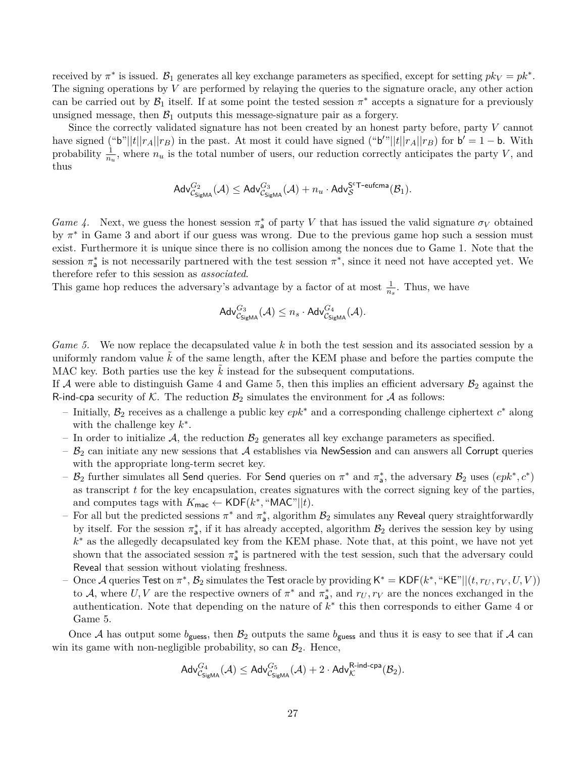received by $\pi^*$ is issued. $\mathcal{B}_1$ generates all key exchange parameters as specified, except for setting $pk_V = pk^*$. The signing operations by $V$ are performed by relaying the queries to the signature oracle, any other action can be carried out by $\mathcal{B}_1$ itself. If at some point the tested session $\pi^*$ accepts a signature for a previously unsigned message, then $\mathcal{B}_1$ outputs this message-signature pair as a forgery.

Since the correctly validated signature has not been created by an honest party before, party $V$ cannot have signed ("$\mathsf{b}$"$||t||r_A||r_B$) in the past. At most it could have signed ("$\mathsf{b}'$"$||t||r_A||r_B$) for $\mathsf{b}' = 1 - \mathsf{b}$. With probability $\frac{1}{n_u}$, where $n_u$ is the total number of users, our reduction correctly anticipates the party $V$, and thus

$$\mathsf{Adv}^{G_2}_{\mathcal{C}_{\mathsf{SigMA}}}(\mathcal{A}) \leq \mathsf{Adv}^{G_3}_{\mathcal{C}_{\mathsf{SigMA}}}(\mathcal{A}) + n_u \cdot \mathsf{Adv}^{\mathsf{S^cT\text{-}eufcma}}_{\mathcal{S}}(\mathcal{B}_1).$$

*Game 4.* Next, we guess the honest session $\pi^*_{\mathsf{a}}$ of party $V$ that has issued the valid signature $\sigma_V$ obtained by $\pi^*$ in Game 3 and abort if our guess was wrong. Due to the previous game hop such a session must exist. Furthermore it is unique since there is no collision among the nonces due to Game 1. Note that the session $\pi^*_{\mathsf{a}}$ is not necessarily partnered with the test session $\pi^*$, since it need not have accepted yet. We therefore refer to this session as *associated*.
This game hop reduces the adversary's advantage by a factor of at most $\frac{1}{n_s}$. Thus, we have

$$\mathsf{Adv}^{G_3}_{\mathcal{C}_{\mathsf{SigMA}}}(\mathcal{A}) \leq n_s \cdot \mathsf{Adv}^{G_4}_{\mathcal{C}_{\mathsf{SigMA}}}(\mathcal{A}).$$

*Game 5.* We now replace the decapsulated value $k$ in both the test session and its associated session by a uniformly random value $\tilde{k}$ of the same length, after the KEM phase and before the parties compute the MAC key. Both parties use the key $\tilde{k}$ instead for the subsequent computations.
If $\mathcal{A}$ were able to distinguish Game 4 and Game 5, then this implies an efficient adversary $\mathcal{B}_2$ against the $\mathsf{R\text{-}ind\text{-}cpa}$ security of $\mathcal{K}$. The reduction $\mathcal{B}_2$ simulates the environment for $\mathcal{A}$ as follows:

- Initially, $\mathcal{B}_2$ receives as a challenge a public key $epk^*$ and a corresponding challenge ciphertext $c^*$ along with the challenge key $k^*$.
- In order to initialize $\mathcal{A}$, the reduction $\mathcal{B}_2$ generates all key exchange parameters as specified.
- $\mathcal{B}_2$ can initiate any new sessions that $\mathcal{A}$ establishes via $\mathsf{NewSession}$ and can answers all $\mathsf{Corrupt}$ queries with the appropriate long-term secret key.
- $\mathcal{B}_2$ further simulates all $\mathsf{Send}$ queries. For $\mathsf{Send}$ queries on $\pi^*$ and $\pi^*_{\mathsf{a}}$, the adversary $\mathcal{B}_2$ uses $(epk^*, c^*)$ as transcript $t$ for the key encapsulation, creates signatures with the correct signing key of the parties, and computes tags with $K_{\mathsf{mac}} \leftarrow \mathsf{KDF}(k^*, \text{"MAC"}||t)$.
- For all but the predicted sessions $\pi^*$ and $\pi^*_{\mathsf{a}}$, algorithm $\mathcal{B}_2$ simulates any $\mathsf{Reveal}$ query straightforwardly by itself. For the session $\pi^*_{\mathsf{a}}$, if it has already accepted, algorithm $\mathcal{B}_2$ derives the session key by using $k^*$ as the allegedly decapsulated key from the KEM phase. Note that, at this point, we have not yet shown that the associated session $\pi^*_{\mathsf{a}}$ is partnered with the test session, such that the adversary could $\mathsf{Reveal}$ that session without violating freshness.
- Once $\mathcal{A}$ queries $\mathsf{Test}$ on $\pi^*$, $\mathcal{B}_2$ simulates the $\mathsf{Test}$ oracle by providing $\mathsf{K}^* = \mathsf{KDF}(k^*, \text{"KE"}||(t, r_U, r_V, U, V))$ to $\mathcal{A}$, where $U, V$ are the respective owners of $\pi^*$ and $\pi^*_{\mathsf{a}}$, and $r_U, r_V$ are the nonces exchanged in the authentication. Note that depending on the nature of $k^*$ this then corresponds to either Game 4 or Game 5.

Once $\mathcal{A}$ has output some $b_{\mathsf{guess}}$, then $\mathcal{B}_2$ outputs the same $b_{\mathsf{guess}}$ and thus it is easy to see that if $\mathcal{A}$ can win its game with non-negligible probability, so can $\mathcal{B}_2$. Hence,

$$\mathsf{Adv}^{G_4}_{\mathcal{C}_{\mathsf{SigMA}}}(\mathcal{A}) \leq \mathsf{Adv}^{G_5}_{\mathcal{C}_{\mathsf{SigMA}}}(\mathcal{A}) + 2 \cdot \mathsf{Adv}^{\mathsf{R\text{-}ind\text{-}cpa}}_{\mathcal{K}}(\mathcal{B}_2).$$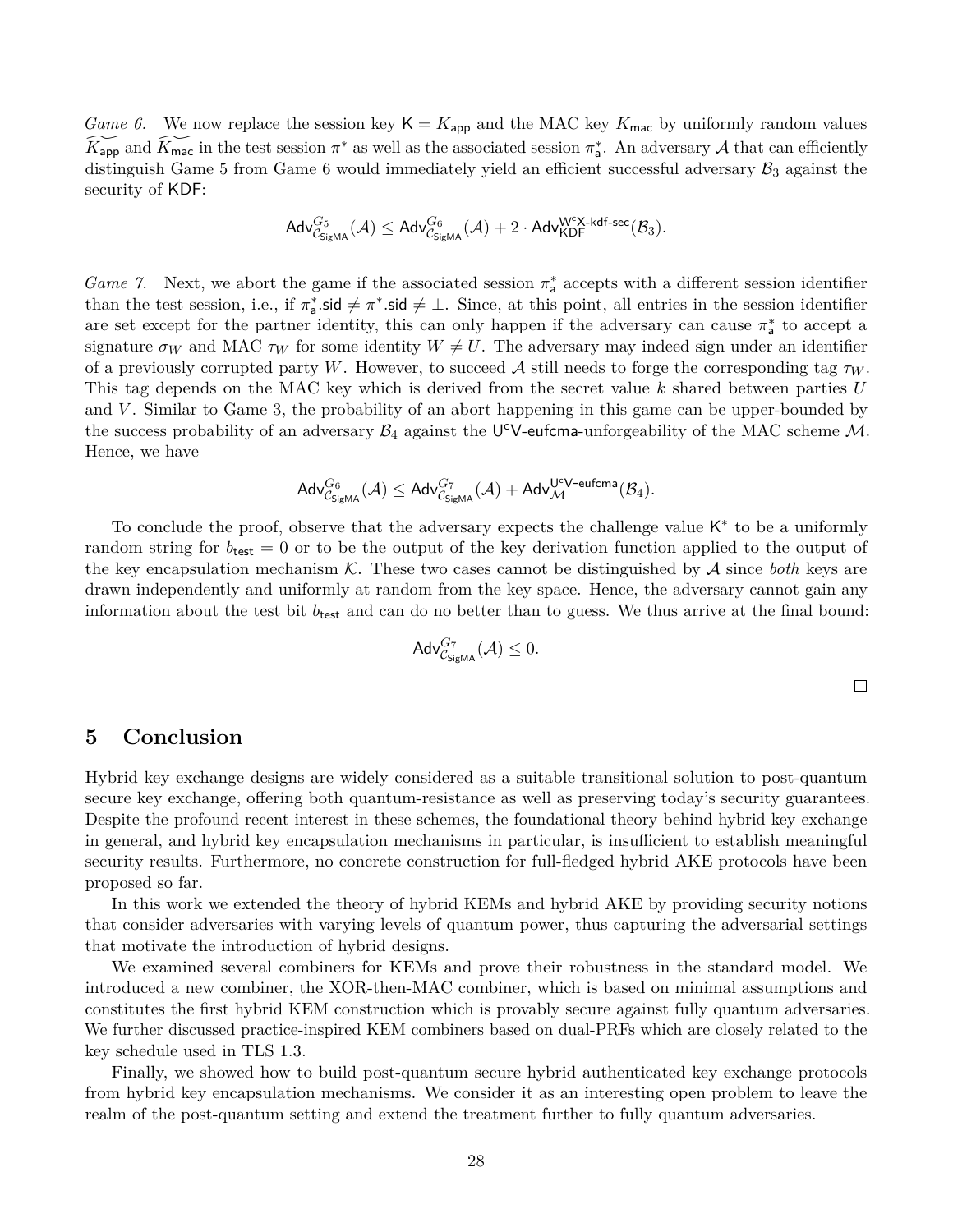*Game 6.* We now replace the session key $\mathsf{K} = K_{\mathsf{app}}$ and the MAC key $K_{\mathsf{mac}}$ by uniformly random values $\widetilde{K_{\mathsf{app}}}$ and $\widetilde{K_{\mathsf{mac}}}$ in the test session $\pi^*$ as well as the associated session $\pi^*_{\mathsf{a}}$. An adversary $\mathcal{A}$ that can efficiently distinguish Game 5 from Game 6 would immediately yield an efficient successful adversary $\mathcal{B}_3$ against the security of $\mathsf{KDF}$:

$$\mathsf{Adv}^{G_5}_{\mathcal{C}_{\mathsf{SigMA}}}(\mathcal{A}) \leq \mathsf{Adv}^{G_6}_{\mathcal{C}_{\mathsf{SigMA}}}(\mathcal{A}) + 2 \cdot \mathsf{Adv}^{\mathsf{W^cX\text{-}kdf\text{-}sec}}_{\mathsf{KDF}}(\mathcal{B}_3).$$

*Game 7.* Next, we abort the game if the associated session $\pi^*_{\mathsf{a}}$ accepts with a different session identifier than the test session, i.e., if $\pi^*_{\mathsf{a}}.\mathsf{sid} \neq \pi^*.\mathsf{sid} \neq \perp$. Since, at this point, all entries in the session identifier are set except for the partner identity, this can only happen if the adversary can cause $\pi^*_{\mathsf{a}}$ to accept a signature $\sigma_W$ and MAC $\tau_W$ for some identity $W \neq U$. The adversary may indeed sign under an identifier of a previously corrupted party $W$. However, to succeed $\mathcal{A}$ still needs to forge the corresponding tag $\tau_W$. This tag depends on the MAC key which is derived from the secret value $k$ shared between parties $U$ and $V$. Similar to Game 3, the probability of an abort happening in this game can be upper-bounded by the success probability of an adversary $\mathcal{B}_4$ against the $\mathsf{U^cV\text{-}eufcma}$-unforgeability of the MAC scheme $\mathcal{M}$. Hence, we have

$$\mathsf{Adv}^{G_6}_{\mathcal{C}_{\mathsf{SigMA}}}(\mathcal{A}) \leq \mathsf{Adv}^{G_7}_{\mathcal{C}_{\mathsf{SigMA}}}(\mathcal{A}) + \mathsf{Adv}^{\mathsf{U^cV\text{-}eufcma}}_{\mathcal{M}}(\mathcal{B}_4).$$

To conclude the proof, observe that the adversary expects the challenge value $\mathsf{K}^*$ to be a uniformly random string for $b_{\mathsf{test}} = 0$ or to be the output of the key derivation function applied to the output of the key encapsulation mechanism $\mathcal{K}$. These two cases cannot be distinguished by $\mathcal{A}$ since *both* keys are drawn independently and uniformly at random from the key space. Hence, the adversary cannot gain any information about the test bit $b_{\mathsf{test}}$ and can do no better than to guess. We thus arrive at the final bound:

$$\mathsf{Adv}^{G_7}_{\mathcal{C}_{\mathsf{SigMA}}}(\mathcal{A}) \leq 0.$$

□

# 5 Conclusion

Hybrid key exchange designs are widely considered as a suitable transitional solution to post-quantum secure key exchange, offering both quantum-resistance as well as preserving today's security guarantees. Despite the profound recent interest in these schemes, the foundational theory behind hybrid key exchange in general, and hybrid key encapsulation mechanisms in particular, is insufficient to establish meaningful security results. Furthermore, no concrete construction for full-fledged hybrid AKE protocols have been proposed so far.

In this work we extended the theory of hybrid KEMs and hybrid AKE by providing security notions that consider adversaries with varying levels of quantum power, thus capturing the adversarial settings that motivate the introduction of hybrid designs.

We examined several combiners for KEMs and prove their robustness in the standard model. We introduced a new combiner, the XOR-then-MAC combiner, which is based on minimal assumptions and constitutes the first hybrid KEM construction which is provably secure against fully quantum adversaries. We further discussed practice-inspired KEM combiners based on dual-PRFs which are closely related to the key schedule used in TLS 1.3.

Finally, we showed how to build post-quantum secure hybrid authenticated key exchange protocols from hybrid key encapsulation mechanisms. We consider it as an interesting open problem to leave the realm of the post-quantum setting and extend the treatment further to fully quantum adversaries.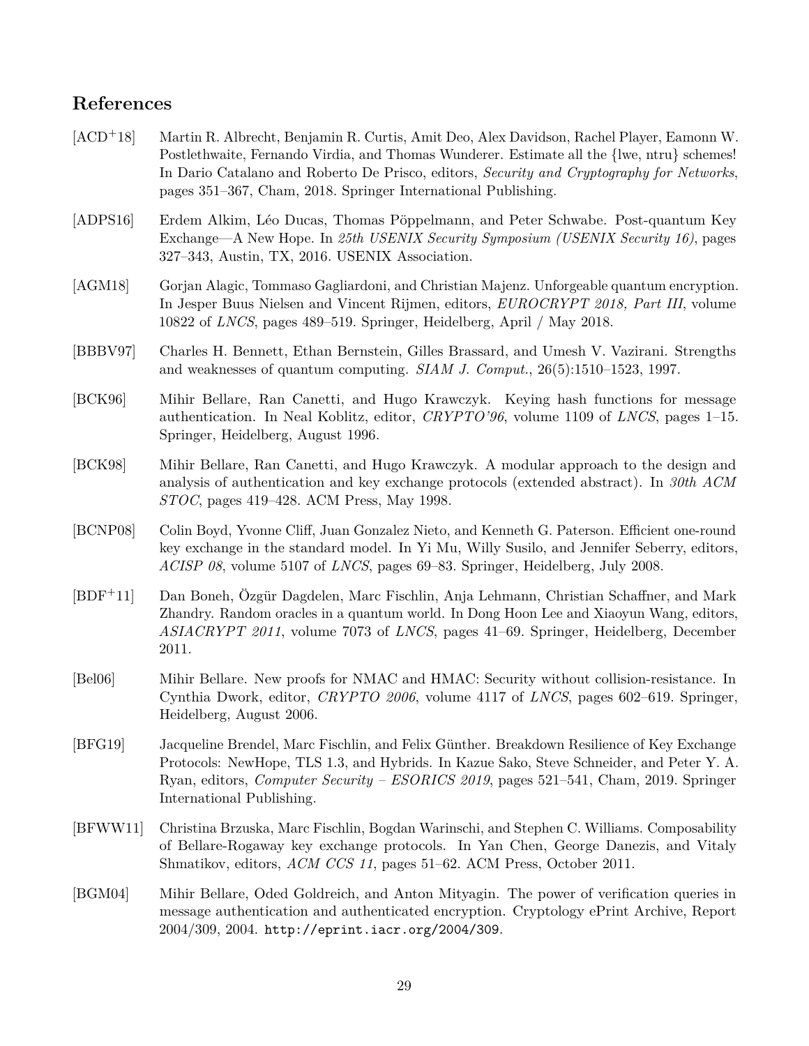## References

[ACD+18] Martin R. Albrecht, Benjamin R. Curtis, Amit Deo, Alex Davidson, Rachel Player, Eamonn W. Postlethwaite, Fernando Virdia, and Thomas Wunderer. Estimate all the {lwe, ntru} schemes! In Dario Catalano and Roberto De Prisco, editors, *Security and Cryptography for Networks*, pages 351–367, Cham, 2018. Springer International Publishing.

[ADPS16] Erdem Alkim, Léo Ducas, Thomas Pöppelmann, and Peter Schwabe. Post-quantum Key Exchange—A New Hope. In *25th USENIX Security Symposium (USENIX Security 16)*, pages 327–343, Austin, TX, 2016. USENIX Association.

[AGM18] Gorjan Alagic, Tommaso Gagliardoni, and Christian Majenz. Unforgeable quantum encryption. In Jesper Buus Nielsen and Vincent Rijmen, editors, *EUROCRYPT 2018, Part III*, volume 10822 of *LNCS*, pages 489–519. Springer, Heidelberg, April / May 2018.

[BBBV97] Charles H. Bennett, Ethan Bernstein, Gilles Brassard, and Umesh V. Vazirani. Strengths and weaknesses of quantum computing. *SIAM J. Comput.*, 26(5):1510–1523, 1997.

[BCK96] Mihir Bellare, Ran Canetti, and Hugo Krawczyk. Keying hash functions for message authentication. In Neal Koblitz, editor, *CRYPTO'96*, volume 1109 of *LNCS*, pages 1–15. Springer, Heidelberg, August 1996.

[BCK98] Mihir Bellare, Ran Canetti, and Hugo Krawczyk. A modular approach to the design and analysis of authentication and key exchange protocols (extended abstract). In *30th ACM STOC*, pages 419–428. ACM Press, May 1998.

[BCNP08] Colin Boyd, Yvonne Cliff, Juan Gonzalez Nieto, and Kenneth G. Paterson. Efficient one-round key exchange in the standard model. In Yi Mu, Willy Susilo, and Jennifer Seberry, editors, *ACISP 08*, volume 5107 of *LNCS*, pages 69–83. Springer, Heidelberg, July 2008.

[BDF+11] Dan Boneh, Özgür Dagdelen, Marc Fischlin, Anja Lehmann, Christian Schaffner, and Mark Zhandry. Random oracles in a quantum world. In Dong Hoon Lee and Xiaoyun Wang, editors, *ASIACRYPT 2011*, volume 7073 of *LNCS*, pages 41–69. Springer, Heidelberg, December 2011.

[Bel06] Mihir Bellare. New proofs for NMAC and HMAC: Security without collision-resistance. In Cynthia Dwork, editor, *CRYPTO 2006*, volume 4117 of *LNCS*, pages 602–619. Springer, Heidelberg, August 2006.

[BFG19] Jacqueline Brendel, Marc Fischlin, and Felix Günther. Breakdown Resilience of Key Exchange Protocols: NewHope, TLS 1.3, and Hybrids. In Kazue Sako, Steve Schneider, and Peter Y. A. Ryan, editors, *Computer Security – ESORICS 2019*, pages 521–541, Cham, 2019. Springer International Publishing.

[BFWW11] Christina Brzuska, Marc Fischlin, Bogdan Warinschi, and Stephen C. Williams. Composability of Bellare-Rogaway key exchange protocols. In Yan Chen, George Danezis, and Vitaly Shmatikov, editors, *ACM CCS 11*, pages 51–62. ACM Press, October 2011.

[BGM04] Mihir Bellare, Oded Goldreich, and Anton Mityagin. The power of verification queries in message authentication and authenticated encryption. Cryptology ePrint Archive, Report 2004/309, 2004. `http://eprint.iacr.org/2004/309`.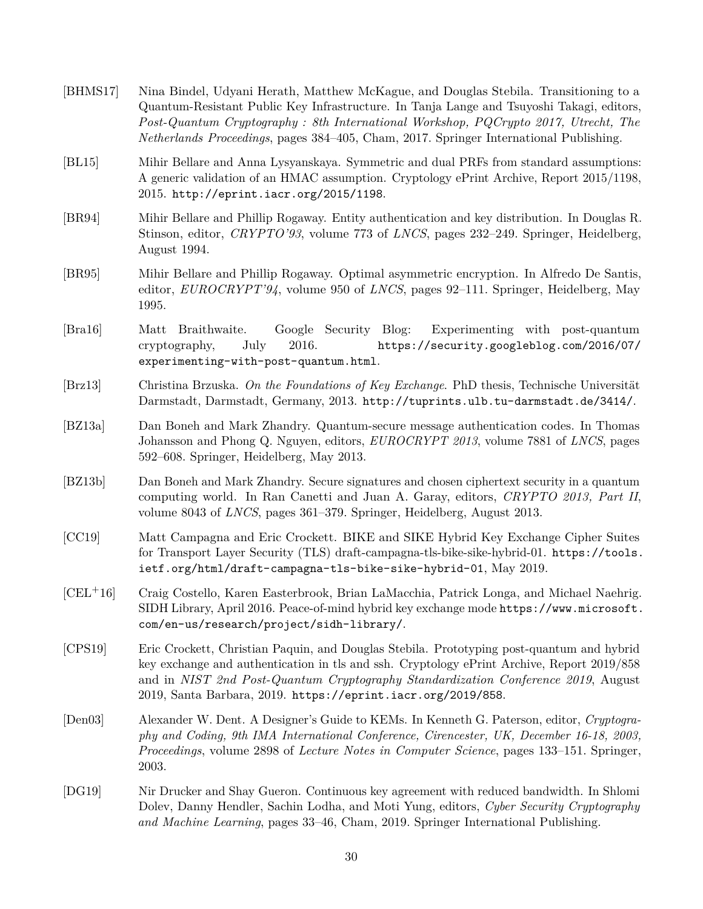[BHMS17] Nina Bindel, Udyani Herath, Matthew McKague, and Douglas Stebila. Transitioning to a Quantum-Resistant Public Key Infrastructure. In Tanja Lange and Tsuyoshi Takagi, editors, *Post-Quantum Cryptography : 8th International Workshop, PQCrypto 2017, Utrecht, The Netherlands Proceedings*, pages 384–405, Cham, 2017. Springer International Publishing.

[BL15] Mihir Bellare and Anna Lysyanskaya. Symmetric and dual PRFs from standard assumptions: A generic validation of an HMAC assumption. Cryptology ePrint Archive, Report 2015/1198, 2015. `http://eprint.iacr.org/2015/1198`.

[BR94] Mihir Bellare and Phillip Rogaway. Entity authentication and key distribution. In Douglas R. Stinson, editor, *CRYPTO'93*, volume 773 of *LNCS*, pages 232–249. Springer, Heidelberg, August 1994.

[BR95] Mihir Bellare and Phillip Rogaway. Optimal asymmetric encryption. In Alfredo De Santis, editor, *EUROCRYPT'94*, volume 950 of *LNCS*, pages 92–111. Springer, Heidelberg, May 1995.

[Bra16] Matt Braithwaite. Google Security Blog: Experimenting with post-quantum cryptography, July 2016. `https://security.googleblog.com/2016/07/experimenting-with-post-quantum.html`.

[Brz13] Christina Brzuska. *On the Foundations of Key Exchange*. PhD thesis, Technische Universität Darmstadt, Darmstadt, Germany, 2013. `http://tuprints.ulb.tu-darmstadt.de/3414/`.

[BZ13a] Dan Boneh and Mark Zhandry. Quantum-secure message authentication codes. In Thomas Johansson and Phong Q. Nguyen, editors, *EUROCRYPT 2013*, volume 7881 of *LNCS*, pages 592–608. Springer, Heidelberg, May 2013.

[BZ13b] Dan Boneh and Mark Zhandry. Secure signatures and chosen ciphertext security in a quantum computing world. In Ran Canetti and Juan A. Garay, editors, *CRYPTO 2013, Part II*, volume 8043 of *LNCS*, pages 361–379. Springer, Heidelberg, August 2013.

[CC19] Matt Campagna and Eric Crockett. BIKE and SIKE Hybrid Key Exchange Cipher Suites for Transport Layer Security (TLS) draft-campagna-tls-bike-sike-hybrid-01. `https://tools.ietf.org/html/draft-campagna-tls-bike-sike-hybrid-01`, May 2019.

[CEL+16] Craig Costello, Karen Easterbrook, Brian LaMacchia, Patrick Longa, and Michael Naehrig. SIDH Library, April 2016. Peace-of-mind hybrid key exchange mode `https://www.microsoft.com/en-us/research/project/sidh-library/`.

[CPS19] Eric Crockett, Christian Paquin, and Douglas Stebila. Prototyping post-quantum and hybrid key exchange and authentication in tls and ssh. Cryptology ePrint Archive, Report 2019/858 and in *NIST 2nd Post-Quantum Cryptography Standardization Conference 2019*, August 2019, Santa Barbara, 2019. `https://eprint.iacr.org/2019/858`.

[Den03] Alexander W. Dent. A Designer's Guide to KEMs. In Kenneth G. Paterson, editor, *Cryptography and Coding, 9th IMA International Conference, Cirencester, UK, December 16-18, 2003, Proceedings*, volume 2898 of *Lecture Notes in Computer Science*, pages 133–151. Springer, 2003.

[DG19] Nir Drucker and Shay Gueron. Continuous key agreement with reduced bandwidth. In Shlomi Dolev, Danny Hendler, Sachin Lodha, and Moti Yung, editors, *Cyber Security Cryptography and Machine Learning*, pages 33–46, Cham, 2019. Springer International Publishing.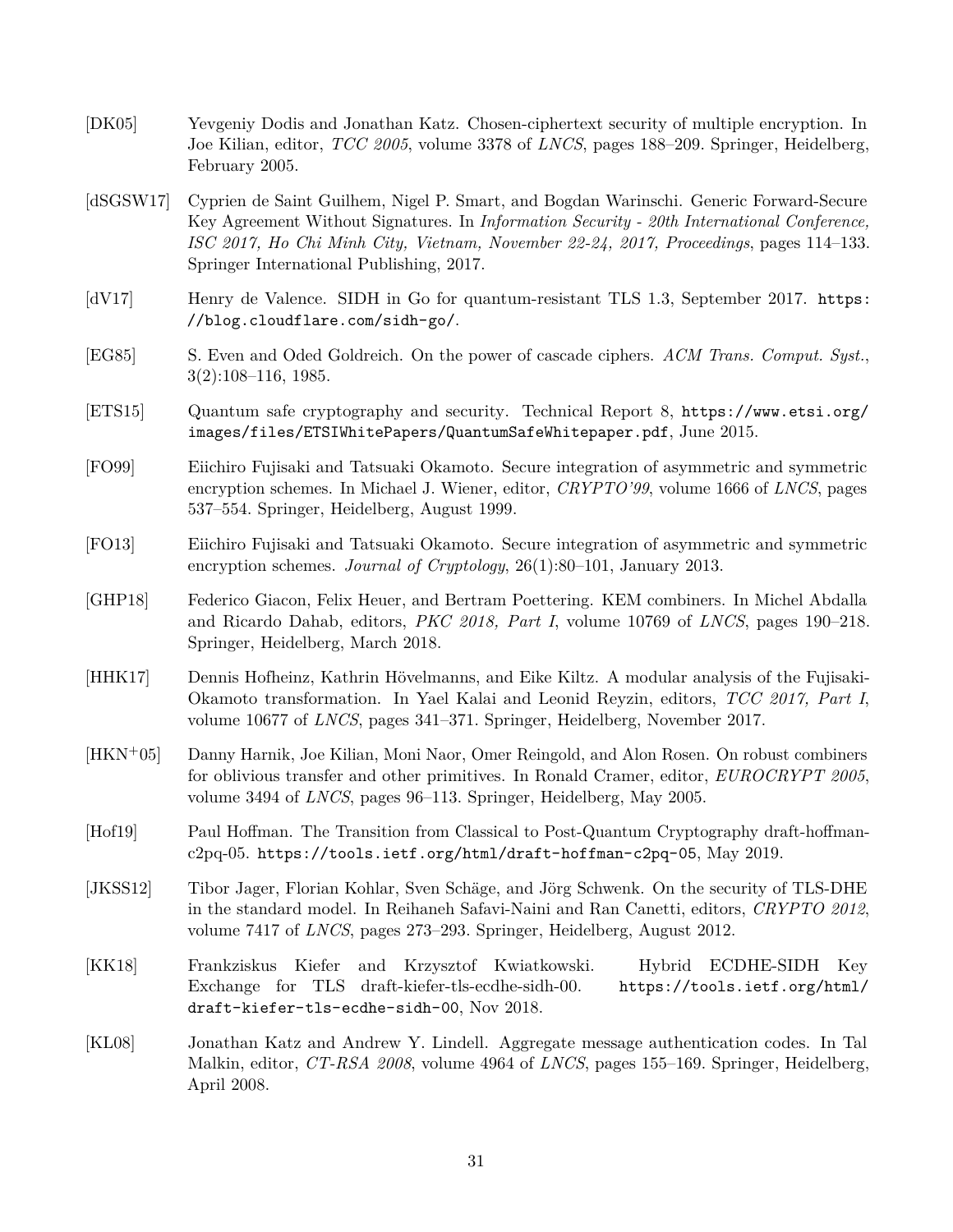[DK05] Yevgeniy Dodis and Jonathan Katz. Chosen-ciphertext security of multiple encryption. In Joe Kilian, editor, *TCC 2005*, volume 3378 of *LNCS*, pages 188–209. Springer, Heidelberg, February 2005.

[dSGSW17] Cyprien de Saint Guilhem, Nigel P. Smart, and Bogdan Warinschi. Generic Forward-Secure Key Agreement Without Signatures. In *Information Security - 20th International Conference, ISC 2017, Ho Chi Minh City, Vietnam, November 22-24, 2017, Proceedings*, pages 114–133. Springer International Publishing, 2017.

[dV17] Henry de Valence. SIDH in Go for quantum-resistant TLS 1.3, September 2017. `https://blog.cloudflare.com/sidh-go/`.

[EG85] S. Even and Oded Goldreich. On the power of cascade ciphers. *ACM Trans. Comput. Syst.*, 3(2):108–116, 1985.

[ETS15] Quantum safe cryptography and security. Technical Report 8, `https://www.etsi.org/images/files/ETSIWhitePapers/QuantumSafeWhitepaper.pdf`, June 2015.

[FO99] Eiichiro Fujisaki and Tatsuaki Okamoto. Secure integration of asymmetric and symmetric encryption schemes. In Michael J. Wiener, editor, *CRYPTO'99*, volume 1666 of *LNCS*, pages 537–554. Springer, Heidelberg, August 1999.

[FO13] Eiichiro Fujisaki and Tatsuaki Okamoto. Secure integration of asymmetric and symmetric encryption schemes. *Journal of Cryptology*, 26(1):80–101, January 2013.

[GHP18] Federico Giacon, Felix Heuer, and Bertram Poettering. KEM combiners. In Michel Abdalla and Ricardo Dahab, editors, *PKC 2018, Part I*, volume 10769 of *LNCS*, pages 190–218. Springer, Heidelberg, March 2018.

[HHK17] Dennis Hofheinz, Kathrin Hövelmanns, and Eike Kiltz. A modular analysis of the Fujisaki-Okamoto transformation. In Yael Kalai and Leonid Reyzin, editors, *TCC 2017, Part I*, volume 10677 of *LNCS*, pages 341–371. Springer, Heidelberg, November 2017.

[HKN+05] Danny Harnik, Joe Kilian, Moni Naor, Omer Reingold, and Alon Rosen. On robust combiners for oblivious transfer and other primitives. In Ronald Cramer, editor, *EUROCRYPT 2005*, volume 3494 of *LNCS*, pages 96–113. Springer, Heidelberg, May 2005.

[Hof19] Paul Hoffman. The Transition from Classical to Post-Quantum Cryptography draft-hoffman-c2pq-05. `https://tools.ietf.org/html/draft-hoffman-c2pq-05`, May 2019.

[JKSS12] Tibor Jager, Florian Kohlar, Sven Schäge, and Jörg Schwenk. On the security of TLS-DHE in the standard model. In Reihaneh Safavi-Naini and Ran Canetti, editors, *CRYPTO 2012*, volume 7417 of *LNCS*, pages 273–293. Springer, Heidelberg, August 2012.

[KK18] Frankziskus Kiefer and Krzysztof Kwiatkowski. Hybrid ECDHE-SIDH Key Exchange for TLS draft-kiefer-tls-ecdhe-sidh-00. `https://tools.ietf.org/html/draft-kiefer-tls-ecdhe-sidh-00`, Nov 2018.

[KL08] Jonathan Katz and Andrew Y. Lindell. Aggregate message authentication codes. In Tal Malkin, editor, *CT-RSA 2008*, volume 4964 of *LNCS*, pages 155–169. Springer, Heidelberg, April 2008.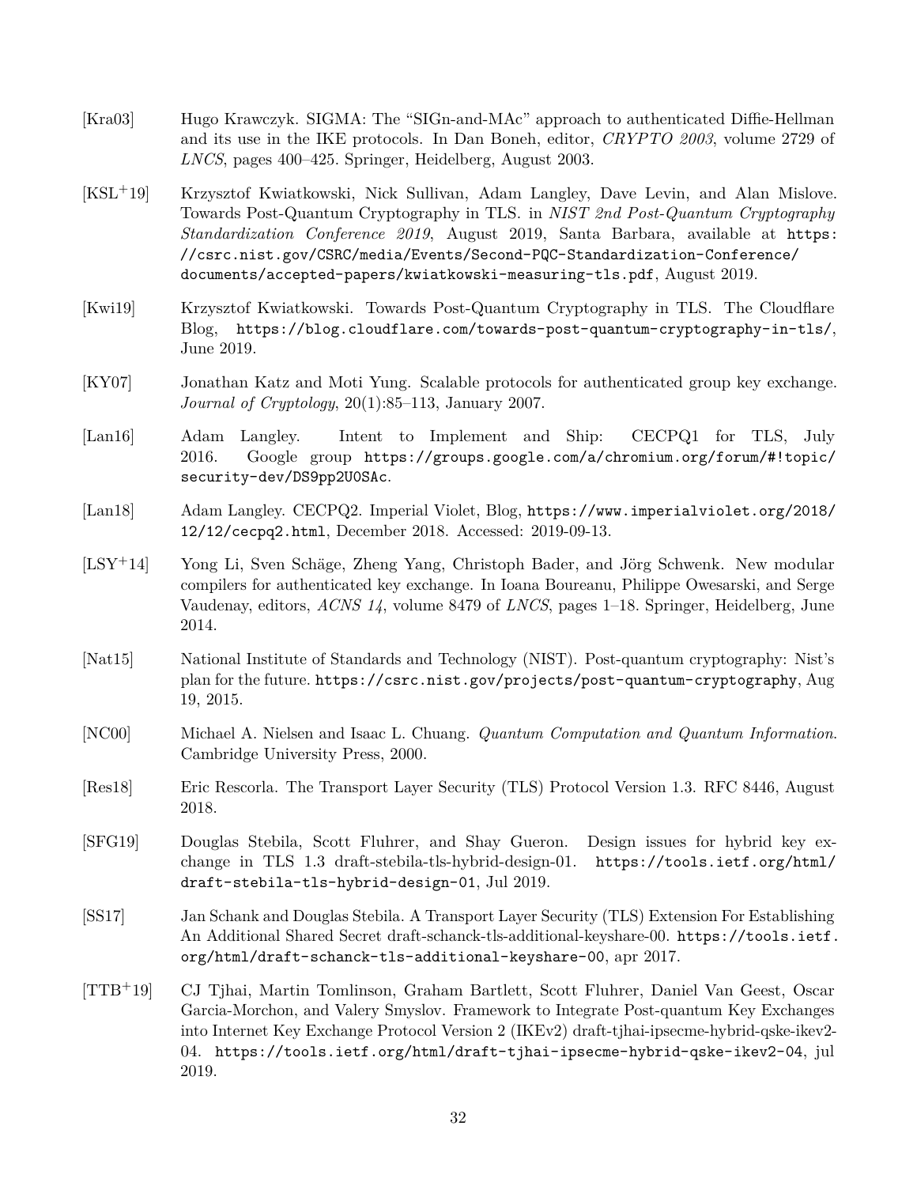[Kra03] Hugo Krawczyk. SIGMA: The "SIGn-and-MAc" approach to authenticated Diffie-Hellman and its use in the IKE protocols. In Dan Boneh, editor, *CRYPTO 2003*, volume 2729 of *LNCS*, pages 400–425. Springer, Heidelberg, August 2003.

[KSL+19] Krzysztof Kwiatkowski, Nick Sullivan, Adam Langley, Dave Levin, and Alan Mislove. Towards Post-Quantum Cryptography in TLS. in *NIST 2nd Post-Quantum Cryptography Standardization Conference 2019*, August 2019, Santa Barbara, available at `https://csrc.nist.gov/CSRC/media/Events/Second-PQC-Standardization-Conference/documents/accepted-papers/kwiatkowski-measuring-tls.pdf`, August 2019.

[Kwi19] Krzysztof Kwiatkowski. Towards Post-Quantum Cryptography in TLS. The Cloudflare Blog, `https://blog.cloudflare.com/towards-post-quantum-cryptography-in-tls/`, June 2019.

[KY07] Jonathan Katz and Moti Yung. Scalable protocols for authenticated group key exchange. *Journal of Cryptology*, 20(1):85–113, January 2007.

[Lan16] Adam Langley. Intent to Implement and Ship: CECPQ1 for TLS, July 2016. Google group `https://groups.google.com/a/chromium.org/forum/#!topic/security-dev/DS9pp2U0SAc`.

[Lan18] Adam Langley. CECPQ2. Imperial Violet, Blog, `https://www.imperialviolet.org/2018/12/12/cecpq2.html`, December 2018. Accessed: 2019-09-13.

[LSY+14] Yong Li, Sven Schäge, Zheng Yang, Christoph Bader, and Jörg Schwenk. New modular compilers for authenticated key exchange. In Ioana Boureanu, Philippe Owesarski, and Serge Vaudenay, editors, *ACNS 14*, volume 8479 of *LNCS*, pages 1–18. Springer, Heidelberg, June 2014.

[Nat15] National Institute of Standards and Technology (NIST). Post-quantum cryptography: Nist's plan for the future. `https://csrc.nist.gov/projects/post-quantum-cryptography`, Aug 19, 2015.

[NC00] Michael A. Nielsen and Isaac L. Chuang. *Quantum Computation and Quantum Information*. Cambridge University Press, 2000.

[Res18] Eric Rescorla. The Transport Layer Security (TLS) Protocol Version 1.3. RFC 8446, August 2018.

[SFG19] Douglas Stebila, Scott Fluhrer, and Shay Gueron. Design issues for hybrid key exchange in TLS 1.3 draft-stebila-tls-hybrid-design-01. `https://tools.ietf.org/html/draft-stebila-tls-hybrid-design-01`, Jul 2019.

[SS17] Jan Schank and Douglas Stebila. A Transport Layer Security (TLS) Extension For Establishing An Additional Shared Secret draft-schanck-tls-additional-keyshare-00. `https://tools.ietf.org/html/draft-schanck-tls-additional-keyshare-00`, apr 2017.

[TTB+19] CJ Tjhai, Martin Tomlinson, Graham Bartlett, Scott Fluhrer, Daniel Van Geest, Oscar Garcia-Morchon, and Valery Smyslov. Framework to Integrate Post-quantum Key Exchanges into Internet Key Exchange Protocol Version 2 (IKEv2) draft-tjhai-ipsecme-hybrid-qske-ikev2-04. `https://tools.ietf.org/html/draft-tjhai-ipsecme-hybrid-qske-ikev2-04`, jul 2019.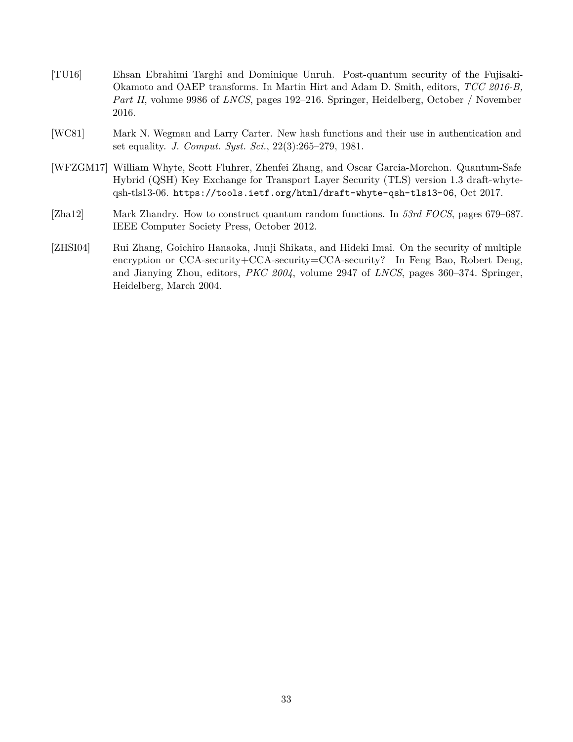[TU16] Ehsan Ebrahimi Targhi and Dominique Unruh. Post-quantum security of the Fujisaki-Okamoto and OAEP transforms. In Martin Hirt and Adam D. Smith, editors, *TCC 2016-B, Part II*, volume 9986 of *LNCS*, pages 192–216. Springer, Heidelberg, October / November 2016.

[WC81] Mark N. Wegman and Larry Carter. New hash functions and their use in authentication and set equality. *J. Comput. Syst. Sci.*, 22(3):265–279, 1981.

[WFZGM17] William Whyte, Scott Fluhrer, Zhenfei Zhang, and Oscar Garcia-Morchon. Quantum-Safe Hybrid (QSH) Key Exchange for Transport Layer Security (TLS) version 1.3 draft-whyte-qsh-tls13-06. `https://tools.ietf.org/html/draft-whyte-qsh-tls13-06`, Oct 2017.

[Zha12] Mark Zhandry. How to construct quantum random functions. In *53rd FOCS*, pages 679–687. IEEE Computer Society Press, October 2012.

[ZHSI04] Rui Zhang, Goichiro Hanaoka, Junji Shikata, and Hideki Imai. On the security of multiple encryption or CCA-security+CCA-security=CCA-security? In Feng Bao, Robert Deng, and Jianying Zhou, editors, *PKC 2004*, volume 2947 of *LNCS*, pages 360–374. Springer, Heidelberg, March 2004.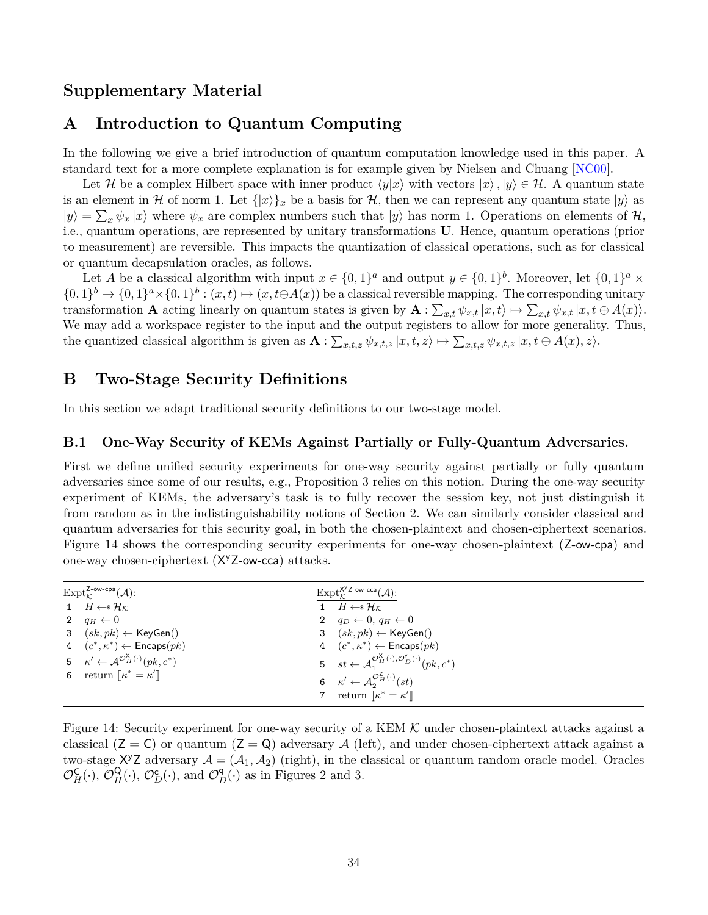# Supplementary Material

## A Introduction to Quantum Computing

In the following we give a brief introduction of quantum computation knowledge used in this paper. A standard text for a more complete explanation is for example given by Nielsen and Chuang [NC00].

Let $\mathcal{H}$ be a complex Hilbert space with inner product $\langle y|x\rangle$ with vectors $|x\rangle, |y\rangle \in \mathcal{H}$. A quantum state is an element in $\mathcal{H}$ of norm 1. Let $\{|x\rangle\}_x$ be a basis for $\mathcal{H}$, then we can represent any quantum state $|y\rangle$ as $|y\rangle = \sum_x \psi_x |x\rangle$ where $\psi_x$ are complex numbers such that $|y\rangle$ has norm 1. Operations on elements of $\mathcal{H}$, i.e., quantum operations, are represented by unitary transformations $\mathbf{U}$. Hence, quantum operations (prior to measurement) are reversible. This impacts the quantization of classical operations, such as for classical or quantum decapsulation oracles, as follows.

Let $A$ be a classical algorithm with input $x \in \{0,1\}^a$ and output $y \in \{0,1\}^b$. Moreover, let $\{0,1\}^a \times \{0,1\}^b \to \{0,1\}^a \times \{0,1\}^b : (x,t) \mapsto (x, t \oplus A(x))$ be a classical reversible mapping. The corresponding unitary transformation $\mathbf{A}$ acting linearly on quantum states is given by $\mathbf{A} : \sum_{x,t} \psi_{x,t} |x,t\rangle \mapsto \sum_{x,t} \psi_{x,t} |x, t \oplus A(x)\rangle$. We may add a workspace register to the input and the output registers to allow for more generality. Thus, the quantized classical algorithm is given as $\mathbf{A} : \sum_{x,t,z} \psi_{x,t,z} |x,t,z\rangle \mapsto \sum_{x,t,z} \psi_{x,t,z} |x, t \oplus A(x), z\rangle$.

## B Two-Stage Security Definitions

In this section we adapt traditional security definitions to our two-stage model.

### B.1 One-Way Security of KEMs Against Partially or Fully-Quantum Adversaries.

First we define unified security experiments for one-way security against partially or fully quantum adversaries since some of our results, e.g., Proposition 3 relies on this notion. During the one-way security experiment of KEMs, the adversary's task is to fully recover the session key, not just distinguish it from random as in the indistinguishability notions of Section 2. We can similarly consider classical and quantum adversaries for this security goal, in both the chosen-plaintext and chosen-ciphertext scenarios. Figure 14 shows the corresponding security experiments for one-way chosen-plaintext (Z-ow-cpa) and one-way chosen-ciphertext (X$^{\mathsf{y}}$Z-ow-cca) attacks.

| $\mathrm{Expt}_{\mathcal{K}}^{\mathsf{Z\text{-}ow\text{-}cpa}}(\mathcal{A})$: | $\mathrm{Expt}_{\mathcal{K}}^{\mathsf{X^yZ\text{-}ow\text{-}cca}}(\mathcal{A})$: |
|---|---|
| 1 $H \leftarrow\$ \mathcal{H}_{\mathcal{K}}$ | 1 $H \leftarrow\$ \mathcal{H}_{\mathcal{K}}$ |
| 2 $q_H \leftarrow 0$ | 2 $q_D \leftarrow 0,\ q_H \leftarrow 0$ |
| 3 $(sk, pk) \leftarrow \mathsf{KeyGen}()$ | 3 $(sk, pk) \leftarrow \mathsf{KeyGen}()$ |
| 4 $(c^*, \kappa^*) \leftarrow \mathsf{Encaps}(pk)$ | 4 $(c^*, \kappa^*) \leftarrow \mathsf{Encaps}(pk)$ |
| 5 $\kappa' \leftarrow \mathcal{A}^{\mathcal{O}_H^{\mathsf{X}}(\cdot)}(pk, c^*)$ | 5 $st \leftarrow \mathcal{A}_1^{\mathcal{O}_H^{\mathsf{X}}(\cdot), \mathcal{O}_D^{\mathsf{y}}(\cdot)}(pk, c^*)$ |
| 6 return $[\![\kappa^* = \kappa']\!]$ | 6 $\kappa' \leftarrow \mathcal{A}_2^{\mathcal{O}_H^{\mathsf{Z}}(\cdot)}(st)$ |
| | 7 return $[\![\kappa^* = \kappa']\!]$ |

Figure 14: Security experiment for one-way security of a KEM $\mathcal{K}$ under chosen-plaintext attacks against a classical ($\mathsf{Z} = \mathsf{C}$) or quantum ($\mathsf{Z} = \mathsf{Q}$) adversary $\mathcal{A}$ (left), and under chosen-ciphertext attack against a two-stage X$^{\mathsf{y}}$Z adversary $\mathcal{A} = (\mathcal{A}_1, \mathcal{A}_2)$ (right), in the classical or quantum random oracle model. Oracles $\mathcal{O}_H^{\mathsf{C}}(\cdot)$, $\mathcal{O}_H^{\mathsf{Q}}(\cdot)$, $\mathcal{O}_D^{\mathsf{c}}(\cdot)$, and $\mathcal{O}_D^{\mathsf{q}}(\cdot)$ as in Figures 2 and 3.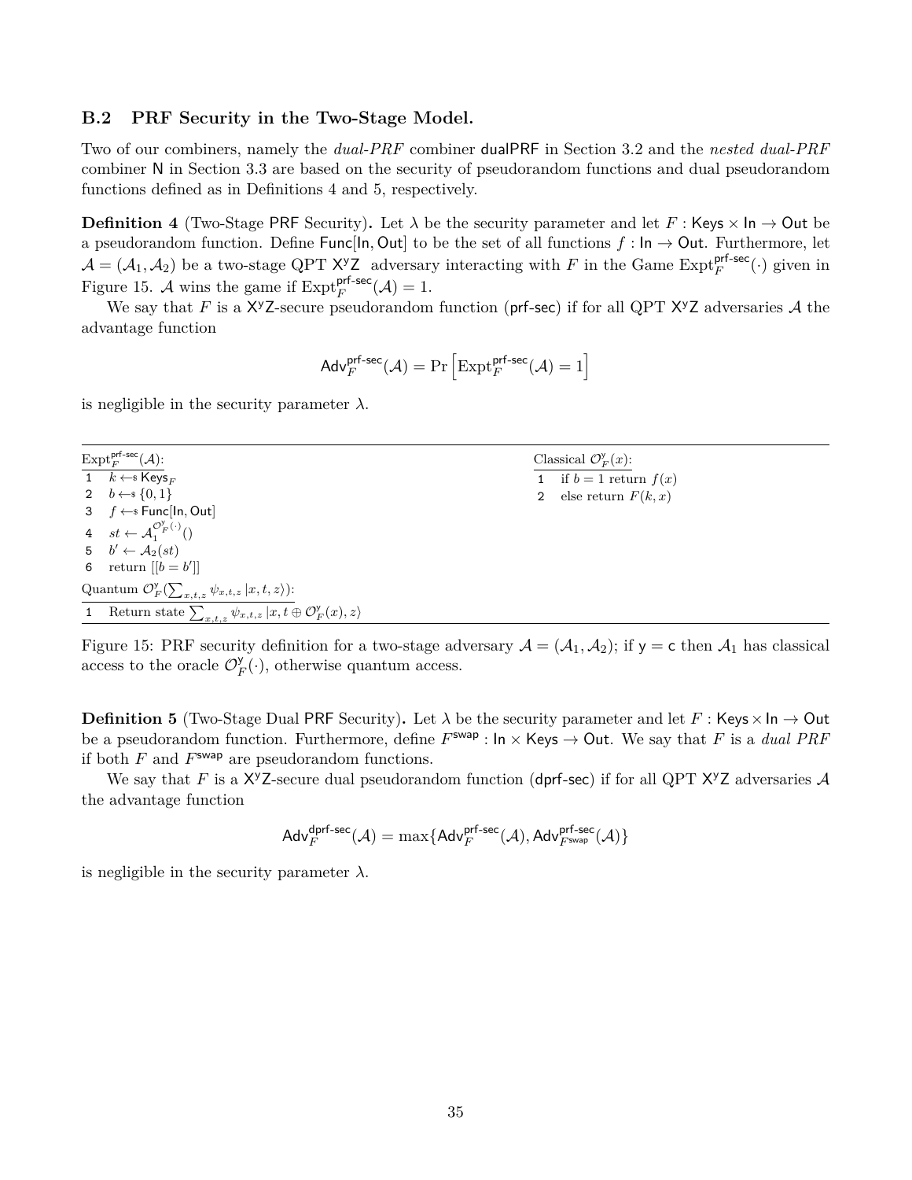### B.2 PRF Security in the Two-Stage Model.

Two of our combiners, namely the *dual-PRF* combiner dualPRF in Section 3.2 and the *nested dual-PRF* combiner N in Section 3.3 are based on the security of pseudorandom functions and dual pseudorandom functions defined as in Definitions 4 and 5, respectively.

**Definition 4** (Two-Stage PRF Security)**.** Let $\lambda$ be the security parameter and let $F : \mathsf{Keys} \times \mathsf{In} \to \mathsf{Out}$ be a pseudorandom function. Define $\mathsf{Func}[\mathsf{In}, \mathsf{Out}]$ to be the set of all functions $f : \mathsf{In} \to \mathsf{Out}$. Furthermore, let $\mathcal{A} = (\mathcal{A}_1, \mathcal{A}_2)$ be a two-stage QPT $\mathsf{X}^\mathsf{y}\mathsf{Z}$ adversary interacting with $F$ in the Game $\mathrm{Expt}_F^{\mathsf{prf\text{-}sec}}(\cdot)$ given in Figure 15. $\mathcal{A}$ wins the game if $\mathrm{Expt}_F^{\mathsf{prf\text{-}sec}}(\mathcal{A}) = 1$.

We say that $F$ is a $\mathsf{X}^\mathsf{y}\mathsf{Z}$-secure pseudorandom function (prf-sec) if for all QPT $\mathsf{X}^\mathsf{y}\mathsf{Z}$ adversaries $\mathcal{A}$ the advantage function

$$\mathsf{Adv}_F^{\mathsf{prf\text{-}sec}}(\mathcal{A}) = \Pr\left[\mathrm{Expt}_F^{\mathsf{prf\text{-}sec}}(\mathcal{A}) = 1\right]$$

is negligible in the security parameter $\lambda$.

$\mathrm{Expt}_F^{\mathsf{prf\text{-}sec}}(\mathcal{A})$:
1. $k \leftarrow\$ \mathsf{Keys}_F$
2. $b \leftarrow\$ \{0,1\}$
3. $f \leftarrow\$ \mathsf{Func}[\mathsf{In}, \mathsf{Out}]$
4. $st \leftarrow \mathcal{A}_1^{\mathcal{O}_F^\mathsf{y}(\cdot)}()$
5. $b' \leftarrow \mathcal{A}_2(st)$
6. return $[[b = b']]$

Quantum $\mathcal{O}_F^\mathsf{y}(\sum_{x,t,z} \psi_{x,t,z} |x,t,z\rangle)$:
1. Return state $\sum_{x,t,z} \psi_{x,t,z} |x, t \oplus \mathcal{O}_F^\mathsf{y}(x), z\rangle$

Classical $\mathcal{O}_F^\mathsf{y}(x)$:
1. if $b = 1$ return $f(x)$
2. else return $F(k, x)$

Figure 15: PRF security definition for a two-stage adversary $\mathcal{A} = (\mathcal{A}_1, \mathcal{A}_2)$; if $\mathsf{y} = \mathsf{c}$ then $\mathcal{A}_1$ has classical access to the oracle $\mathcal{O}_F^\mathsf{y}(\cdot)$, otherwise quantum access.

**Definition 5** (Two-Stage Dual PRF Security)**.** Let $\lambda$ be the security parameter and let $F : \mathsf{Keys} \times \mathsf{In} \to \mathsf{Out}$ be a pseudorandom function. Furthermore, define $F^{\mathsf{swap}} : \mathsf{In} \times \mathsf{Keys} \to \mathsf{Out}$. We say that $F$ is a *dual PRF* if both $F$ and $F^{\mathsf{swap}}$ are pseudorandom functions.

We say that $F$ is a $\mathsf{X}^\mathsf{y}\mathsf{Z}$-secure dual pseudorandom function (dprf-sec) if for all QPT $\mathsf{X}^\mathsf{y}\mathsf{Z}$ adversaries $\mathcal{A}$ the advantage function

$$\mathsf{Adv}_F^{\mathsf{dprf\text{-}sec}}(\mathcal{A}) = \max\{\mathsf{Adv}_F^{\mathsf{prf\text{-}sec}}(\mathcal{A}), \mathsf{Adv}_{F^{\mathsf{swap}}}^{\mathsf{prf\text{-}sec}}(\mathcal{A})\}$$

is negligible in the security parameter $\lambda$.